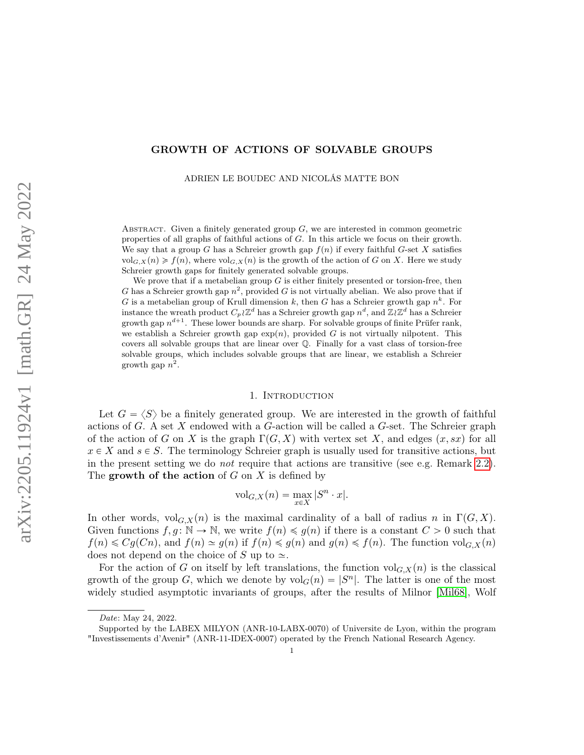# GROWTH OF ACTIONS OF SOLVABLE GROUPS

ADRIEN LE BOUDEC AND NICOLÁS MATTE BON

Abstract. Given a finitely generated group $G$, we are interested in common geometric properties of all graphs of faithful actions of $G$. In this article we focus on their growth. We say that a group $G$ has a Schreier growth gap $f(n)$ if every faithful $G$-set $X$ satisfies $\mathrm{vol}_{G,X}(n) \geqslant f(n)$, where $\mathrm{vol}_{G,X}(n)$ is the growth of the action of $G$ on $X$. Here we study Schreier growth gaps for finitely generated solvable groups.

We prove that if a metabelian group $G$ is either finitely presented or torsion-free, then $G$ has a Schreier growth gap $n^2$, provided $G$ is not virtually abelian. We also prove that if $G$ is a metabelian group of Krull dimension $k$, then $G$ has a Schreier growth gap $n^k$. For instance the wreath product $C_p \wr \mathbb{Z}^d$ has a Schreier growth gap $n^d$, and $\mathbb{Z} \wr \mathbb{Z}^d$ has a Schreier growth gap $n^{d+1}$. These lower bounds are sharp. For solvable groups of finite Prüfer rank, we establish a Schreier growth gap $\exp(n)$, provided $G$ is not virtually nilpotent. This covers all solvable groups that are linear over $\mathbb{Q}$. Finally for a vast class of torsion-free solvable groups, which includes solvable groups that are linear, we establish a Schreier growth gap $n^2$.

## 1. Introduction

Let $G = \langle S \rangle$ be a finitely generated group. We are interested in the growth of faithful actions of $G$. A set $X$ endowed with a $G$-action will be called a $G$-set. The Schreier graph of the action of $G$ on $X$ is the graph $\Gamma(G, X)$ with vertex set $X$, and edges $(x, sx)$ for all $x \in X$ and $s \in S$. The terminology Schreier graph is usually used for transitive actions, but in the present setting we do *not* require that actions are transitive (see e.g. Remark 2.2). The **growth of the action** of $G$ on $X$ is defined by

$$\mathrm{vol}_{G,X}(n) = \max_{x \in X} |S^n \cdot x|.$$

In other words, $\mathrm{vol}_{G,X}(n)$ is the maximal cardinality of a ball of radius $n$ in $\Gamma(G, X)$. Given functions $f, g \colon \mathbb{N} \to \mathbb{N}$, we write $f(n) \preccurlyeq g(n)$ if there is a constant $C > 0$ such that $f(n) \leqslant Cg(Cn)$, and $f(n) \simeq g(n)$ if $f(n) \preccurlyeq g(n)$ and $g(n) \preccurlyeq f(n)$. The function $\mathrm{vol}_{G,X}(n)$ does not depend on the choice of $S$ up to $\simeq$.

For the action of $G$ on itself by left translations, the function $\mathrm{vol}_{G,X}(n)$ is the classical growth of the group $G$, which we denote by $\mathrm{vol}_G(n) = |S^n|$. The latter is one of the most widely studied asymptotic invariants of groups, after the results of Milnor [Mil68], Wolf

*Date*: May 24, 2022.

Supported by the LABEX MILYON (ANR-10-LABX-0070) of Universite de Lyon, within the program "Investissements d'Avenir" (ANR-11-IDEX-0007) operated by the French National Research Agency.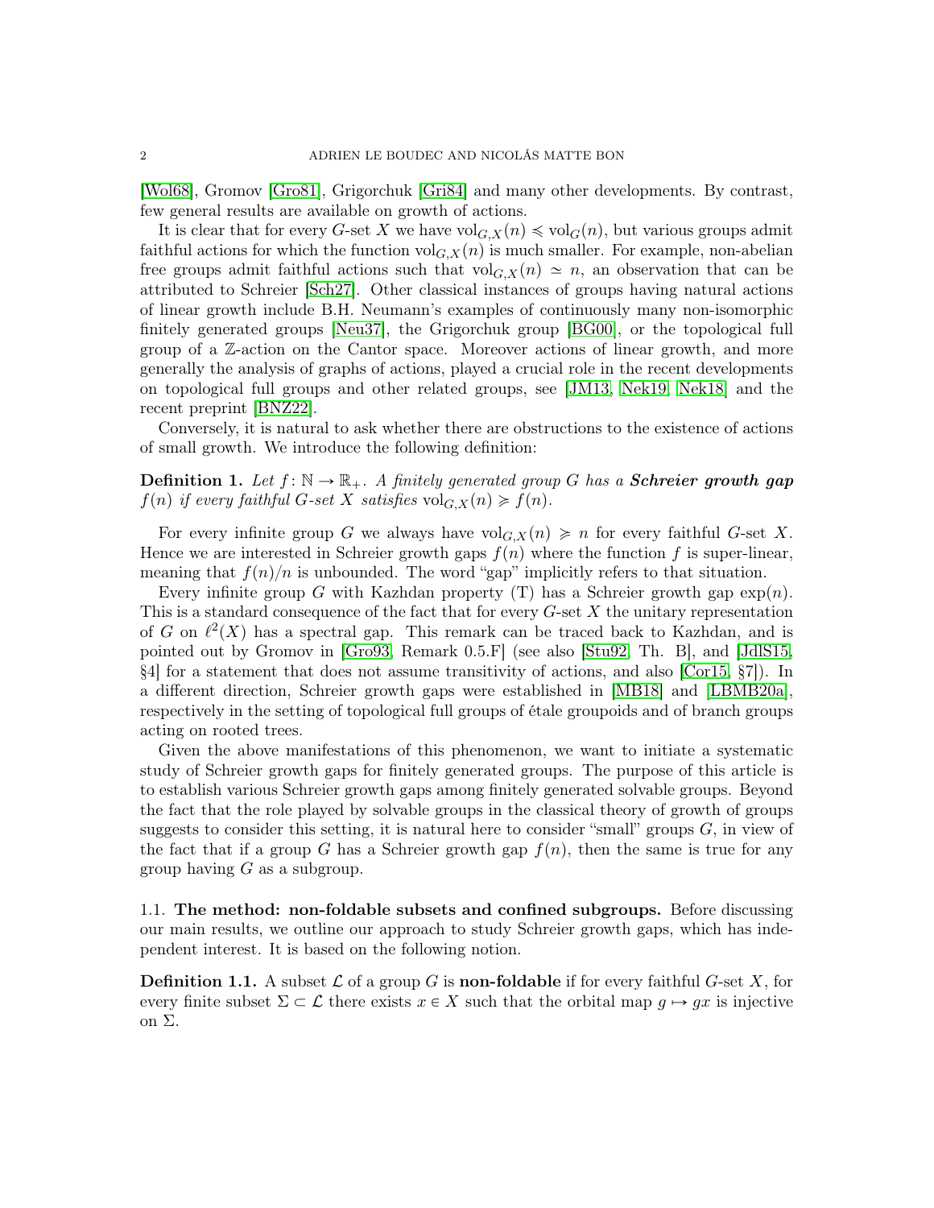[Wol68], Gromov [Gro81], Grigorchuk [Gri84] and many other developments. By contrast, few general results are available on growth of actions.

It is clear that for every $G$-set $X$ we have $\mathrm{vol}_{G,X}(n) \preccurlyeq \mathrm{vol}_G(n)$, but various groups admit faithful actions for which the function $\mathrm{vol}_{G,X}(n)$ is much smaller. For example, non-abelian free groups admit faithful actions such that $\mathrm{vol}_{G,X}(n) \simeq n$, an observation that can be attributed to Schreier [Sch27]. Other classical instances of groups having natural actions of linear growth include B.H. Neumann's examples of continuously many non-isomorphic finitely generated groups [Neu37], the Grigorchuk group [BG00], or the topological full group of a $\mathbb{Z}$-action on the Cantor space. Moreover actions of linear growth, and more generally the analysis of graphs of actions, played a crucial role in the recent developments on topological full groups and other related groups, see [JM13, Nek19, Nek18] and the recent preprint [BNZ22].

Conversely, it is natural to ask whether there are obstructions to the existence of actions of small growth. We introduce the following definition:

**Definition 1.** *Let $f\colon \mathbb{N} \to \mathbb{R}_+$. A finitely generated group $G$ has a **Schreier growth gap** $f(n)$ if every faithful $G$-set $X$ satisfies $\mathrm{vol}_{G,X}(n) \succcurlyeq f(n)$.*

For every infinite group $G$ we always have $\mathrm{vol}_{G,X}(n) \succcurlyeq n$ for every faithful $G$-set $X$. Hence we are interested in Schreier growth gaps $f(n)$ where the function $f$ is super-linear, meaning that $f(n)/n$ is unbounded. The word "gap" implicitly refers to that situation.

Every infinite group $G$ with Kazhdan property (T) has a Schreier growth gap $\exp(n)$. This is a standard consequence of the fact that for every $G$-set $X$ the unitary representation of $G$ on $\ell^2(X)$ has a spectral gap. This remark can be traced back to Kazhdan, and is pointed out by Gromov in [Gro93, Remark 0.5.F] (see also [Stu92, Th. B], and [JdlS15, §4] for a statement that does not assume transitivity of actions, and also [Cor15, §7]). In a different direction, Schreier growth gaps were established in [MB18] and [LBMB20a], respectively in the setting of topological full groups of étale groupoids and of branch groups acting on rooted trees.

Given the above manifestations of this phenomenon, we want to initiate a systematic study of Schreier growth gaps for finitely generated groups. The purpose of this article is to establish various Schreier growth gaps among finitely generated solvable groups. Beyond the fact that the role played by solvable groups in the classical theory of growth of groups suggests to consider this setting, it is natural here to consider "small" groups $G$, in view of the fact that if a group $G$ has a Schreier growth gap $f(n)$, then the same is true for any group having $G$ as a subgroup.

### 1.1. The method: non-foldable subsets and confined subgroups.

Before discussing our main results, we outline our approach to study Schreier growth gaps, which has independent interest. It is based on the following notion.

**Definition 1.1.** A subset $\mathcal{L}$ of a group $G$ is **non-foldable** if for every faithful $G$-set $X$, for every finite subset $\Sigma \subset \mathcal{L}$ there exists $x \in X$ such that the orbital map $g \mapsto gx$ is injective on $\Sigma$.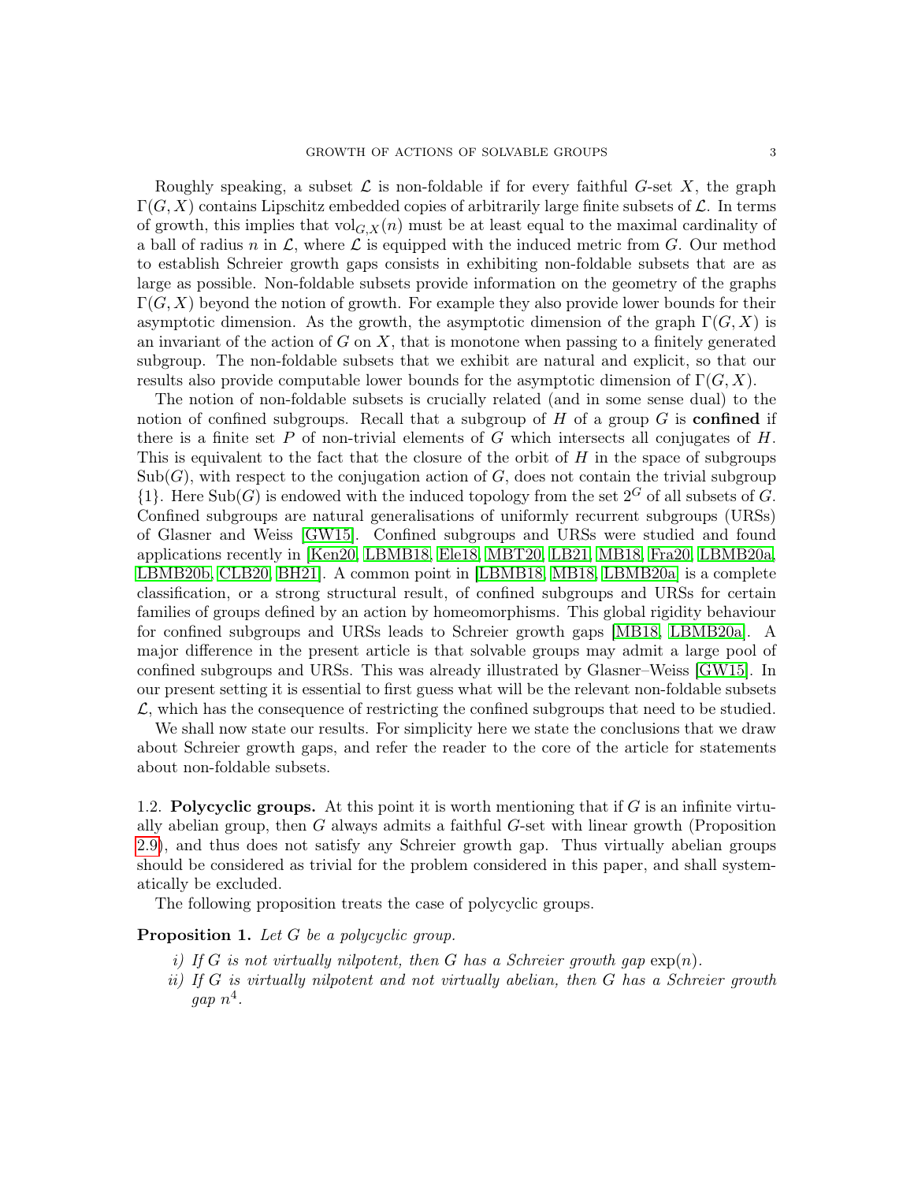Roughly speaking, a subset $\mathcal{L}$ is non-foldable if for every faithful $G$-set $X$, the graph $\Gamma(G, X)$ contains Lipschitz embedded copies of arbitrarily large finite subsets of $\mathcal{L}$. In terms of growth, this implies that $\mathrm{vol}_{G,X}(n)$ must be at least equal to the maximal cardinality of a ball of radius $n$ in $\mathcal{L}$, where $\mathcal{L}$ is equipped with the induced metric from $G$. Our method to establish Schreier growth gaps consists in exhibiting non-foldable subsets that are as large as possible. Non-foldable subsets provide information on the geometry of the graphs $\Gamma(G, X)$ beyond the notion of growth. For example they also provide lower bounds for their asymptotic dimension. As the growth, the asymptotic dimension of the graph $\Gamma(G, X)$ is an invariant of the action of $G$ on $X$, that is monotone when passing to a finitely generated subgroup. The non-foldable subsets that we exhibit are natural and explicit, so that our results also provide computable lower bounds for the asymptotic dimension of $\Gamma(G, X)$.

The notion of non-foldable subsets is crucially related (and in some sense dual) to the notion of confined subgroups. Recall that a subgroup of $H$ of a group $G$ is **confined** if there is a finite set $P$ of non-trivial elements of $G$ which intersects all conjugates of $H$. This is equivalent to the fact that the closure of the orbit of $H$ in the space of subgroups $\mathrm{Sub}(G)$, with respect to the conjugation action of $G$, does not contain the trivial subgroup $\{1\}$. Here $\mathrm{Sub}(G)$ is endowed with the induced topology from the set $2^G$ of all subsets of $G$. Confined subgroups are natural generalisations of uniformly recurrent subgroups (URSs) of Glasner and Weiss [GW15]. Confined subgroups and URSs were studied and found applications recently in [Ken20, LBMB18, Ele18, MBT20, LB21, MB18, Fra20, LBMB20a, LBMB20b, CLB20, BH21]. A common point in [LBMB18, MB18, LBMB20a] is a complete classification, or a strong structural result, of confined subgroups and URSs for certain families of groups defined by an action by homeomorphisms. This global rigidity behaviour for confined subgroups and URSs leads to Schreier growth gaps [MB18, LBMB20a]. A major difference in the present article is that solvable groups may admit a large pool of confined subgroups and URSs. This was already illustrated by Glasner–Weiss [GW15]. In our present setting it is essential to first guess what will be the relevant non-foldable subsets $\mathcal{L}$, which has the consequence of restricting the confined subgroups that need to be studied.

We shall now state our results. For simplicity here we state the conclusions that we draw about Schreier growth gaps, and refer the reader to the core of the article for statements about non-foldable subsets.

### 1.2. Polycyclic groups.

At this point it is worth mentioning that if $G$ is an infinite virtually abelian group, then $G$ always admits a faithful $G$-set with linear growth (Proposition 2.9), and thus does not satisfy any Schreier growth gap. Thus virtually abelian groups should be considered as trivial for the problem considered in this paper, and shall systematically be excluded.

The following proposition treats the case of polycyclic groups.

**Proposition 1.** *Let $G$ be a polycyclic group.*

*i) If $G$ is not virtually nilpotent, then $G$ has a Schreier growth gap $\exp(n)$.*

*ii) If $G$ is virtually nilpotent and not virtually abelian, then $G$ has a Schreier growth gap $n^4$.*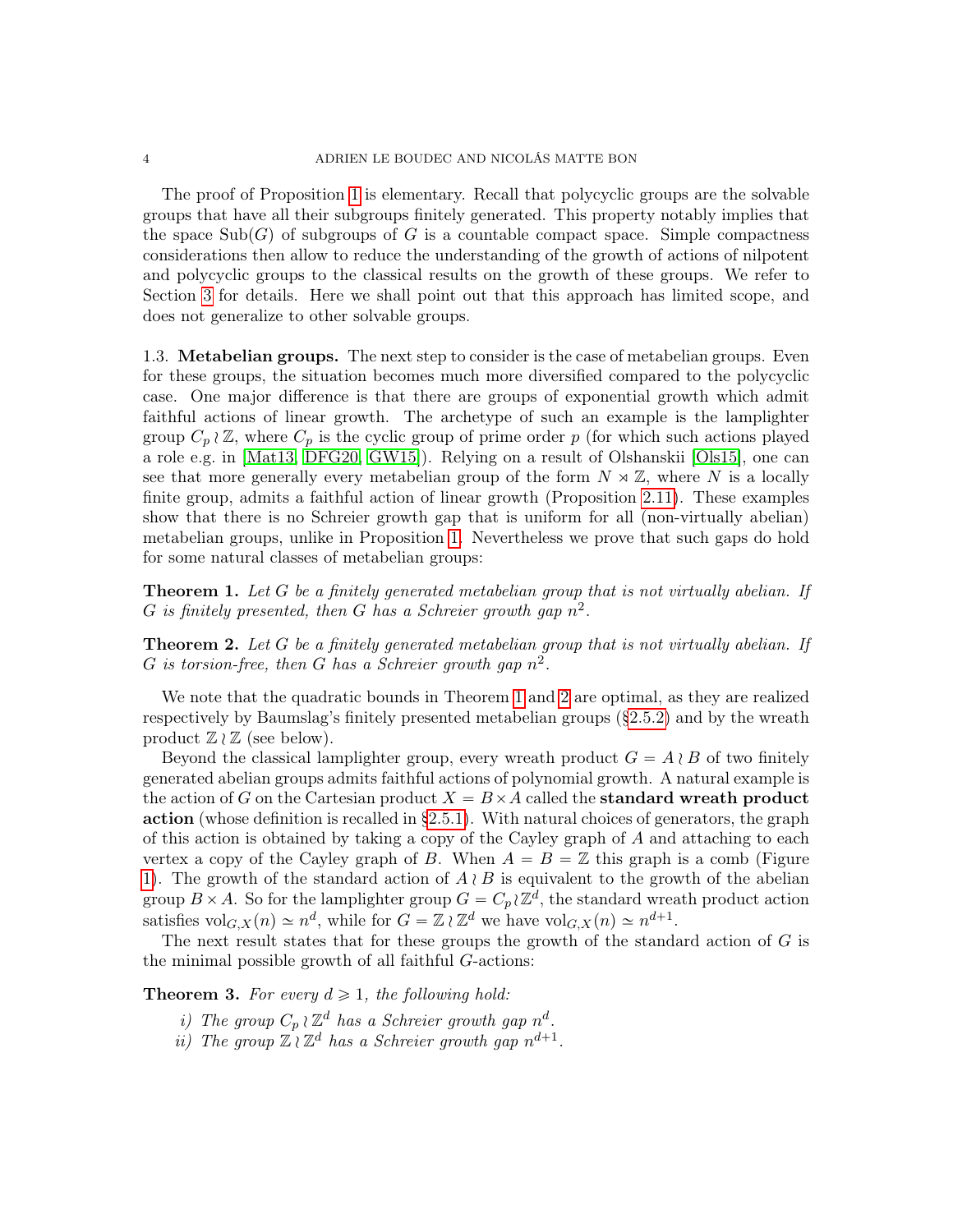The proof of Proposition 1 is elementary. Recall that polycyclic groups are the solvable groups that have all their subgroups finitely generated. This property notably implies that the space $\mathrm{Sub}(G)$ of subgroups of $G$ is a countable compact space. Simple compactness considerations then allow to reduce the understanding of the growth of actions of nilpotent and polycyclic groups to the classical results on the growth of these groups. We refer to Section 3 for details. Here we shall point out that this approach has limited scope, and does not generalize to other solvable groups.

### 1.3. Metabelian groups.

The next step to consider is the case of metabelian groups. Even for these groups, the situation becomes much more diversified compared to the polycyclic case. One major difference is that there are groups of exponential growth which admit faithful actions of linear growth. The archetype of such an example is the lamplighter group $C_p \wr \mathbb{Z}$, where $C_p$ is the cyclic group of prime order $p$ (for which such actions played a role e.g. in [Mat13, DFG20, GW15]). Relying on a result of Olshanskii [Ols15], one can see that more generally every metabelian group of the form $N \rtimes \mathbb{Z}$, where $N$ is a locally finite group, admits a faithful action of linear growth (Proposition 2.11). These examples show that there is no Schreier growth gap that is uniform for all (non-virtually abelian) metabelian groups, unlike in Proposition 1. Nevertheless we prove that such gaps do hold for some natural classes of metabelian groups:

**Theorem 1.** *Let $G$ be a finitely generated metabelian group that is not virtually abelian. If $G$ is finitely presented, then $G$ has a Schreier growth gap $n^2$.*

**Theorem 2.** *Let $G$ be a finitely generated metabelian group that is not virtually abelian. If $G$ is torsion-free, then $G$ has a Schreier growth gap $n^2$.*

We note that the quadratic bounds in Theorem 1 and 2 are optimal, as they are realized respectively by Baumslag's finitely presented metabelian groups (§2.5.2) and by the wreath product $\mathbb{Z} \wr \mathbb{Z}$ (see below).

Beyond the classical lamplighter group, every wreath product $G = A \wr B$ of two finitely generated abelian groups admits faithful actions of polynomial growth. A natural example is the action of $G$ on the Cartesian product $X = B \times A$ called the **standard wreath product action** (whose definition is recalled in §2.5.1). With natural choices of generators, the graph of this action is obtained by taking a copy of the Cayley graph of $A$ and attaching to each vertex a copy of the Cayley graph of $B$. When $A = B = \mathbb{Z}$ this graph is a comb (Figure 1). The growth of the standard action of $A \wr B$ is equivalent to the growth of the abelian group $B \times A$. So for the lamplighter group $G = C_p \wr \mathbb{Z}^d$, the standard wreath product action satisfies $\mathrm{vol}_{G,X}(n) \simeq n^d$, while for $G = \mathbb{Z} \wr \mathbb{Z}^d$ we have $\mathrm{vol}_{G,X}(n) \simeq n^{d+1}$.

The next result states that for these groups the growth of the standard action of $G$ is the minimal possible growth of all faithful $G$-actions:

**Theorem 3.** *For every $d \geqslant 1$, the following hold:*

*i) The group $C_p \wr \mathbb{Z}^d$ has a Schreier growth gap $n^d$.*
*ii) The group $\mathbb{Z} \wr \mathbb{Z}^d$ has a Schreier growth gap $n^{d+1}$.*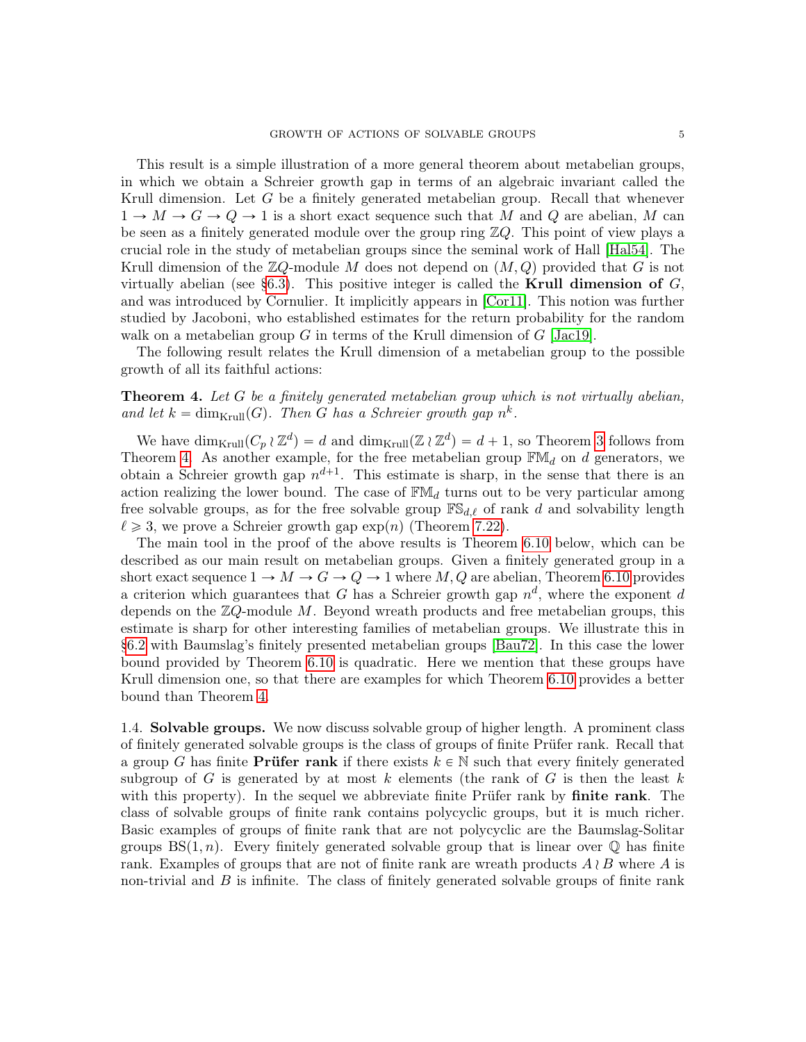This result is a simple illustration of a more general theorem about metabelian groups, in which we obtain a Schreier growth gap in terms of an algebraic invariant called the Krull dimension. Let $G$ be a finitely generated metabelian group. Recall that whenever $1 \to M \to G \to Q \to 1$ is a short exact sequence such that $M$ and $Q$ are abelian, $M$ can be seen as a finitely generated module over the group ring $\mathbb{Z}Q$. This point of view plays a crucial role in the study of metabelian groups since the seminal work of Hall [Hal54]. The Krull dimension of the $\mathbb{Z}Q$-module $M$ does not depend on $(M, Q)$ provided that $G$ is not virtually abelian (see §6.3). This positive integer is called the **Krull dimension of** $G$, and was introduced by Cornulier. It implicitly appears in [Cor11]. This notion was further studied by Jacoboni, who established estimates for the return probability for the random walk on a metabelian group $G$ in terms of the Krull dimension of $G$ [Jac19].

The following result relates the Krull dimension of a metabelian group to the possible growth of all its faithful actions:

**Theorem 4.** *Let $G$ be a finitely generated metabelian group which is not virtually abelian, and let $k = \dim_{\mathrm{Krull}}(G)$. Then $G$ has a Schreier growth gap $n^k$.*

We have $\dim_{\mathrm{Krull}}(C_p \wr \mathbb{Z}^d) = d$ and $\dim_{\mathrm{Krull}}(\mathbb{Z} \wr \mathbb{Z}^d) = d + 1$, so Theorem 3 follows from Theorem 4. As another example, for the free metabelian group $\mathbb{FM}_d$ on $d$ generators, we obtain a Schreier growth gap $n^{d+1}$. This estimate is sharp, in the sense that there is an action realizing the lower bound. The case of $\mathbb{FM}_d$ turns out to be very particular among free solvable groups, as for the free solvable group $\mathbb{FS}_{d,\ell}$ of rank $d$ and solvability length $\ell \geqslant 3$, we prove a Schreier growth gap $\exp(n)$ (Theorem 7.22).

The main tool in the proof of the above results is Theorem 6.10 below, which can be described as our main result on metabelian groups. Given a finitely generated group in a short exact sequence $1 \to M \to G \to Q \to 1$ where $M, Q$ are abelian, Theorem 6.10 provides a criterion which guarantees that $G$ has a Schreier growth gap $n^d$, where the exponent $d$ depends on the $\mathbb{Z}Q$-module $M$. Beyond wreath products and free metabelian groups, this estimate is sharp for other interesting families of metabelian groups. We illustrate this in §6.2 with Baumslag's finitely presented metabelian groups [Bau72]. In this case the lower bound provided by Theorem 6.10 is quadratic. Here we mention that these groups have Krull dimension one, so that there are examples for which Theorem 6.10 provides a better bound than Theorem 4.

1.4. **Solvable groups.** We now discuss solvable group of higher length. A prominent class of finitely generated solvable groups is the class of groups of finite Prüfer rank. Recall that a group $G$ has finite **Prüfer rank** if there exists $k \in \mathbb{N}$ such that every finitely generated subgroup of $G$ is generated by at most $k$ elements (the rank of $G$ is then the least $k$ with this property). In the sequel we abbreviate finite Prüfer rank by **finite rank**. The class of solvable groups of finite rank contains polycyclic groups, but it is much richer. Basic examples of groups of finite rank that are not polycyclic are the Baumslag-Solitar groups $\mathrm{BS}(1, n)$. Every finitely generated solvable group that is linear over $\mathbb{Q}$ has finite rank. Examples of groups that are not of finite rank are wreath products $A \wr B$ where $A$ is non-trivial and $B$ is infinite. The class of finitely generated solvable groups of finite rank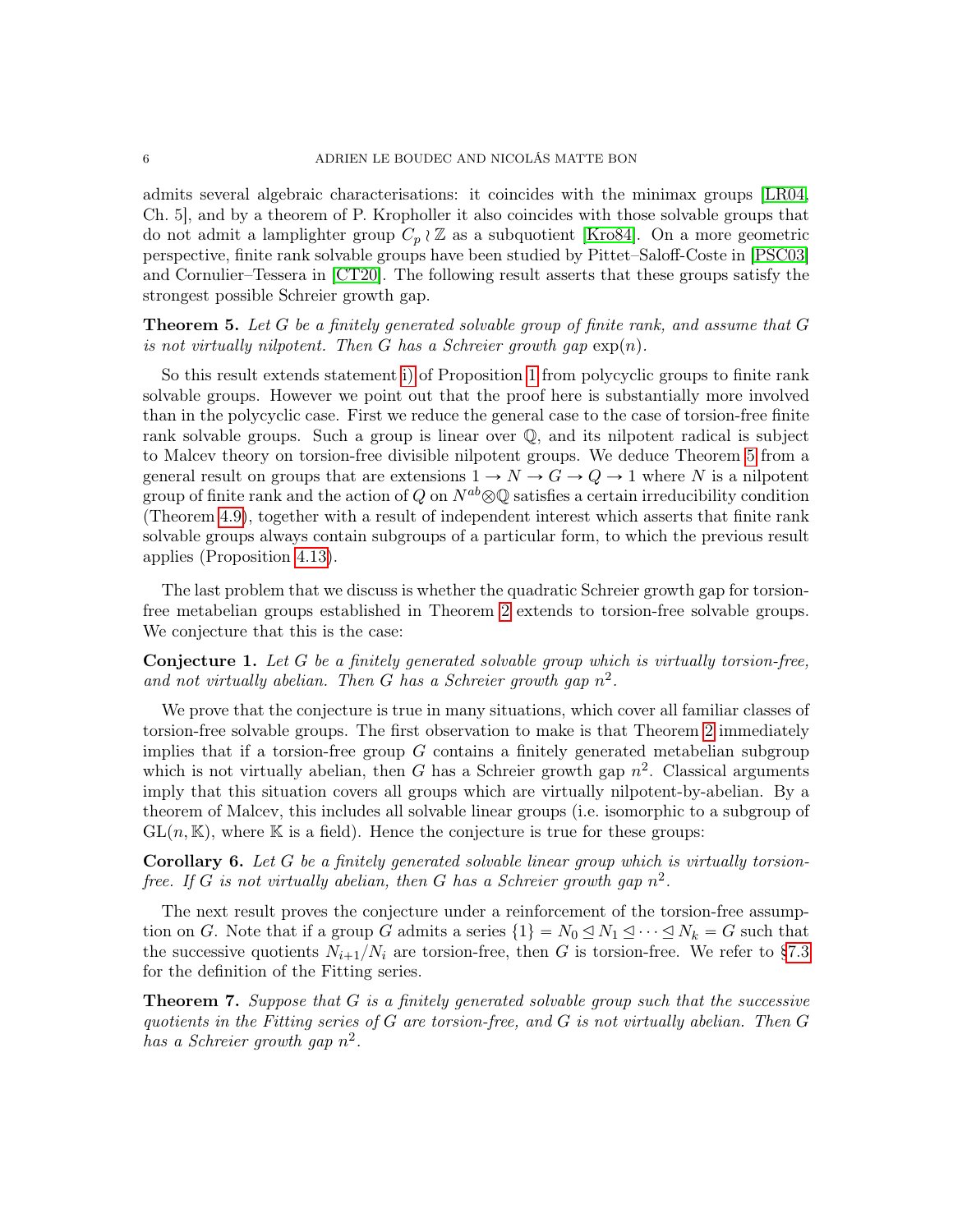admits several algebraic characterisations: it coincides with the minimax groups [LR04, Ch. 5], and by a theorem of P. Kropholler it also coincides with those solvable groups that do not admit a lamplighter group $C_p \wr \mathbb{Z}$ as a subquotient [Kro84]. On a more geometric perspective, finite rank solvable groups have been studied by Pittet–Saloff-Coste in [PSC03] and Cornulier–Tessera in [CT20]. The following result asserts that these groups satisfy the strongest possible Schreier growth gap.

**Theorem 5.** *Let $G$ be a finitely generated solvable group of finite rank, and assume that $G$ is not virtually nilpotent. Then $G$ has a Schreier growth gap $\exp(n)$.*

So this result extends statement i) of Proposition 1 from polycyclic groups to finite rank solvable groups. However we point out that the proof here is substantially more involved than in the polycyclic case. First we reduce the general case to the case of torsion-free finite rank solvable groups. Such a group is linear over $\mathbb{Q}$, and its nilpotent radical is subject to Malcev theory on torsion-free divisible nilpotent groups. We deduce Theorem 5 from a general result on groups that are extensions $1 \to N \to G \to Q \to 1$ where $N$ is a nilpotent group of finite rank and the action of $Q$ on $N^{ab} \otimes \mathbb{Q}$ satisfies a certain irreducibility condition (Theorem 4.9), together with a result of independent interest which asserts that finite rank solvable groups always contain subgroups of a particular form, to which the previous result applies (Proposition 4.13).

The last problem that we discuss is whether the quadratic Schreier growth gap for torsion-free metabelian groups established in Theorem 2 extends to torsion-free solvable groups. We conjecture that this is the case:

**Conjecture 1.** *Let $G$ be a finitely generated solvable group which is virtually torsion-free, and not virtually abelian. Then $G$ has a Schreier growth gap $n^2$.*

We prove that the conjecture is true in many situations, which cover all familiar classes of torsion-free solvable groups. The first observation to make is that Theorem 2 immediately implies that if a torsion-free group $G$ contains a finitely generated metabelian subgroup which is not virtually abelian, then $G$ has a Schreier growth gap $n^2$. Classical arguments imply that this situation covers all groups which are virtually nilpotent-by-abelian. By a theorem of Malcev, this includes all solvable linear groups (i.e. isomorphic to a subgroup of $\mathrm{GL}(n, \mathbb{K})$, where $\mathbb{K}$ is a field). Hence the conjecture is true for these groups:

**Corollary 6.** *Let $G$ be a finitely generated solvable linear group which is virtually torsion-free. If $G$ is not virtually abelian, then $G$ has a Schreier growth gap $n^2$.*

The next result proves the conjecture under a reinforcement of the torsion-free assumption on $G$. Note that if a group $G$ admits a series $\{1\} = N_0 \trianglelefteq N_1 \trianglelefteq \cdots \trianglelefteq N_k = G$ such that the successive quotients $N_{i+1}/N_i$ are torsion-free, then $G$ is torsion-free. We refer to §7.3 for the definition of the Fitting series.

**Theorem 7.** *Suppose that $G$ is a finitely generated solvable group such that the successive quotients in the Fitting series of $G$ are torsion-free, and $G$ is not virtually abelian. Then $G$ has a Schreier growth gap $n^2$.*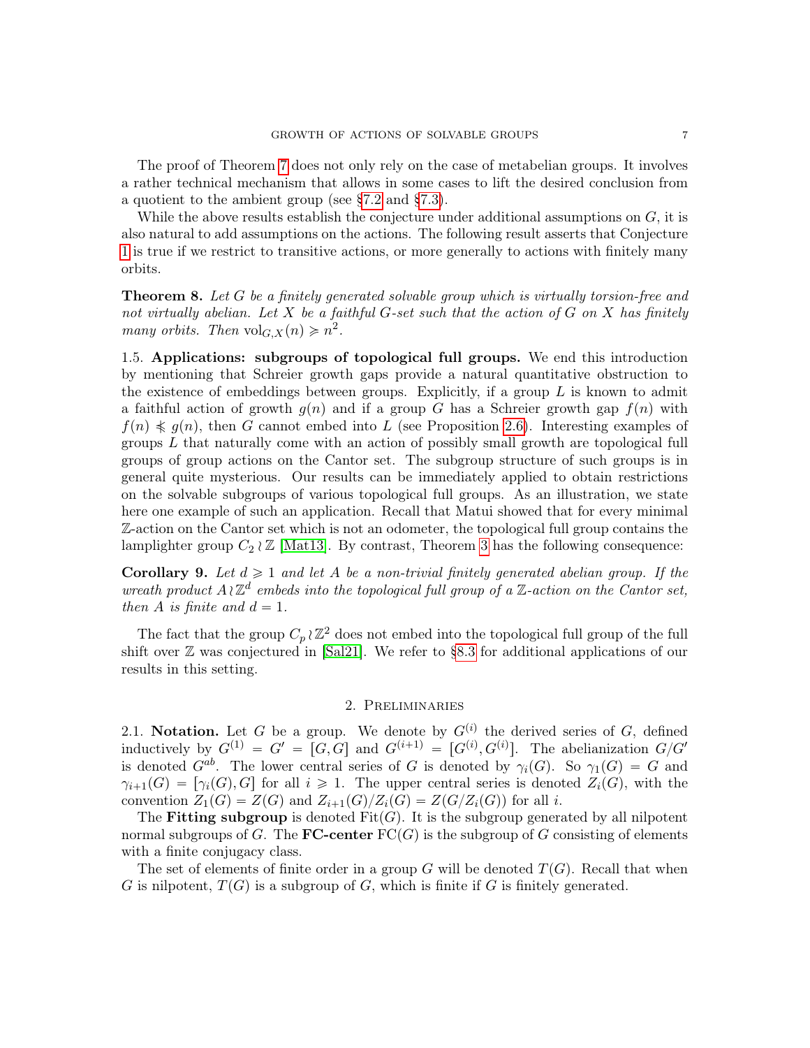The proof of Theorem 7 does not only rely on the case of metabelian groups. It involves a rather technical mechanism that allows in some cases to lift the desired conclusion from a quotient to the ambient group (see §7.2 and §7.3).

While the above results establish the conjecture under additional assumptions on $G$, it is also natural to add assumptions on the actions. The following result asserts that Conjecture 1 is true if we restrict to transitive actions, or more generally to actions with finitely many orbits.

**Theorem 8.** *Let $G$ be a finitely generated solvable group which is virtually torsion-free and not virtually abelian. Let $X$ be a faithful $G$-set such that the action of $G$ on $X$ has finitely many orbits. Then $\mathrm{vol}_{G,X}(n) \succcurlyeq n^2$.*

1.5. **Applications: subgroups of topological full groups.** We end this introduction by mentioning that Schreier growth gaps provide a natural quantitative obstruction to the existence of embeddings between groups. Explicitly, if a group $L$ is known to admit a faithful action of growth $g(n)$ and if a group $G$ has a Schreier growth gap $f(n)$ with $f(n) \not\preccurlyeq g(n)$, then $G$ cannot embed into $L$ (see Proposition 2.6). Interesting examples of groups $L$ that naturally come with an action of possibly small growth are topological full groups of group actions on the Cantor set. The subgroup structure of such groups is in general quite mysterious. Our results can be immediately applied to obtain restrictions on the solvable subgroups of various topological full groups. As an illustration, we state here one example of such an application. Recall that Matui showed that for every minimal $\mathbb{Z}$-action on the Cantor set which is not an odometer, the topological full group contains the lamplighter group $C_2 \wr \mathbb{Z}$ [Mat13]. By contrast, Theorem 3 has the following consequence:

**Corollary 9.** *Let $d \geqslant 1$ and let $A$ be a non-trivial finitely generated abelian group. If the wreath product $A \wr \mathbb{Z}^d$ embeds into the topological full group of a $\mathbb{Z}$-action on the Cantor set, then $A$ is finite and $d = 1$.*

The fact that the group $C_p \wr \mathbb{Z}^2$ does not embed into the topological full group of the full shift over $\mathbb{Z}$ was conjectured in [Sal21]. We refer to §8.3 for additional applications of our results in this setting.

## 2. Preliminaries

2.1. **Notation.** Let $G$ be a group. We denote by $G^{(i)}$ the derived series of $G$, defined inductively by $G^{(1)} = G' = [G, G]$ and $G^{(i+1)} = [G^{(i)}, G^{(i)}]$. The abelianization $G/G'$ is denoted $G^{ab}$. The lower central series of $G$ is denoted by $\gamma_i(G)$. So $\gamma_1(G) = G$ and $\gamma_{i+1}(G) = [\gamma_i(G), G]$ for all $i \geqslant 1$. The upper central series is denoted $Z_i(G)$, with the convention $Z_1(G) = Z(G)$ and $Z_{i+1}(G)/Z_i(G) = Z(G/Z_i(G))$ for all $i$.

The **Fitting subgroup** is denoted $\mathrm{Fit}(G)$. It is the subgroup generated by all nilpotent normal subgroups of $G$. The **FC-center** $\mathrm{FC}(G)$ is the subgroup of $G$ consisting of elements with a finite conjugacy class.

The set of elements of finite order in a group $G$ will be denoted $T(G)$. Recall that when $G$ is nilpotent, $T(G)$ is a subgroup of $G$, which is finite if $G$ is finitely generated.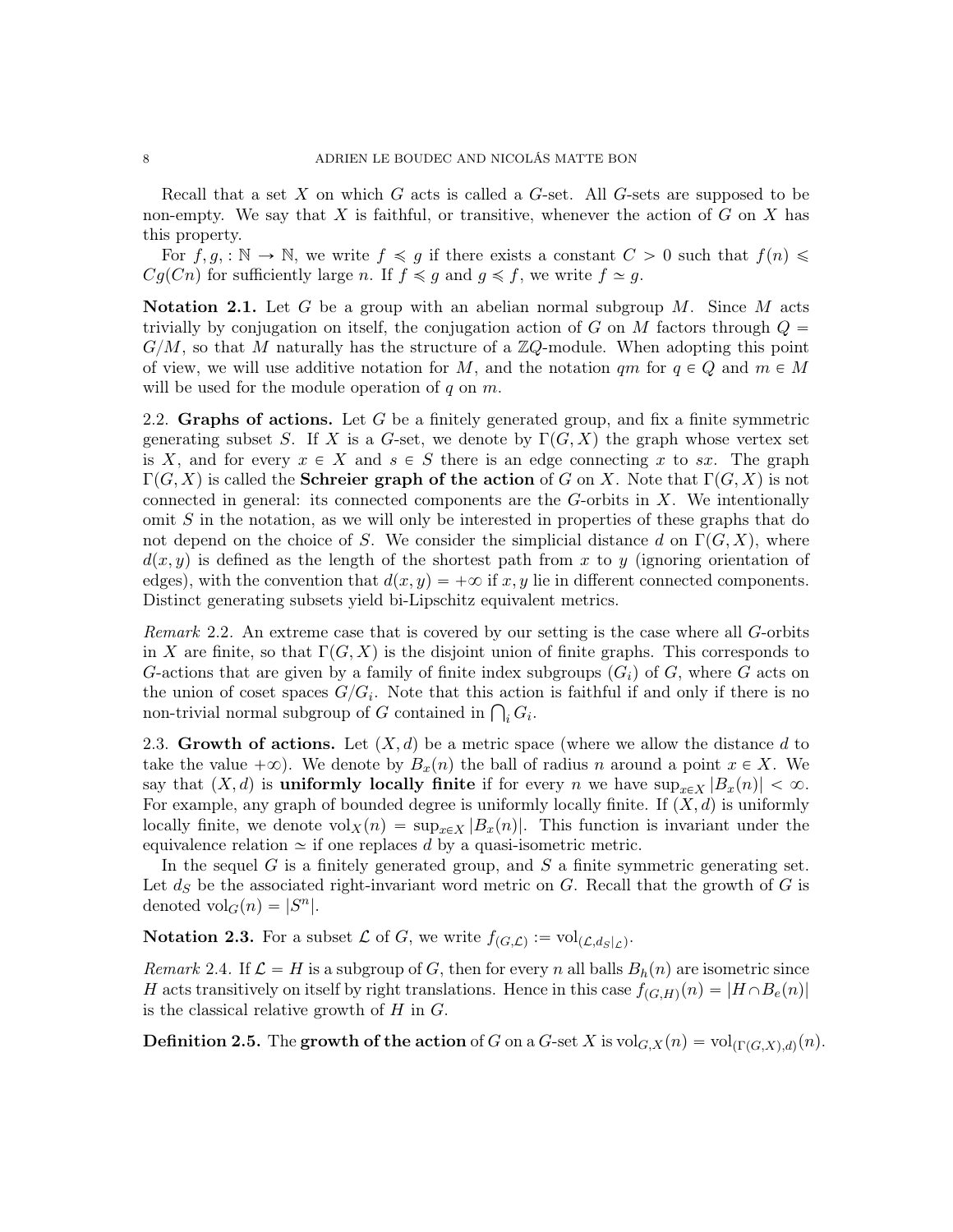Recall that a set $X$ on which $G$ acts is called a $G$-set. All $G$-sets are supposed to be non-empty. We say that $X$ is faithful, or transitive, whenever the action of $G$ on $X$ has this property.

For $f, g, : \mathbb{N} \to \mathbb{N}$, we write $f \preccurlyeq g$ if there exists a constant $C > 0$ such that $f(n) \leqslant Cg(Cn)$ for sufficiently large $n$. If $f \preccurlyeq g$ and $g \preccurlyeq f$, we write $f \simeq g$.

**Notation 2.1.** Let $G$ be a group with an abelian normal subgroup $M$. Since $M$ acts trivially by conjugation on itself, the conjugation action of $G$ on $M$ factors through $Q = G/M$, so that $M$ naturally has the structure of a $\mathbb{Z}Q$-module. When adopting this point of view, we will use additive notation for $M$, and the notation $qm$ for $q \in Q$ and $m \in M$ will be used for the module operation of $q$ on $m$.

2.2. **Graphs of actions.** Let $G$ be a finitely generated group, and fix a finite symmetric generating subset $S$. If $X$ is a $G$-set, we denote by $\Gamma(G, X)$ the graph whose vertex set is $X$, and for every $x \in X$ and $s \in S$ there is an edge connecting $x$ to $sx$. The graph $\Gamma(G, X)$ is called the **Schreier graph of the action** of $G$ on $X$. Note that $\Gamma(G, X)$ is not connected in general: its connected components are the $G$-orbits in $X$. We intentionally omit $S$ in the notation, as we will only be interested in properties of these graphs that do not depend on the choice of $S$. We consider the simplicial distance $d$ on $\Gamma(G, X)$, where $d(x, y)$ is defined as the length of the shortest path from $x$ to $y$ (ignoring orientation of edges), with the convention that $d(x, y) = +\infty$ if $x, y$ lie in different connected components. Distinct generating subsets yield bi-Lipschitz equivalent metrics.

*Remark* 2.2. An extreme case that is covered by our setting is the case where all $G$-orbits in $X$ are finite, so that $\Gamma(G, X)$ is the disjoint union of finite graphs. This corresponds to $G$-actions that are given by a family of finite index subgroups $(G_i)$ of $G$, where $G$ acts on the union of coset spaces $G/G_i$. Note that this action is faithful if and only if there is no non-trivial normal subgroup of $G$ contained in $\bigcap_i G_i$.

2.3. **Growth of actions.** Let $(X, d)$ be a metric space (where we allow the distance $d$ to take the value $+\infty$). We denote by $B_x(n)$ the ball of radius $n$ around a point $x \in X$. We say that $(X, d)$ is **uniformly locally finite** if for every $n$ we have $\sup_{x \in X} |B_x(n)| < \infty$. For example, any graph of bounded degree is uniformly locally finite. If $(X, d)$ is uniformly locally finite, we denote $\mathrm{vol}_X(n) = \sup_{x \in X} |B_x(n)|$. This function is invariant under the equivalence relation $\simeq$ if one replaces $d$ by a quasi-isometric metric.

In the sequel $G$ is a finitely generated group, and $S$ a finite symmetric generating set. Let $d_S$ be the associated right-invariant word metric on $G$. Recall that the growth of $G$ is denoted $\mathrm{vol}_G(n) = |S^n|$.

**Notation 2.3.** For a subset $\mathcal{L}$ of $G$, we write $f_{(G,\mathcal{L})} := \mathrm{vol}_{(\mathcal{L}, d_S|_{\mathcal{L}})}$.

*Remark* 2.4. If $\mathcal{L} = H$ is a subgroup of $G$, then for every $n$ all balls $B_h(n)$ are isometric since $H$ acts transitively on itself by right translations. Hence in this case $f_{(G,H)}(n) = |H \cap B_e(n)|$ is the classical relative growth of $H$ in $G$.

**Definition 2.5.** The **growth of the action** of $G$ on a $G$-set $X$ is $\mathrm{vol}_{G,X}(n) = \mathrm{vol}_{(\Gamma(G,X),d)}(n)$.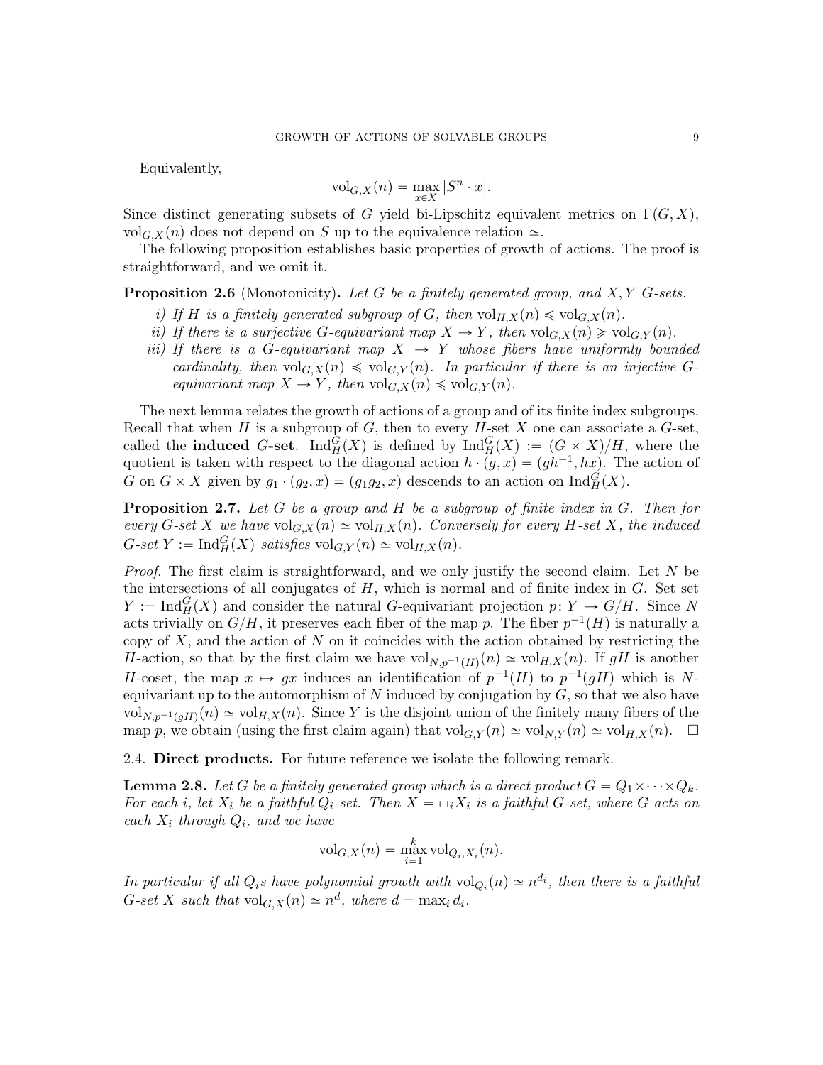Equivalently,

$$\mathrm{vol}_{G,X}(n) = \max_{x\in X} |S^n \cdot x|.$$

Since distinct generating subsets of $G$ yield bi-Lipschitz equivalent metrics on $\Gamma(G,X)$, $\mathrm{vol}_{G,X}(n)$ does not depend on $S$ up to the equivalence relation $\simeq$.

The following proposition establishes basic properties of growth of actions. The proof is straightforward, and we omit it.

**Proposition 2.6** (Monotonicity)**.** *Let $G$ be a finitely generated group, and $X, Y$ $G$-sets.*

*i) If $H$ is a finitely generated subgroup of $G$, then $\mathrm{vol}_{H,X}(n) \preccurlyeq \mathrm{vol}_{G,X}(n)$.*

*ii) If there is a surjective $G$-equivariant map $X \to Y$, then $\mathrm{vol}_{G,X}(n) \succcurlyeq \mathrm{vol}_{G,Y}(n)$.*

*iii) If there is a $G$-equivariant map $X \to Y$ whose fibers have uniformly bounded cardinality, then $\mathrm{vol}_{G,X}(n) \preccurlyeq \mathrm{vol}_{G,Y}(n)$. In particular if there is an injective $G$-equivariant map $X \to Y$, then $\mathrm{vol}_{G,X}(n) \preccurlyeq \mathrm{vol}_{G,Y}(n)$.*

The next lemma relates the growth of actions of a group and of its finite index subgroups. Recall that when $H$ is a subgroup of $G$, then to every $H$-set $X$ one can associate a $G$-set, called the **induced $G$-set**. $\mathrm{Ind}_H^G(X)$ is defined by $\mathrm{Ind}_H^G(X) := (G \times X)/H$, where the quotient is taken with respect to the diagonal action $h \cdot (g, x) = (gh^{-1}, hx)$. The action of $G$ on $G \times X$ given by $g_1 \cdot (g_2, x) = (g_1 g_2, x)$ descends to an action on $\mathrm{Ind}_H^G(X)$.

**Proposition 2.7.** *Let $G$ be a group and $H$ be a subgroup of finite index in $G$. Then for every $G$-set $X$ we have $\mathrm{vol}_{G,X}(n) \simeq \mathrm{vol}_{H,X}(n)$. Conversely for every $H$-set $X$, the induced $G$-set $Y := \mathrm{Ind}_H^G(X)$ satisfies $\mathrm{vol}_{G,Y}(n) \simeq \mathrm{vol}_{H,X}(n)$.*

*Proof.* The first claim is straightforward, and we only justify the second claim. Let $N$ be the intersections of all conjugates of $H$, which is normal and of finite index in $G$. Set set $Y := \mathrm{Ind}_H^G(X)$ and consider the natural $G$-equivariant projection $p\colon Y \to G/H$. Since $N$ acts trivially on $G/H$, it preserves each fiber of the map $p$. The fiber $p^{-1}(H)$ is naturally a copy of $X$, and the action of $N$ on it coincides with the action obtained by restricting the $H$-action, so that by the first claim we have $\mathrm{vol}_{N,p^{-1}(H)}(n) \simeq \mathrm{vol}_{H,X}(n)$. If $gH$ is another $H$-coset, the map $x \mapsto gx$ induces an identification of $p^{-1}(H)$ to $p^{-1}(gH)$ which is $N$-equivariant up to the automorphism of $N$ induced by conjugation by $G$, so that we also have $\mathrm{vol}_{N,p^{-1}(gH)}(n) \simeq \mathrm{vol}_{H,X}(n)$. Since $Y$ is the disjoint union of the finitely many fibers of the map $p$, we obtain (using the first claim again) that $\mathrm{vol}_{G,Y}(n) \simeq \mathrm{vol}_{N,Y}(n) \simeq \mathrm{vol}_{H,X}(n)$. $\square$

## 2.4. Direct products.

For future reference we isolate the following remark.

**Lemma 2.8.** *Let $G$ be a finitely generated group which is a direct product $G = Q_1 \times \cdots \times Q_k$. For each $i$, let $X_i$ be a faithful $Q_i$-set. Then $X = \sqcup_i X_i$ is a faithful $G$-set, where $G$ acts on each $X_i$ through $Q_i$, and we have*

$$\mathrm{vol}_{G,X}(n) = \max_{i=1}^{k} \mathrm{vol}_{Q_i,X_i}(n).$$

*In particular if all $Q_i$s have polynomial growth with $\mathrm{vol}_{Q_i}(n) \simeq n^{d_i}$, then there is a faithful $G$-set $X$ such that $\mathrm{vol}_{G,X}(n) \simeq n^d$, where $d = \max_i d_i$.*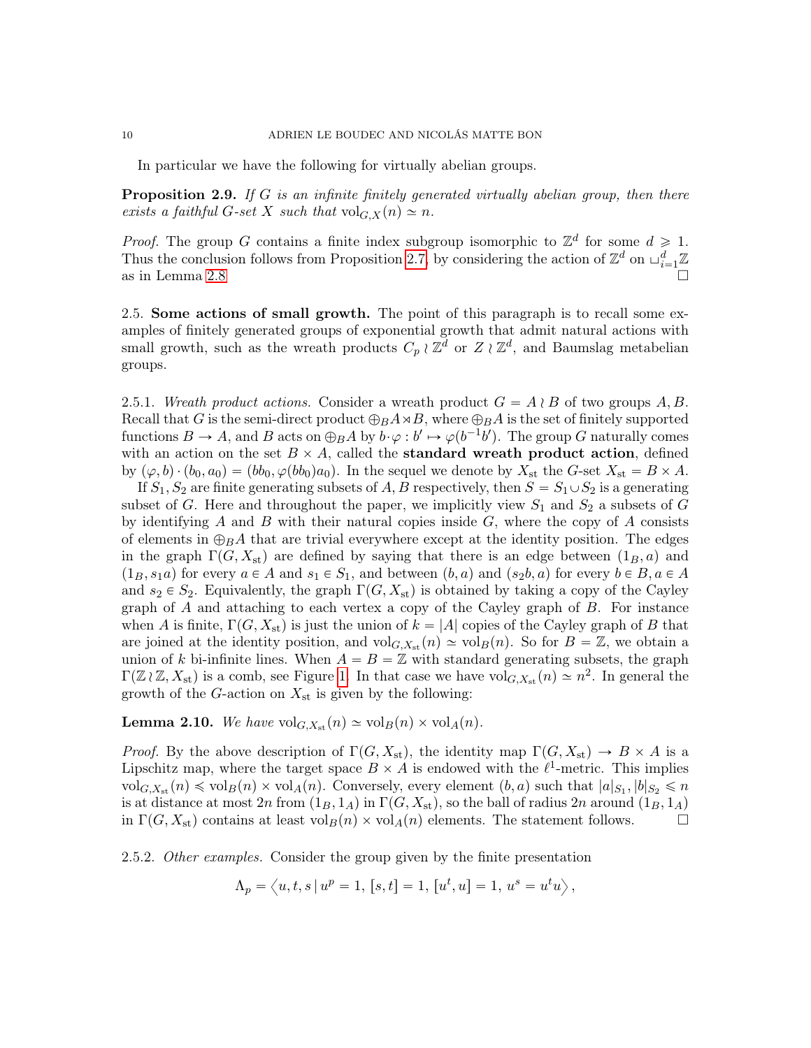In particular we have the following for virtually abelian groups.

**Proposition 2.9.** *If $G$ is an infinite finitely generated virtually abelian group, then there exists a faithful $G$-set $X$ such that $\mathrm{vol}_{G,X}(n) \simeq n$.*

*Proof.* The group $G$ contains a finite index subgroup isomorphic to $\mathbb{Z}^d$ for some $d \geqslant 1$. Thus the conclusion follows from Proposition 2.7, by considering the action of $\mathbb{Z}^d$ on $\sqcup_{i=1}^d \mathbb{Z}$ as in Lemma 2.8 □

2.5. **Some actions of small growth.** The point of this paragraph is to recall some examples of finitely generated groups of exponential growth that admit natural actions with small growth, such as the wreath products $C_p \wr \mathbb{Z}^d$ or $Z \wr \mathbb{Z}^d$, and Baumslag metabelian groups.

2.5.1. *Wreath product actions.* Consider a wreath product $G = A \wr B$ of two groups $A, B$. Recall that $G$ is the semi-direct product $\oplus_B A \rtimes B$, where $\oplus_B A$ is the set of finitely supported functions $B \to A$, and $B$ acts on $\oplus_B A$ by $b \cdot \varphi : b' \mapsto \varphi(b^{-1}b')$. The group $G$ naturally comes with an action on the set $B \times A$, called the **standard wreath product action**, defined by $(\varphi, b) \cdot (b_0, a_0) = (bb_0, \varphi(bb_0)a_0)$. In the sequel we denote by $X_{\mathrm{st}}$ the $G$-set $X_{\mathrm{st}} = B \times A$.

If $S_1, S_2$ are finite generating subsets of $A, B$ respectively, then $S = S_1 \cup S_2$ is a generating subset of $G$. Here and throughout the paper, we implicitly view $S_1$ and $S_2$ a subsets of $G$ by identifying $A$ and $B$ with their natural copies inside $G$, where the copy of $A$ consists of elements in $\oplus_B A$ that are trivial everywhere except at the identity position. The edges in the graph $\Gamma(G, X_{\mathrm{st}})$ are defined by saying that there is an edge between $(1_B, a)$ and $(1_B, s_1 a)$ for every $a \in A$ and $s_1 \in S_1$, and between $(b, a)$ and $(s_2 b, a)$ for every $b \in B, a \in A$ and $s_2 \in S_2$. Equivalently, the graph $\Gamma(G, X_{\mathrm{st}})$ is obtained by taking a copy of the Cayley graph of $A$ and attaching to each vertex a copy of the Cayley graph of $B$. For instance when $A$ is finite, $\Gamma(G, X_{\mathrm{st}})$ is just the union of $k = |A|$ copies of the Cayley graph of $B$ that are joined at the identity position, and $\mathrm{vol}_{G,X_{\mathrm{st}}}(n) \simeq \mathrm{vol}_B(n)$. So for $B = \mathbb{Z}$, we obtain a union of $k$ bi-infinite lines. When $A = B = \mathbb{Z}$ with standard generating subsets, the graph $\Gamma(\mathbb{Z} \wr \mathbb{Z}, X_{\mathrm{st}})$ is a comb, see Figure 1. In that case we have $\mathrm{vol}_{G,X_{\mathrm{st}}}(n) \simeq n^2$. In general the growth of the $G$-action on $X_{\mathrm{st}}$ is given by the following:

**Lemma 2.10.** *We have $\mathrm{vol}_{G,X_{\mathrm{st}}}(n) \simeq \mathrm{vol}_B(n) \times \mathrm{vol}_A(n)$.*

*Proof.* By the above description of $\Gamma(G, X_{\mathrm{st}})$, the identity map $\Gamma(G, X_{\mathrm{st}}) \to B \times A$ is a Lipschitz map, where the target space $B \times A$ is endowed with the $\ell^1$-metric. This implies $\mathrm{vol}_{G,X_{\mathrm{st}}}(n) \preccurlyeq \mathrm{vol}_B(n) \times \mathrm{vol}_A(n)$. Conversely, every element $(b, a)$ such that $|a|_{S_1}, |b|_{S_2} \leqslant n$ is at distance at most $2n$ from $(1_B, 1_A)$ in $\Gamma(G, X_{\mathrm{st}})$, so the ball of radius $2n$ around $(1_B, 1_A)$ in $\Gamma(G, X_{\mathrm{st}})$ contains at least $\mathrm{vol}_B(n) \times \mathrm{vol}_A(n)$ elements. The statement follows. □

2.5.2. *Other examples.* Consider the group given by the finite presentation

$$\Lambda_p = \left\langle u, t, s \mid u^p = 1, \, [s, t] = 1, \, [u^t, u] = 1, \, u^s = u^t u \right\rangle,$$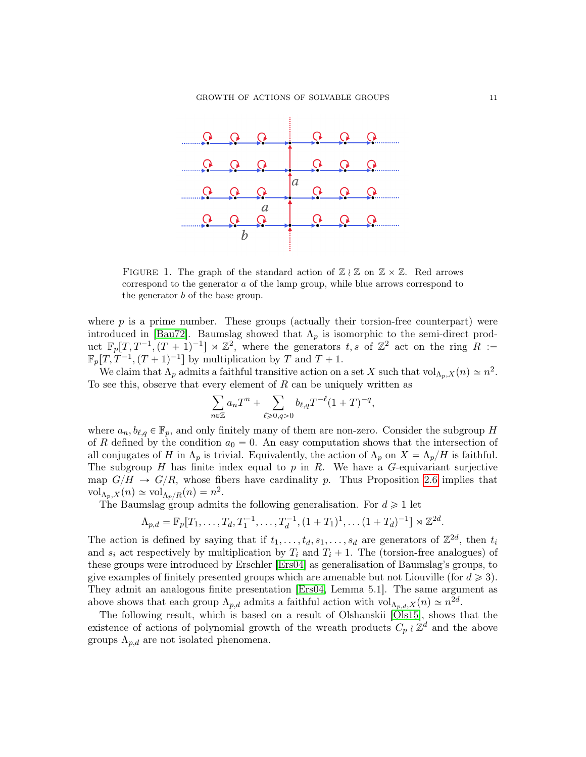FIGURE 1. The graph of the standard action of $\mathbb{Z} \wr \mathbb{Z}$ on $\mathbb{Z} \times \mathbb{Z}$. Red arrows correspond to the generator $a$ of the lamp group, while blue arrows correspond to the generator $b$ of the base group.

where $p$ is a prime number. These groups (actually their torsion-free counterpart) were introduced in [Bau72]. Baumslag showed that $\Lambda_p$ is isomorphic to the semi-direct product $\mathbb{F}_p[T, T^{-1}, (T+1)^{-1}] \rtimes \mathbb{Z}^2$, where the generators $t, s$ of $\mathbb{Z}^2$ act on the ring $R := \mathbb{F}_p[T, T^{-1}, (T+1)^{-1}]$ by multiplication by $T$ and $T+1$.

We claim that $\Lambda_p$ admits a faithful transitive action on a set $X$ such that $\mathrm{vol}_{\Lambda_p, X}(n) \simeq n^2$. To see this, observe that every element of $R$ can be uniquely written as

$$\sum_{n \in \mathbb{Z}} a_n T^n + \sum_{\ell \geqslant 0, q > 0} b_{\ell,q} T^{-\ell}(1+T)^{-q},$$

where $a_n, b_{\ell,q} \in \mathbb{F}_p$, and only finitely many of them are non-zero. Consider the subgroup $H$ of $R$ defined by the condition $a_0 = 0$. An easy computation shows that the intersection of all conjugates of $H$ in $\Lambda_p$ is trivial. Equivalently, the action of $\Lambda_p$ on $X = \Lambda_p/H$ is faithful. The subgroup $H$ has finite index equal to $p$ in $R$. We have a $G$-equivariant surjective map $G/H \to G/R$, whose fibers have cardinality $p$. Thus Proposition 2.6 implies that $\mathrm{vol}_{\Lambda_p, X}(n) \simeq \mathrm{vol}_{\Lambda_p/R}(n) = n^2$.

The Baumslag group admits the following generalisation. For $d \geqslant 1$ let

$$\Lambda_{p,d} = \mathbb{F}_p[T_1, \ldots, T_d, T_1^{-1}, \ldots, T_d^{-1}, (1+T_1)^1, \ldots (1+T_d)^{-1}] \rtimes \mathbb{Z}^{2d}.$$

The action is defined by saying that if $t_1, \ldots, t_d, s_1, \ldots, s_d$ are generators of $\mathbb{Z}^{2d}$, then $t_i$ and $s_i$ act respectively by multiplication by $T_i$ and $T_i + 1$. The (torsion-free analogues) of these groups were introduced by Erschler [Ers04] as generalisation of Baumslag's groups, to give examples of finitely presented groups which are amenable but not Liouville (for $d \geqslant 3$). They admit an analogous finite presentation [Ers04, Lemma 5.1]. The same argument as above shows that each group $\Lambda_{p,d}$ admits a faithful action with $\mathrm{vol}_{\Lambda_{p,d}, X}(n) \simeq n^{2d}$.

The following result, which is based on a result of Olshanskii [Ols15], shows that the existence of actions of polynomial growth of the wreath products $C_p \wr \mathbb{Z}^d$ and the above groups $\Lambda_{p,d}$ are not isolated phenomena.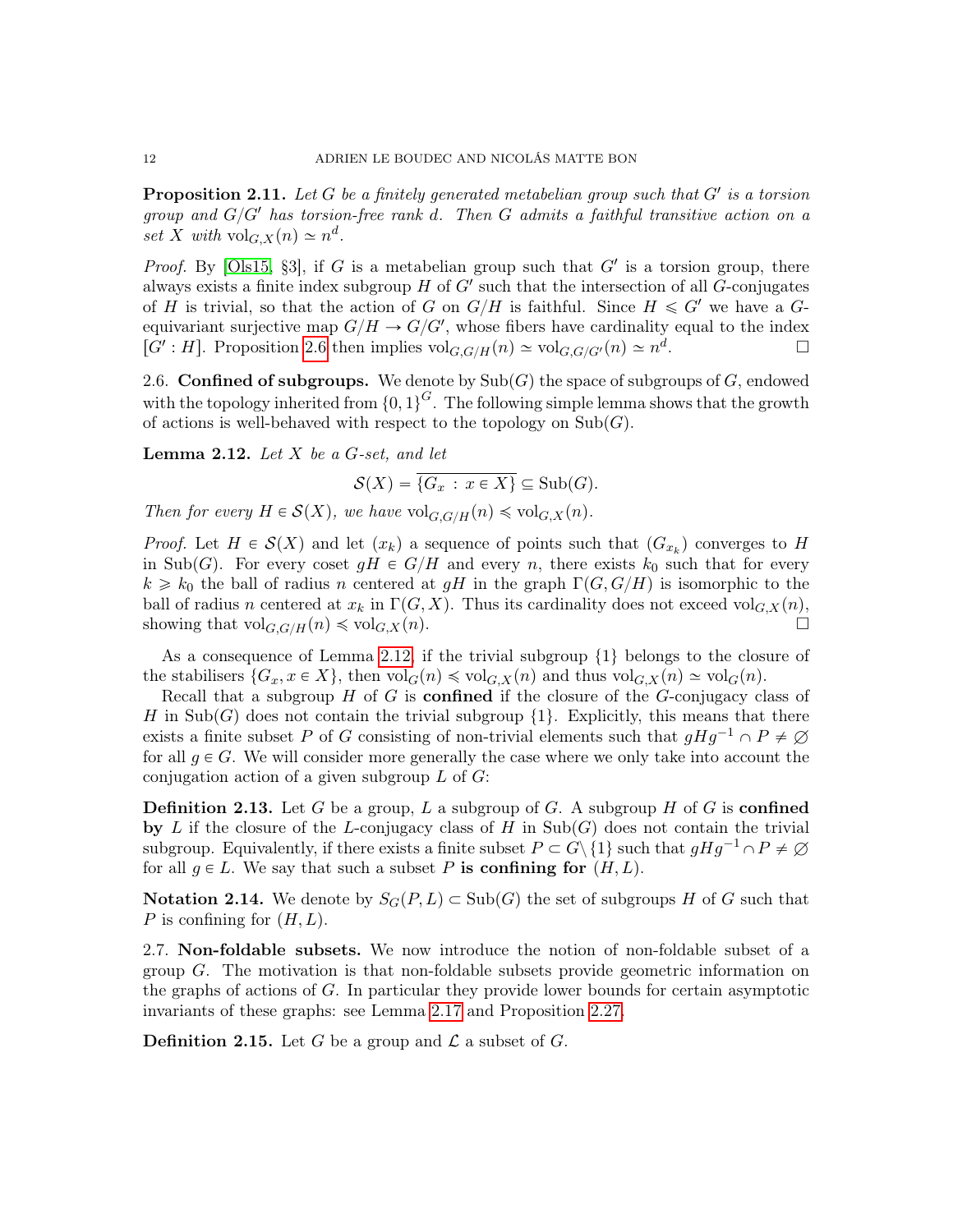**Proposition 2.11.** *Let $G$ be a finitely generated metabelian group such that $G'$ is a torsion group and $G/G'$ has torsion-free rank $d$. Then $G$ admits a faithful transitive action on a set $X$ with $\mathrm{vol}_{G,X}(n) \simeq n^d$.*

*Proof.* By [Ols15, §3], if $G$ is a metabelian group such that $G'$ is a torsion group, there always exists a finite index subgroup $H$ of $G'$ such that the intersection of all $G$-conjugates of $H$ is trivial, so that the action of $G$ on $G/H$ is faithful. Since $H \leqslant G'$ we have a $G$-equivariant surjective map $G/H \to G/G'$, whose fibers have cardinality equal to the index $[G' : H]$. Proposition 2.6 then implies $\mathrm{vol}_{G,G/H}(n) \simeq \mathrm{vol}_{G,G/G'}(n) \simeq n^d$. □

## 2.6. Confined of subgroups.

We denote by $\mathrm{Sub}(G)$ the space of subgroups of $G$, endowed with the topology inherited from $\{0,1\}^G$. The following simple lemma shows that the growth of actions is well-behaved with respect to the topology on $\mathrm{Sub}(G)$.

**Lemma 2.12.** *Let $X$ be a $G$-set, and let*

$$\mathcal{S}(X) = \overline{\{G_x : x \in X\}} \subseteq \mathrm{Sub}(G).$$

*Then for every $H \in \mathcal{S}(X)$, we have $\mathrm{vol}_{G,G/H}(n) \preccurlyeq \mathrm{vol}_{G,X}(n)$.*

*Proof.* Let $H \in \mathcal{S}(X)$ and let $(x_k)$ a sequence of points such that $(G_{x_k})$ converges to $H$ in $\mathrm{Sub}(G)$. For every coset $gH \in G/H$ and every $n$, there exists $k_0$ such that for every $k \geqslant k_0$ the ball of radius $n$ centered at $gH$ in the graph $\Gamma(G, G/H)$ is isomorphic to the ball of radius $n$ centered at $x_k$ in $\Gamma(G, X)$. Thus its cardinality does not exceed $\mathrm{vol}_{G,X}(n)$, showing that $\mathrm{vol}_{G,G/H}(n) \preccurlyeq \mathrm{vol}_{G,X}(n)$. □

As a consequence of Lemma 2.12, if the trivial subgroup $\{1\}$ belongs to the closure of the stabilisers $\{G_x, x \in X\}$, then $\mathrm{vol}_G(n) \preccurlyeq \mathrm{vol}_{G,X}(n)$ and thus $\mathrm{vol}_{G,X}(n) \simeq \mathrm{vol}_G(n)$.

Recall that a subgroup $H$ of $G$ is **confined** if the closure of the $G$-conjugacy class of $H$ in $\mathrm{Sub}(G)$ does not contain the trivial subgroup $\{1\}$. Explicitly, this means that there exists a finite subset $P$ of $G$ consisting of non-trivial elements such that $gHg^{-1} \cap P \neq \varnothing$ for all $g \in G$. We will consider more generally the case where we only take into account the conjugation action of a given subgroup $L$ of $G$:

**Definition 2.13.** Let $G$ be a group, $L$ a subgroup of $G$. A subgroup $H$ of $G$ is **confined by** $L$ if the closure of the $L$-conjugacy class of $H$ in $\mathrm{Sub}(G)$ does not contain the trivial subgroup. Equivalently, if there exists a finite subset $P \subset G \setminus \{1\}$ such that $gHg^{-1} \cap P \neq \varnothing$ for all $g \in L$. We say that such a subset $P$ **is confining for** $(H, L)$.

**Notation 2.14.** We denote by $S_G(P, L) \subset \mathrm{Sub}(G)$ the set of subgroups $H$ of $G$ such that $P$ is confining for $(H, L)$.

## 2.7. Non-foldable subsets.

We now introduce the notion of non-foldable subset of a group $G$. The motivation is that non-foldable subsets provide geometric information on the graphs of actions of $G$. In particular they provide lower bounds for certain asymptotic invariants of these graphs: see Lemma 2.17 and Proposition 2.27.

**Definition 2.15.** Let $G$ be a group and $\mathcal{L}$ a subset of $G$.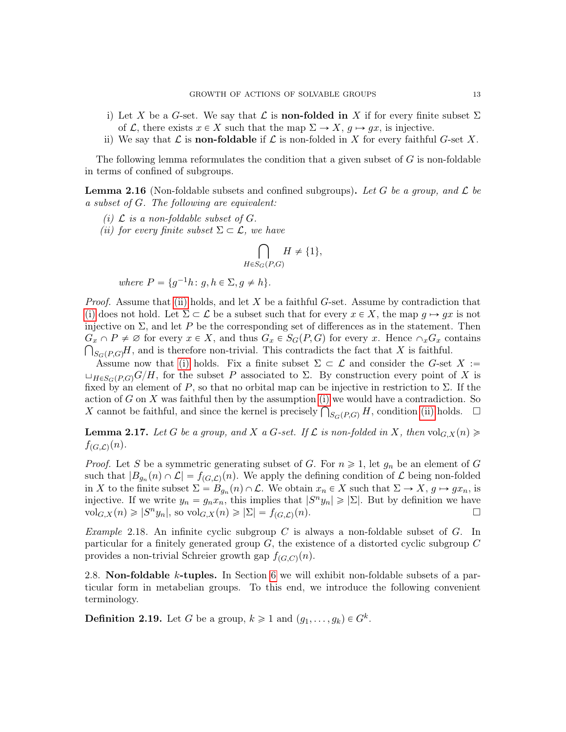i) Let $X$ be a $G$-set. We say that $\mathcal{L}$ is **non-folded in** $X$ if for every finite subset $\Sigma$ of $\mathcal{L}$, there exists $x \in X$ such that the map $\Sigma \to X$, $g \mapsto gx$, is injective.
ii) We say that $\mathcal{L}$ is **non-foldable** if $\mathcal{L}$ is non-folded in $X$ for every faithful $G$-set $X$.

The following lemma reformulates the condition that a given subset of $G$ is non-foldable in terms of confined of subgroups.

**Lemma 2.16** (Non-foldable subsets and confined subgroups)**.** *Let $G$ be a group, and $\mathcal{L}$ be a subset of $G$. The following are equivalent:*

*(i) $\mathcal{L}$ is a non-foldable subset of $G$.*
*(ii) for every finite subset $\Sigma \subset \mathcal{L}$, we have*

$$\bigcap_{H \in S_G(P,G)} H \neq \{1\},$$

*where $P = \{g^{-1}h \colon g, h \in \Sigma, g \neq h\}$.*

*Proof.* Assume that (ii) holds, and let $X$ be a faithful $G$-set. Assume by contradiction that (i) does not hold. Let $\Sigma \subset \mathcal{L}$ be a subset such that for every $x \in X$, the map $g \mapsto gx$ is not injective on $\Sigma$, and let $P$ be the corresponding set of differences as in the statement. Then $G_x \cap P \neq \varnothing$ for every $x \in X$, and thus $G_x \in S_G(P,G)$ for every $x$. Hence $\cap_x G_x$ contains $\bigcap_{S_G(P,G)} H$, and is therefore non-trivial. This contradicts the fact that $X$ is faithful.

Assume now that (i) holds. Fix a finite subset $\Sigma \subset \mathcal{L}$ and consider the $G$-set $X := \sqcup_{H \in S_G(P,G)} G/H$, for the subset $P$ associated to $\Sigma$. By construction every point of $X$ is fixed by an element of $P$, so that no orbital map can be injective in restriction to $\Sigma$. If the action of $G$ on $X$ was faithful then by the assumption (i) we would have a contradiction. So $X$ cannot be faithful, and since the kernel is precisely $\bigcap_{S_G(P,G)} H$, condition (ii) holds. $\square$

**Lemma 2.17.** *Let $G$ be a group, and $X$ a $G$-set. If $\mathcal{L}$ is non-folded in $X$, then $\mathrm{vol}_{G,X}(n) \geqslant f_{(G,\mathcal{L})}(n)$.*

*Proof.* Let $S$ be a symmetric generating subset of $G$. For $n \geqslant 1$, let $g_n$ be an element of $G$ such that $|B_{g_n}(n) \cap \mathcal{L}| = f_{(G,\mathcal{L})}(n)$. We apply the defining condition of $\mathcal{L}$ being non-folded in $X$ to the finite subset $\Sigma = B_{g_n}(n) \cap \mathcal{L}$. We obtain $x_n \in X$ such that $\Sigma \to X$, $g \mapsto gx_n$, is injective. If we write $y_n = g_n x_n$, this implies that $|S^n y_n| \geqslant |\Sigma|$. But by definition we have $\mathrm{vol}_{G,X}(n) \geqslant |S^n y_n|$, so $\mathrm{vol}_{G,X}(n) \geqslant |\Sigma| = f_{(G,\mathcal{L})}(n)$. $\square$

*Example* 2.18. An infinite cyclic subgroup $C$ is always a non-foldable subset of $G$. In particular for a finitely generated group $G$, the existence of a distorted cyclic subgroup $C$ provides a non-trivial Schreier growth gap $f_{(G,C)}(n)$.

2.8. **Non-foldable $k$-tuples.** In Section 6 we will exhibit non-foldable subsets of a particular form in metabelian groups. To this end, we introduce the following convenient terminology.

**Definition 2.19.** Let $G$ be a group, $k \geqslant 1$ and $(g_1, \ldots, g_k) \in G^k$.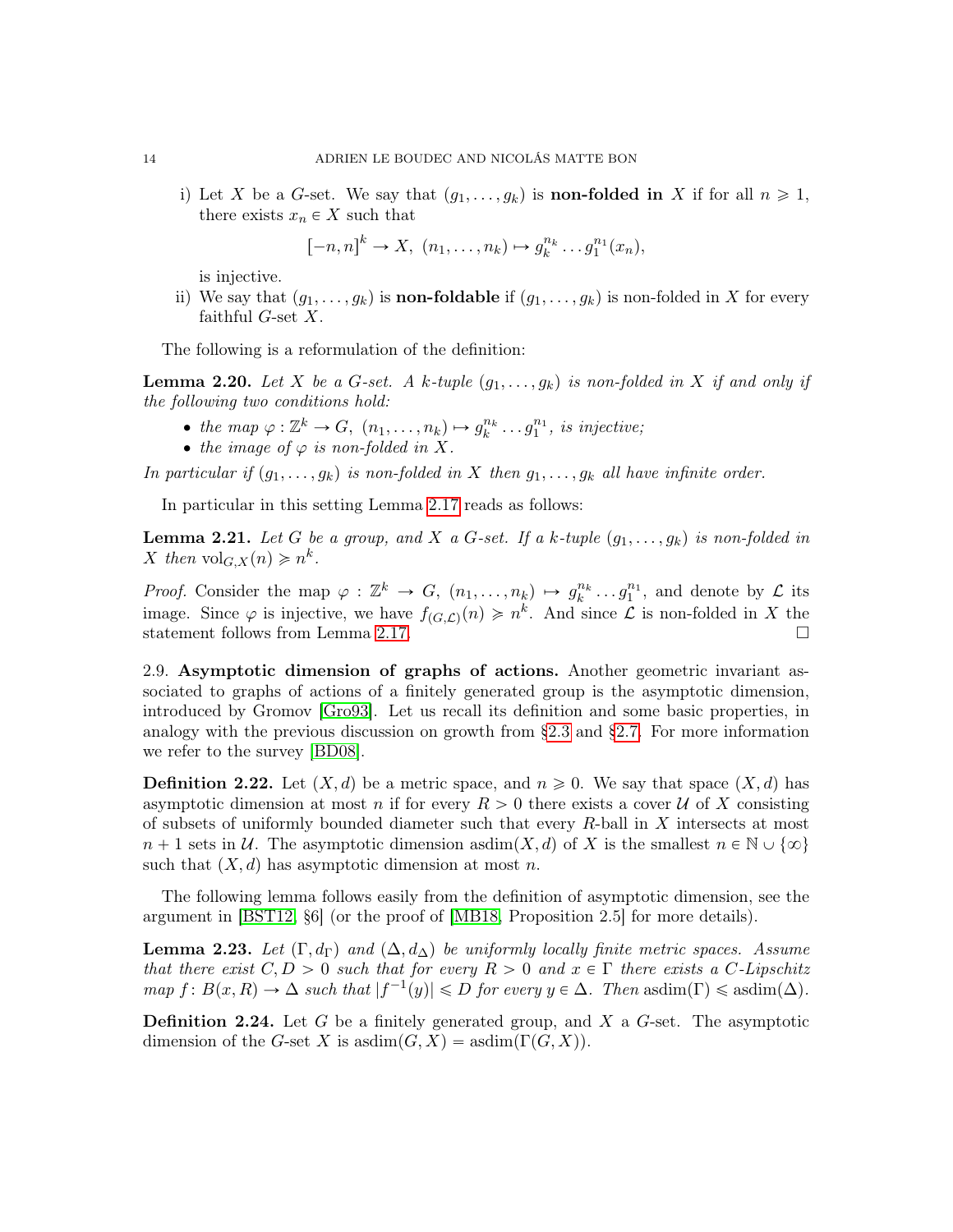i) Let $X$ be a $G$-set. We say that $(g_1, \ldots, g_k)$ is **non-folded in** $X$ if for all $n \geqslant 1$, there exists $x_n \in X$ such that

$$[-n, n]^k \to X, \ (n_1, \ldots, n_k) \mapsto g_k^{n_k} \ldots g_1^{n_1}(x_n),$$

is injective.

ii) We say that $(g_1, \ldots, g_k)$ is **non-foldable** if $(g_1, \ldots, g_k)$ is non-folded in $X$ for every faithful $G$-set $X$.

The following is a reformulation of the definition:

**Lemma 2.20.** *Let $X$ be a $G$-set. A $k$-tuple $(g_1, \ldots, g_k)$ is non-folded in $X$ if and only if the following two conditions hold:*

- *the map $\varphi : \mathbb{Z}^k \to G, \ (n_1, \ldots, n_k) \mapsto g_k^{n_k} \ldots g_1^{n_1}$, is injective;*
- *the image of $\varphi$ is non-folded in $X$.*

*In particular if $(g_1, \ldots, g_k)$ is non-folded in $X$ then $g_1, \ldots, g_k$ all have infinite order.*

In particular in this setting Lemma 2.17 reads as follows:

**Lemma 2.21.** *Let $G$ be a group, and $X$ a $G$-set. If a $k$-tuple $(g_1, \ldots, g_k)$ is non-folded in $X$ then $\mathrm{vol}_{G,X}(n) \geqslant n^k$.*

*Proof.* Consider the map $\varphi : \mathbb{Z}^k \to G, \ (n_1, \ldots, n_k) \mapsto g_k^{n_k} \ldots g_1^{n_1}$, and denote by $\mathcal{L}$ its image. Since $\varphi$ is injective, we have $f_{(G,\mathcal{L})}(n) \geqslant n^k$. And since $\mathcal{L}$ is non-folded in $X$ the statement follows from Lemma 2.17. $\square$

2.9. **Asymptotic dimension of graphs of actions.** Another geometric invariant associated to graphs of actions of a finitely generated group is the asymptotic dimension, introduced by Gromov [Gro93]. Let us recall its definition and some basic properties, in analogy with the previous discussion on growth from §2.3 and §2.7. For more information we refer to the survey [BD08].

**Definition 2.22.** Let $(X, d)$ be a metric space, and $n \geqslant 0$. We say that space $(X, d)$ has asymptotic dimension at most $n$ if for every $R > 0$ there exists a cover $\mathcal{U}$ of $X$ consisting of subsets of uniformly bounded diameter such that every $R$-ball in $X$ intersects at most $n + 1$ sets in $\mathcal{U}$. The asymptotic dimension $\mathrm{asdim}(X, d)$ of $X$ is the smallest $n \in \mathbb{N} \cup \{\infty\}$ such that $(X, d)$ has asymptotic dimension at most $n$.

The following lemma follows easily from the definition of asymptotic dimension, see the argument in [BST12, §6] (or the proof of [MB18, Proposition 2.5] for more details).

**Lemma 2.23.** *Let $(\Gamma, d_\Gamma)$ and $(\Delta, d_\Delta)$ be uniformly locally finite metric spaces. Assume that there exist $C, D > 0$ such that for every $R > 0$ and $x \in \Gamma$ there exists a $C$-Lipschitz map $f \colon B(x, R) \to \Delta$ such that $|f^{-1}(y)| \leqslant D$ for every $y \in \Delta$. Then $\mathrm{asdim}(\Gamma) \leqslant \mathrm{asdim}(\Delta)$.*

**Definition 2.24.** Let $G$ be a finitely generated group, and $X$ a $G$-set. The asymptotic dimension of the $G$-set $X$ is $\mathrm{asdim}(G, X) = \mathrm{asdim}(\Gamma(G, X))$.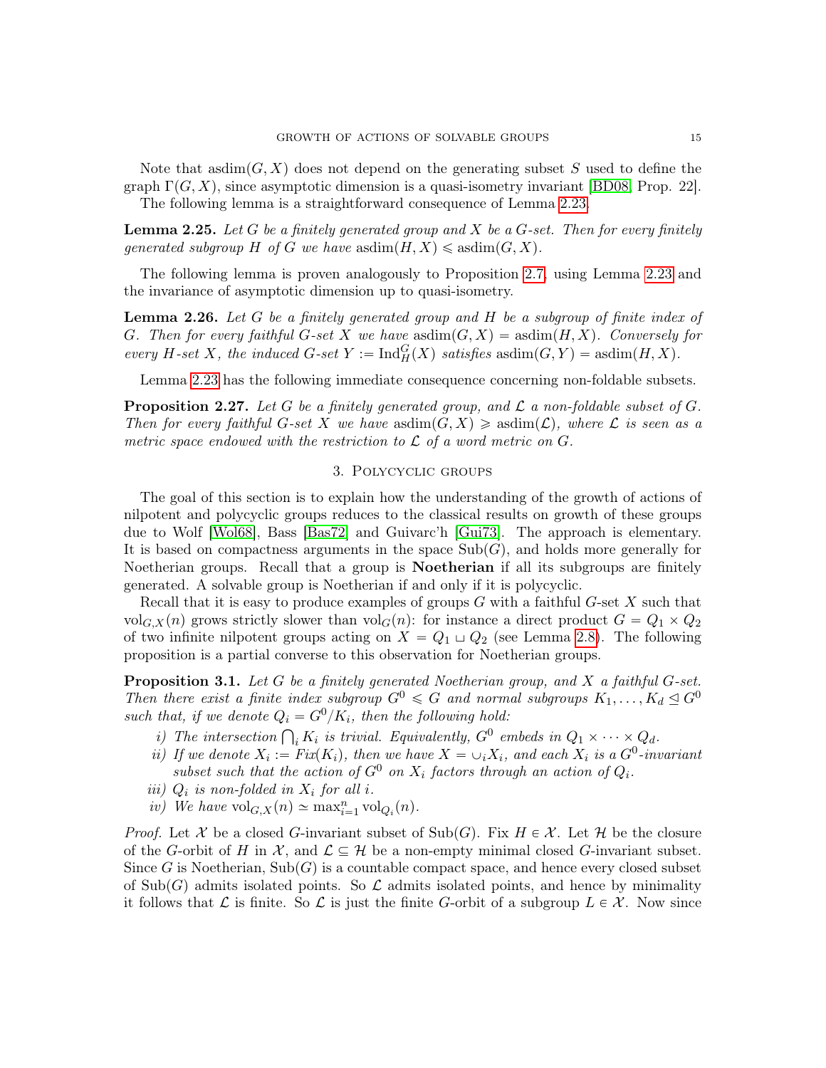Note that $\operatorname{asdim}(G, X)$ does not depend on the generating subset $S$ used to define the graph $\Gamma(G, X)$, since asymptotic dimension is a quasi-isometry invariant [BD08, Prop. 22].

The following lemma is a straightforward consequence of Lemma 2.23.

**Lemma 2.25.** *Let $G$ be a finitely generated group and $X$ be a $G$-set. Then for every finitely generated subgroup $H$ of $G$ we have $\operatorname{asdim}(H, X) \leqslant \operatorname{asdim}(G, X)$.*

The following lemma is proven analogously to Proposition 2.7, using Lemma 2.23 and the invariance of asymptotic dimension up to quasi-isometry.

**Lemma 2.26.** *Let $G$ be a finitely generated group and $H$ be a subgroup of finite index of $G$. Then for every faithful $G$-set $X$ we have $\operatorname{asdim}(G, X) = \operatorname{asdim}(H, X)$. Conversely for every $H$-set $X$, the induced $G$-set $Y := \operatorname{Ind}_H^G(X)$ satisfies $\operatorname{asdim}(G, Y) = \operatorname{asdim}(H, X)$.*

Lemma 2.23 has the following immediate consequence concerning non-foldable subsets.

**Proposition 2.27.** *Let $G$ be a finitely generated group, and $\mathcal{L}$ a non-foldable subset of $G$. Then for every faithful $G$-set $X$ we have $\operatorname{asdim}(G, X) \geqslant \operatorname{asdim}(\mathcal{L})$, where $\mathcal{L}$ is seen as a metric space endowed with the restriction to $\mathcal{L}$ of a word metric on $G$.*

## 3. Polycyclic groups

The goal of this section is to explain how the understanding of the growth of actions of nilpotent and polycyclic groups reduces to the classical results on growth of these groups due to Wolf [Wol68], Bass [Bas72] and Guivarc'h [Gui73]. The approach is elementary. It is based on compactness arguments in the space $\operatorname{Sub}(G)$, and holds more generally for Noetherian groups. Recall that a group is **Noetherian** if all its subgroups are finitely generated. A solvable group is Noetherian if and only if it is polycyclic.

Recall that it is easy to produce examples of groups $G$ with a faithful $G$-set $X$ such that $\operatorname{vol}_{G,X}(n)$ grows strictly slower than $\operatorname{vol}_G(n)$: for instance a direct product $G = Q_1 \times Q_2$ of two infinite nilpotent groups acting on $X = Q_1 \sqcup Q_2$ (see Lemma 2.8). The following proposition is a partial converse to this observation for Noetherian groups.

**Proposition 3.1.** *Let $G$ be a finitely generated Noetherian group, and $X$ a faithful $G$-set. Then there exist a finite index subgroup $G^0 \leqslant G$ and normal subgroups $K_1, \dots, K_d \trianglelefteq G^0$ such that, if we denote $Q_i = G^0/K_i$, then the following hold:*

- *i) The intersection $\bigcap_i K_i$ is trivial. Equivalently, $G^0$ embeds in $Q_1 \times \cdots \times Q_d$.*
- *ii) If we denote $X_i := Fix(K_i)$, then we have $X = \cup_i X_i$, and each $X_i$ is a $G^0$-invariant subset such that the action of $G^0$ on $X_i$ factors through an action of $Q_i$.*
- *iii) $Q_i$ is non-folded in $X_i$ for all $i$.*
- *iv) We have $\operatorname{vol}_{G,X}(n) \simeq \max_{i=1}^n \operatorname{vol}_{Q_i}(n)$.*

*Proof.* Let $\mathcal{X}$ be a closed $G$-invariant subset of $\operatorname{Sub}(G)$. Fix $H \in \mathcal{X}$. Let $\mathcal{H}$ be the closure of the $G$-orbit of $H$ in $\mathcal{X}$, and $\mathcal{L} \subseteq \mathcal{H}$ be a non-empty minimal closed $G$-invariant subset. Since $G$ is Noetherian, $\operatorname{Sub}(G)$ is a countable compact space, and hence every closed subset of $\operatorname{Sub}(G)$ admits isolated points. So $\mathcal{L}$ admits isolated points, and hence by minimality it follows that $\mathcal{L}$ is finite. So $\mathcal{L}$ is just the finite $G$-orbit of a subgroup $L \in \mathcal{X}$. Now since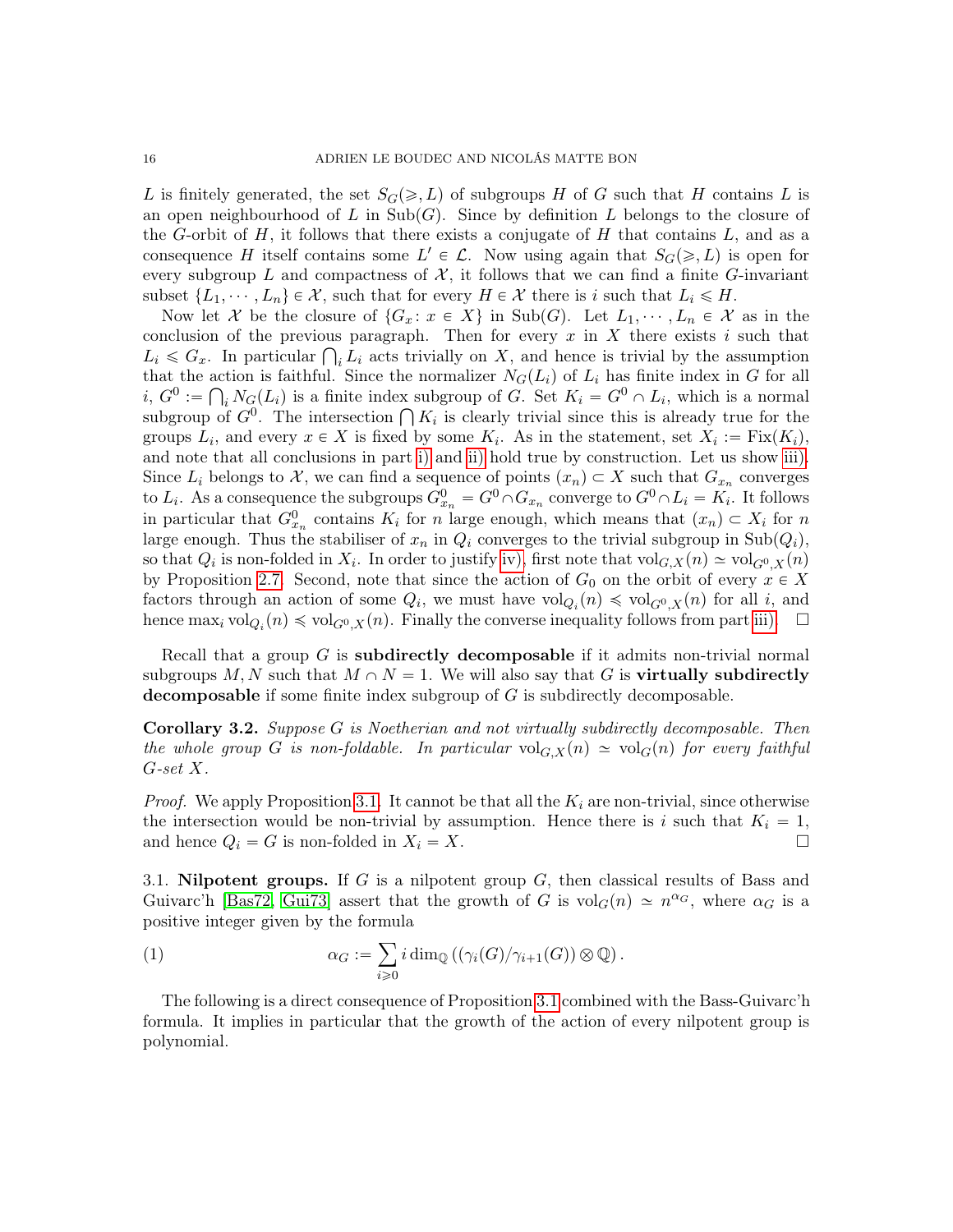$L$ is finitely generated, the set $S_G(\geqslant, L)$ of subgroups $H$ of $G$ such that $H$ contains $L$ is an open neighbourhood of $L$ in $\mathrm{Sub}(G)$. Since by definition $L$ belongs to the closure of the $G$-orbit of $H$, it follows that there exists a conjugate of $H$ that contains $L$, and as a consequence $H$ itself contains some $L' \in \mathcal{L}$. Now using again that $S_G(\geqslant, L)$ is open for every subgroup $L$ and compactness of $\mathcal{X}$, it follows that we can find a finite $G$-invariant subset $\{L_1, \cdots, L_n\} \in \mathcal{X}$, such that for every $H \in \mathcal{X}$ there is $i$ such that $L_i \leqslant H$.

Now let $\mathcal{X}$ be the closure of $\{G_x : x \in X\}$ in $\mathrm{Sub}(G)$. Let $L_1, \cdots, L_n \in \mathcal{X}$ as in the conclusion of the previous paragraph. Then for every $x$ in $X$ there exists $i$ such that $L_i \leqslant G_x$. In particular $\bigcap_i L_i$ acts trivially on $X$, and hence is trivial by the assumption that the action is faithful. Since the normalizer $N_G(L_i)$ of $L_i$ has finite index in $G$ for all $i$, $G^0 := \bigcap_i N_G(L_i)$ is a finite index subgroup of $G$. Set $K_i = G^0 \cap L_i$, which is a normal subgroup of $G^0$. The intersection $\bigcap K_i$ is clearly trivial since this is already true for the groups $L_i$, and every $x \in X$ is fixed by some $K_i$. As in the statement, set $X_i := \mathrm{Fix}(K_i)$, and note that all conclusions in part i) and ii) hold true by construction. Let us show iii). Since $L_i$ belongs to $\mathcal{X}$, we can find a sequence of points $(x_n) \subset X$ such that $G_{x_n}$ converges to $L_i$. As a consequence the subgroups $G^0_{x_n} = G^0 \cap G_{x_n}$ converge to $G^0 \cap L_i = K_i$. It follows in particular that $G^0_{x_n}$ contains $K_i$ for $n$ large enough, which means that $(x_n) \subset X_i$ for $n$ large enough. Thus the stabiliser of $x_n$ in $Q_i$ converges to the trivial subgroup in $\mathrm{Sub}(Q_i)$, so that $Q_i$ is non-folded in $X_i$. In order to justify iv), first note that $\mathrm{vol}_{G,X}(n) \simeq \mathrm{vol}_{G^0,X}(n)$ by Proposition 2.7. Second, note that since the action of $G_0$ on the orbit of every $x \in X$ factors through an action of some $Q_i$, we must have $\mathrm{vol}_{Q_i}(n) \preccurlyeq \mathrm{vol}_{G^0,X}(n)$ for all $i$, and hence $\max_i \mathrm{vol}_{Q_i}(n) \preccurlyeq \mathrm{vol}_{G^0,X}(n)$. Finally the converse inequality follows from part iii). $\square$

Recall that a group $G$ is **subdirectly decomposable** if it admits non-trivial normal subgroups $M, N$ such that $M \cap N = 1$. We will also say that $G$ is **virtually subdirectly decomposable** if some finite index subgroup of $G$ is subdirectly decomposable.

**Corollary 3.2.** *Suppose $G$ is Noetherian and not virtually subdirectly decomposable. Then the whole group $G$ is non-foldable. In particular $\mathrm{vol}_{G,X}(n) \simeq \mathrm{vol}_G(n)$ for every faithful $G$-set $X$.*

*Proof.* We apply Proposition 3.1. It cannot be that all the $K_i$ are non-trivial, since otherwise the intersection would be non-trivial by assumption. Hence there is $i$ such that $K_i = 1$, and hence $Q_i = G$ is non-folded in $X_i = X$. $\square$

## 3.1. Nilpotent groups.

If $G$ is a nilpotent group $G$, then classical results of Bass and Guivarc'h [Bas72, Gui73] assert that the growth of $G$ is $\mathrm{vol}_G(n) \simeq n^{\alpha_G}$, where $\alpha_G$ is a positive integer given by the formula

$$\alpha_G := \sum_{i \geqslant 0} i \dim_{\mathbb{Q}} \left( (\gamma_i(G)/\gamma_{i+1}(G)) \otimes \mathbb{Q} \right). \tag{1}$$

The following is a direct consequence of Proposition 3.1 combined with the Bass-Guivarc'h formula. It implies in particular that the growth of the action of every nilpotent group is polynomial.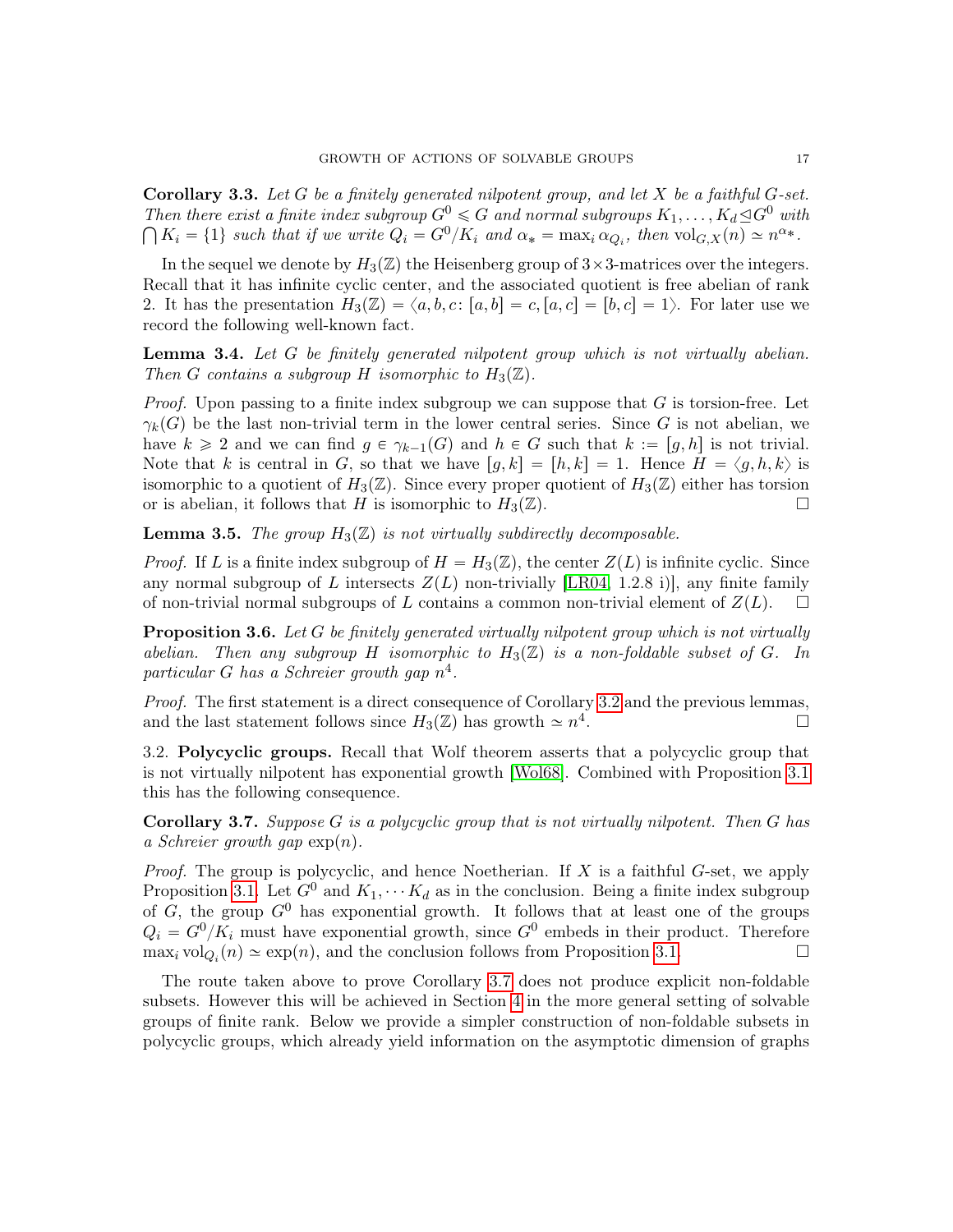**Corollary 3.3.** *Let $G$ be a finitely generated nilpotent group, and let $X$ be a faithful $G$-set. Then there exist a finite index subgroup $G^0 \leqslant G$ and normal subgroups $K_1, \dots, K_d \trianglelefteq G^0$ with $\bigcap K_i = \{1\}$ such that if we write $Q_i = G^0/K_i$ and $\alpha_* = \max_i \alpha_{Q_i}$, then $\mathrm{vol}_{G,X}(n) \simeq n^{\alpha_*}$.*

In the sequel we denote by $H_3(\mathbb{Z})$ the Heisenberg group of $3\times 3$-matrices over the integers. Recall that it has infinite cyclic center, and the associated quotient is free abelian of rank 2. It has the presentation $H_3(\mathbb{Z}) = \langle a, b, c \colon [a,b] = c, [a,c] = [b,c] = 1\rangle$. For later use we record the following well-known fact.

**Lemma 3.4.** *Let $G$ be finitely generated nilpotent group which is not virtually abelian. Then $G$ contains a subgroup $H$ isomorphic to $H_3(\mathbb{Z})$.*

*Proof.* Upon passing to a finite index subgroup we can suppose that $G$ is torsion-free. Let $\gamma_k(G)$ be the last non-trivial term in the lower central series. Since $G$ is not abelian, we have $k \geqslant 2$ and we can find $g \in \gamma_{k-1}(G)$ and $h \in G$ such that $k := [g,h]$ is not trivial. Note that $k$ is central in $G$, so that we have $[g,k] = [h,k] = 1$. Hence $H = \langle g, h, k\rangle$ is isomorphic to a quotient of $H_3(\mathbb{Z})$. Since every proper quotient of $H_3(\mathbb{Z})$ either has torsion or is abelian, it follows that $H$ is isomorphic to $H_3(\mathbb{Z})$. ☐

**Lemma 3.5.** *The group $H_3(\mathbb{Z})$ is not virtually subdirectly decomposable.*

*Proof.* If $L$ is a finite index subgroup of $H = H_3(\mathbb{Z})$, the center $Z(L)$ is infinite cyclic. Since any normal subgroup of $L$ intersects $Z(L)$ non-trivially [LR04, 1.2.8 i)], any finite family of non-trivial normal subgroups of $L$ contains a common non-trivial element of $Z(L)$. ☐

**Proposition 3.6.** *Let $G$ be finitely generated virtually nilpotent group which is not virtually abelian. Then any subgroup $H$ isomorphic to $H_3(\mathbb{Z})$ is a non-foldable subset of $G$. In particular $G$ has a Schreier growth gap $n^4$.*

*Proof.* The first statement is a direct consequence of Corollary 3.2 and the previous lemmas, and the last statement follows since $H_3(\mathbb{Z})$ has growth $\simeq n^4$. ☐

## 3.2. Polycyclic groups.

Recall that Wolf theorem asserts that a polycyclic group that is not virtually nilpotent has exponential growth [Wol68]. Combined with Proposition 3.1 this has the following consequence.

**Corollary 3.7.** *Suppose $G$ is a polycyclic group that is not virtually nilpotent. Then $G$ has a Schreier growth gap $\exp(n)$.*

*Proof.* The group is polycyclic, and hence Noetherian. If $X$ is a faithful $G$-set, we apply Proposition 3.1. Let $G^0$ and $K_1, \cdots K_d$ as in the conclusion. Being a finite index subgroup of $G$, the group $G^0$ has exponential growth. It follows that at least one of the groups $Q_i = G^0/K_i$ must have exponential growth, since $G^0$ embeds in their product. Therefore $\max_i \mathrm{vol}_{Q_i}(n) \simeq \exp(n)$, and the conclusion follows from Proposition 3.1. ☐

The route taken above to prove Corollary 3.7 does not produce explicit non-foldable subsets. However this will be achieved in Section 4 in the more general setting of solvable groups of finite rank. Below we provide a simpler construction of non-foldable subsets in polycyclic groups, which already yield information on the asymptotic dimension of graphs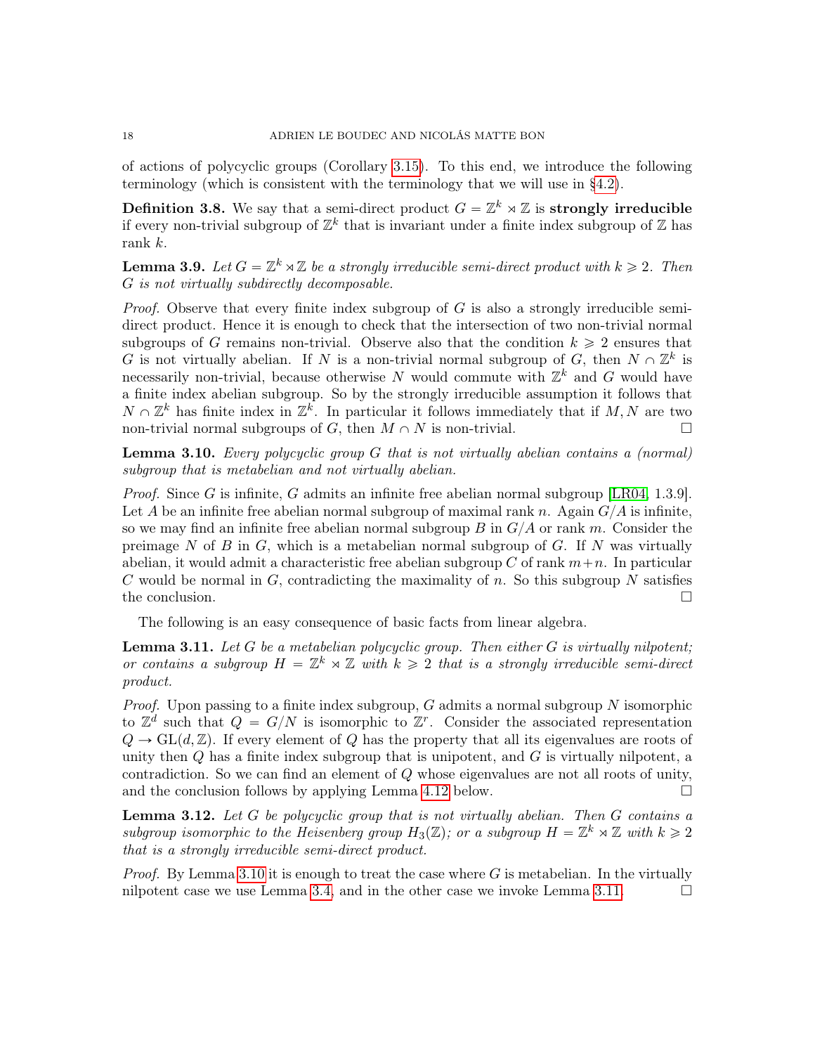of actions of polycyclic groups (Corollary 3.15). To this end, we introduce the following terminology (which is consistent with the terminology that we will use in §4.2).

**Definition 3.8.** We say that a semi-direct product $G = \mathbb{Z}^k \rtimes \mathbb{Z}$ is **strongly irreducible** if every non-trivial subgroup of $\mathbb{Z}^k$ that is invariant under a finite index subgroup of $\mathbb{Z}$ has rank $k$.

**Lemma 3.9.** *Let $G = \mathbb{Z}^k \rtimes \mathbb{Z}$ be a strongly irreducible semi-direct product with $k \geqslant 2$. Then $G$ is not virtually subdirectly decomposable.*

*Proof.* Observe that every finite index subgroup of $G$ is also a strongly irreducible semi-direct product. Hence it is enough to check that the intersection of two non-trivial normal subgroups of $G$ remains non-trivial. Observe also that the condition $k \geqslant 2$ ensures that $G$ is not virtually abelian. If $N$ is a non-trivial normal subgroup of $G$, then $N \cap \mathbb{Z}^k$ is necessarily non-trivial, because otherwise $N$ would commute with $\mathbb{Z}^k$ and $G$ would have a finite index abelian subgroup. So by the strongly irreducible assumption it follows that $N \cap \mathbb{Z}^k$ has finite index in $\mathbb{Z}^k$. In particular it follows immediately that if $M, N$ are two non-trivial normal subgroups of $G$, then $M \cap N$ is non-trivial. □

**Lemma 3.10.** *Every polycyclic group $G$ that is not virtually abelian contains a (normal) subgroup that is metabelian and not virtually abelian.*

*Proof.* Since $G$ is infinite, $G$ admits an infinite free abelian normal subgroup [LR04, 1.3.9]. Let $A$ be an infinite free abelian normal subgroup of maximal rank $n$. Again $G/A$ is infinite, so we may find an infinite free abelian normal subgroup $B$ in $G/A$ or rank $m$. Consider the preimage $N$ of $B$ in $G$, which is a metabelian normal subgroup of $G$. If $N$ was virtually abelian, it would admit a characteristic free abelian subgroup $C$ of rank $m+n$. In particular $C$ would be normal in $G$, contradicting the maximality of $n$. So this subgroup $N$ satisfies the conclusion. □

The following is an easy consequence of basic facts from linear algebra.

**Lemma 3.11.** *Let $G$ be a metabelian polycyclic group. Then either $G$ is virtually nilpotent; or contains a subgroup $H = \mathbb{Z}^k \rtimes \mathbb{Z}$ with $k \geqslant 2$ that is a strongly irreducible semi-direct product.*

*Proof.* Upon passing to a finite index subgroup, $G$ admits a normal subgroup $N$ isomorphic to $\mathbb{Z}^d$ such that $Q = G/N$ is isomorphic to $\mathbb{Z}^r$. Consider the associated representation $Q \to \mathrm{GL}(d, \mathbb{Z})$. If every element of $Q$ has the property that all its eigenvalues are roots of unity then $Q$ has a finite index subgroup that is unipotent, and $G$ is virtually nilpotent, a contradiction. So we can find an element of $Q$ whose eigenvalues are not all roots of unity, and the conclusion follows by applying Lemma 4.12 below. □

**Lemma 3.12.** *Let $G$ be polycyclic group that is not virtually abelian. Then $G$ contains a subgroup isomorphic to the Heisenberg group $H_3(\mathbb{Z})$; or a subgroup $H = \mathbb{Z}^k \rtimes \mathbb{Z}$ with $k \geqslant 2$ that is a strongly irreducible semi-direct product.*

*Proof.* By Lemma 3.10 it is enough to treat the case where $G$ is metabelian. In the virtually nilpotent case we use Lemma 3.4, and in the other case we invoke Lemma 3.11. □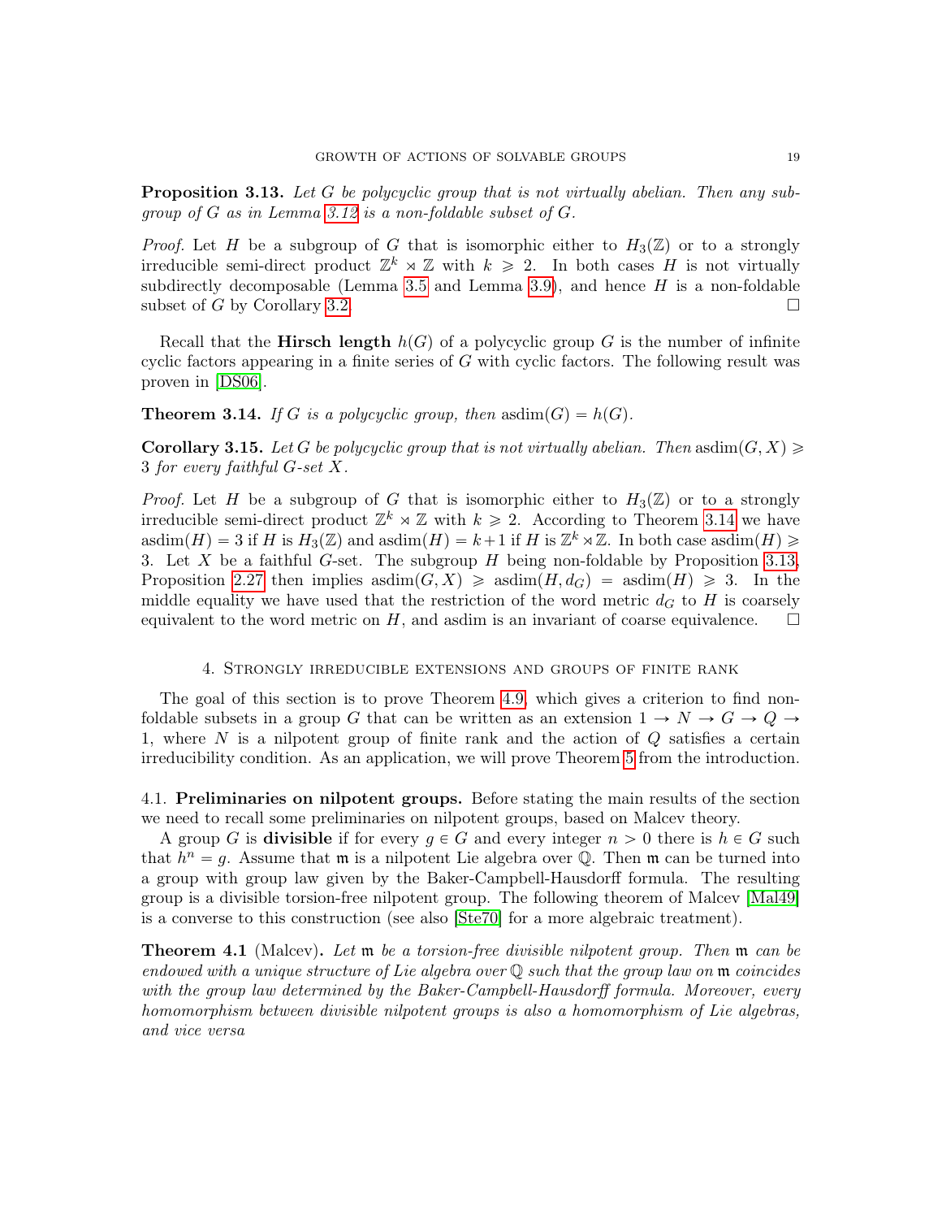**Proposition 3.13.** *Let $G$ be polycyclic group that is not virtually abelian. Then any subgroup of $G$ as in Lemma 3.12 is a non-foldable subset of $G$.*

*Proof.* Let $H$ be a subgroup of $G$ that is isomorphic either to $H_3(\mathbb{Z})$ or to a strongly irreducible semi-direct product $\mathbb{Z}^k \rtimes \mathbb{Z}$ with $k \geqslant 2$. In both cases $H$ is not virtually subdirectly decomposable (Lemma 3.5 and Lemma 3.9), and hence $H$ is a non-foldable subset of $G$ by Corollary 3.2. □

Recall that the **Hirsch length** $h(G)$ of a polycyclic group $G$ is the number of infinite cyclic factors appearing in a finite series of $G$ with cyclic factors. The following result was proven in [DS06].

**Theorem 3.14.** *If $G$ is a polycyclic group, then* $\operatorname{asdim}(G) = h(G)$.

**Corollary 3.15.** *Let $G$ be polycyclic group that is not virtually abelian. Then* $\operatorname{asdim}(G, X) \geqslant 3$ *for every faithful $G$-set $X$.*

*Proof.* Let $H$ be a subgroup of $G$ that is isomorphic either to $H_3(\mathbb{Z})$ or to a strongly irreducible semi-direct product $\mathbb{Z}^k \rtimes \mathbb{Z}$ with $k \geqslant 2$. According to Theorem 3.14 we have $\operatorname{asdim}(H) = 3$ if $H$ is $H_3(\mathbb{Z})$ and $\operatorname{asdim}(H) = k+1$ if $H$ is $\mathbb{Z}^k \rtimes \mathbb{Z}$. In both case $\operatorname{asdim}(H) \geqslant 3$. Let $X$ be a faithful $G$-set. The subgroup $H$ being non-foldable by Proposition 3.13, Proposition 2.27 then implies $\operatorname{asdim}(G, X) \geqslant \operatorname{asdim}(H, d_G) = \operatorname{asdim}(H) \geqslant 3$. In the middle equality we have used that the restriction of the word metric $d_G$ to $H$ is coarsely equivalent to the word metric on $H$, and asdim is an invariant of coarse equivalence. □

## 4. Strongly irreducible extensions and groups of finite rank

The goal of this section is to prove Theorem 4.9, which gives a criterion to find non-foldable subsets in a group $G$ that can be written as an extension $1 \to N \to G \to Q \to 1$, where $N$ is a nilpotent group of finite rank and the action of $Q$ satisfies a certain irreducibility condition. As an application, we will prove Theorem 5 from the introduction.

### 4.1. Preliminaries on nilpotent groups.

Before stating the main results of the section we need to recall some preliminaries on nilpotent groups, based on Malcev theory.

A group $G$ is **divisible** if for every $g \in G$ and every integer $n > 0$ there is $h \in G$ such that $h^n = g$. Assume that $\mathfrak{m}$ is a nilpotent Lie algebra over $\mathbb{Q}$. Then $\mathfrak{m}$ can be turned into a group with group law given by the Baker-Campbell-Hausdorff formula. The resulting group is a divisible torsion-free nilpotent group. The following theorem of Malcev [Mal49] is a converse to this construction (see also [Stc70] for a more algebraic treatment).

**Theorem 4.1** (Malcev)**.** *Let $\mathfrak{m}$ be a torsion-free divisible nilpotent group. Then $\mathfrak{m}$ can be endowed with a unique structure of Lie algebra over $\mathbb{Q}$ such that the group law on $\mathfrak{m}$ coincides with the group law determined by the Baker-Campbell-Hausdorff formula. Moreover, every homomorphism between divisible nilpotent groups is also a homomorphism of Lie algebras, and vice versa*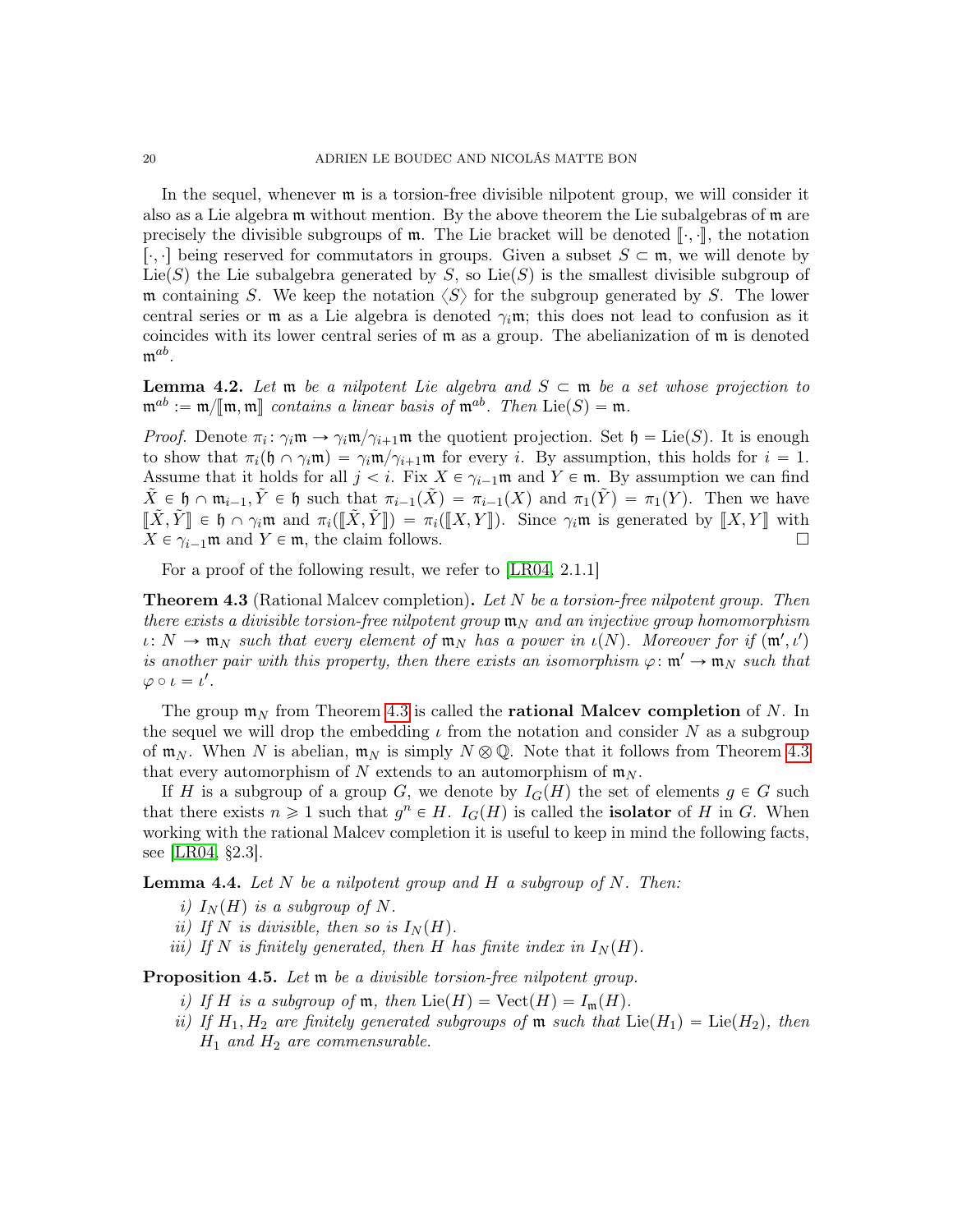In the sequel, whenever $\mathfrak{m}$ is a torsion-free divisible nilpotent group, we will consider it also as a Lie algebra $\mathfrak{m}$ without mention. By the above theorem the Lie subalgebras of $\mathfrak{m}$ are precisely the divisible subgroups of $\mathfrak{m}$. The Lie bracket will be denoted $[\![\cdot,\cdot]\!]$, the notation $[\cdot,\cdot]$ being reserved for commutators in groups. Given a subset $S \subset \mathfrak{m}$, we will denote by $\mathrm{Lie}(S)$ the Lie subalgebra generated by $S$, so $\mathrm{Lie}(S)$ is the smallest divisible subgroup of $\mathfrak{m}$ containing $S$. We keep the notation $\langle S \rangle$ for the subgroup generated by $S$. The lower central series or $\mathfrak{m}$ as a Lie algebra is denoted $\gamma_i \mathfrak{m}$; this does not lead to confusion as it coincides with its lower central series of $\mathfrak{m}$ as a group. The abelianization of $\mathfrak{m}$ is denoted $\mathfrak{m}^{ab}$.

**Lemma 4.2.** *Let $\mathfrak{m}$ be a nilpotent Lie algebra and $S \subset \mathfrak{m}$ be a set whose projection to $\mathfrak{m}^{ab} := \mathfrak{m}/[\![\mathfrak{m},\mathfrak{m}]\!]$ contains a linear basis of $\mathfrak{m}^{ab}$. Then $\mathrm{Lie}(S) = \mathfrak{m}$.*

*Proof.* Denote $\pi_i \colon \gamma_i\mathfrak{m} \to \gamma_i\mathfrak{m}/\gamma_{i+1}\mathfrak{m}$ the quotient projection. Set $\mathfrak{h} = \mathrm{Lie}(S)$. It is enough to show that $\pi_i(\mathfrak{h} \cap \gamma_i\mathfrak{m}) = \gamma_i\mathfrak{m}/\gamma_{i+1}\mathfrak{m}$ for every $i$. By assumption, this holds for $i = 1$. Assume that it holds for all $j < i$. Fix $X \in \gamma_{i-1}\mathfrak{m}$ and $Y \in \mathfrak{m}$. By assumption we can find $\tilde{X} \in \mathfrak{h} \cap \mathfrak{m}_{i-1}, \tilde{Y} \in \mathfrak{h}$ such that $\pi_{i-1}(\tilde{X}) = \pi_{i-1}(X)$ and $\pi_1(\tilde{Y}) = \pi_1(Y)$. Then we have $[\![\tilde{X},\tilde{Y}]\!] \in \mathfrak{h} \cap \gamma_i\mathfrak{m}$ and $\pi_i([\![\tilde{X},\tilde{Y}]\!]) = \pi_i([\![X,Y]\!])$. Since $\gamma_i\mathfrak{m}$ is generated by $[\![X,Y]\!]$ with $X \in \gamma_{i-1}\mathfrak{m}$ and $Y \in \mathfrak{m}$, the claim follows. $\square$

For a proof of the following result, we refer to [LR04, 2.1.1]

**Theorem 4.3** (Rational Malcev completion)**.** *Let $N$ be a torsion-free nilpotent group. Then there exists a divisible torsion-free nilpotent group $\mathfrak{m}_N$ and an injective group homomorphism $\iota \colon N \to \mathfrak{m}_N$ such that every element of $\mathfrak{m}_N$ has a power in $\iota(N)$. Moreover for if $(\mathfrak{m}', \iota')$ is another pair with this property, then there exists an isomorphism $\varphi \colon \mathfrak{m}' \to \mathfrak{m}_N$ such that $\varphi \circ \iota = \iota'$.*

The group $\mathfrak{m}_N$ from Theorem 4.3 is called the **rational Malcev completion** of $N$. In the sequel we will drop the embedding $\iota$ from the notation and consider $N$ as a subgroup of $\mathfrak{m}_N$. When $N$ is abelian, $\mathfrak{m}_N$ is simply $N \otimes \mathbb{Q}$. Note that it follows from Theorem 4.3 that every automorphism of $N$ extends to an automorphism of $\mathfrak{m}_N$.

If $H$ is a subgroup of a group $G$, we denote by $I_G(H)$ the set of elements $g \in G$ such that there exists $n \geqslant 1$ such that $g^n \in H$. $I_G(H)$ is called the **isolator** of $H$ in $G$. When working with the rational Malcev completion it is useful to keep in mind the following facts, see [LR04, §2.3].

**Lemma 4.4.** *Let $N$ be a nilpotent group and $H$ a subgroup of $N$. Then:*

*i) $I_N(H)$ is a subgroup of $N$.*

*ii) If $N$ is divisible, then so is $I_N(H)$.*

*iii) If $N$ is finitely generated, then $H$ has finite index in $I_N(H)$.*

**Proposition 4.5.** *Let $\mathfrak{m}$ be a divisible torsion-free nilpotent group.*

*i) If $H$ is a subgroup of $\mathfrak{m}$, then $\mathrm{Lie}(H) = \mathrm{Vect}(H) = I_{\mathfrak{m}}(H)$.*

*ii) If $H_1, H_2$ are finitely generated subgroups of $\mathfrak{m}$ such that $\mathrm{Lie}(H_1) = \mathrm{Lie}(H_2)$, then $H_1$ and $H_2$ are commensurable.*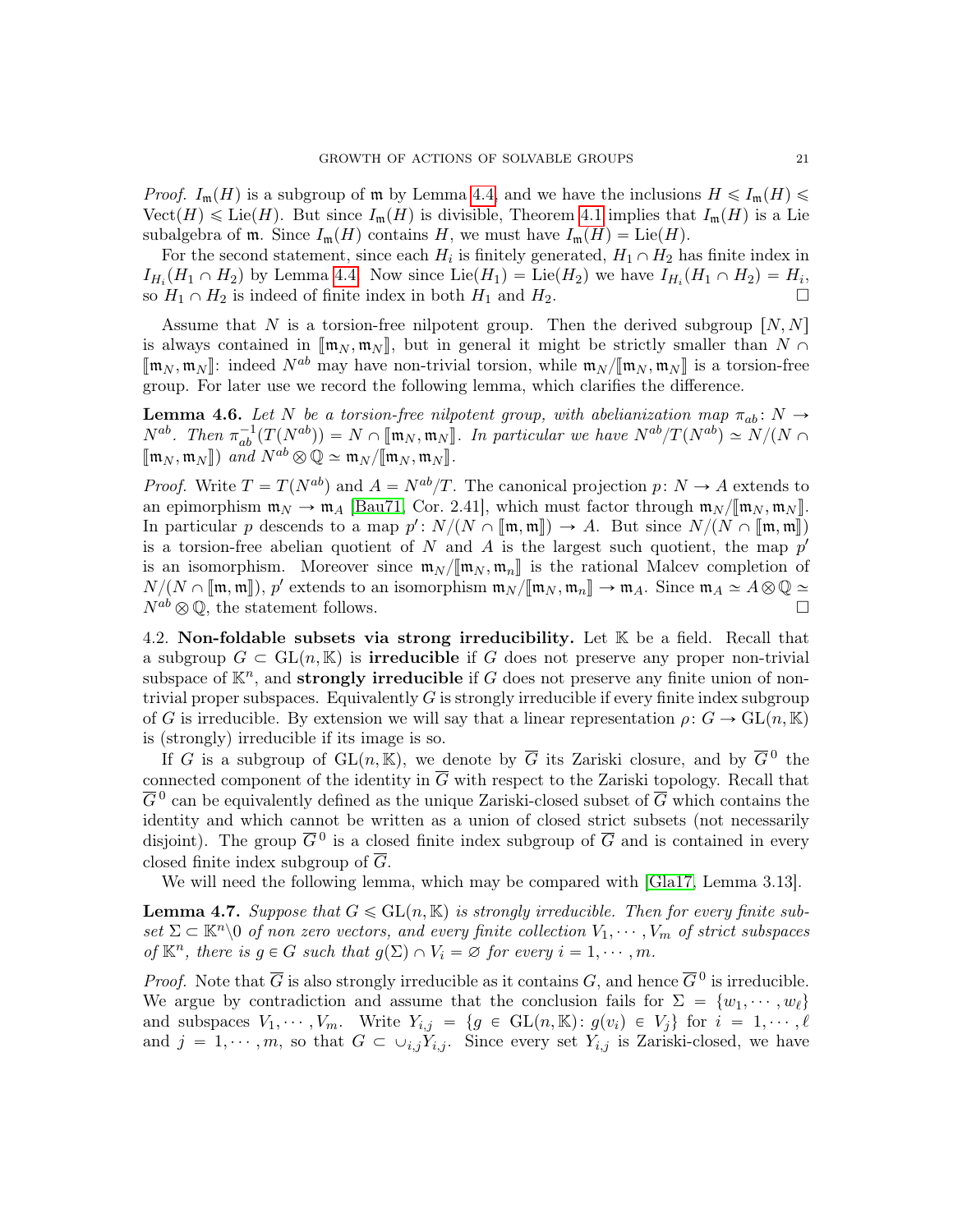*Proof.* $I_{\mathfrak{m}}(H)$ is a subgroup of $\mathfrak{m}$ by Lemma 4.4, and we have the inclusions $H \leqslant I_{\mathfrak{m}}(H) \leqslant \mathrm{Vect}(H) \leqslant \mathrm{Lie}(H)$. But since $I_{\mathfrak{m}}(H)$ is divisible, Theorem 4.1 implies that $I_{\mathfrak{m}}(H)$ is a Lie subalgebra of $\mathfrak{m}$. Since $I_{\mathfrak{m}}(H)$ contains $H$, we must have $I_{\mathfrak{m}}(H) = \mathrm{Lie}(H)$.

For the second statement, since each $H_i$ is finitely generated, $H_1 \cap H_2$ has finite index in $I_{H_i}(H_1 \cap H_2)$ by Lemma 4.4. Now since $\mathrm{Lie}(H_1) = \mathrm{Lie}(H_2)$ we have $I_{H_i}(H_1 \cap H_2) = H_i$, so $H_1 \cap H_2$ is indeed of finite index in both $H_1$ and $H_2$. □

Assume that $N$ is a torsion-free nilpotent group. Then the derived subgroup $[N, N]$ is always contained in $[\![\mathfrak{m}_N, \mathfrak{m}_N]\!]$, but in general it might be strictly smaller than $N \cap [\![\mathfrak{m}_N, \mathfrak{m}_N]\!]$: indeed $N^{ab}$ may have non-trivial torsion, while $\mathfrak{m}_N/[\![\mathfrak{m}_N, \mathfrak{m}_N]\!]$ is a torsion-free group. For later use we record the following lemma, which clarifies the difference.

**Lemma 4.6.** *Let $N$ be a torsion-free nilpotent group, with abelianization map $\pi_{ab}\colon N \to N^{ab}$. Then $\pi_{ab}^{-1}(T(N^{ab})) = N \cap [\![\mathfrak{m}_N, \mathfrak{m}_N]\!]$. In particular we have $N^{ab}/T(N^{ab}) \simeq N/(N \cap [\![\mathfrak{m}_N, \mathfrak{m}_N]\!])$ and $N^{ab} \otimes \mathbb{Q} \simeq \mathfrak{m}_N/[\![\mathfrak{m}_N, \mathfrak{m}_N]\!]$.*

*Proof.* Write $T = T(N^{ab})$ and $A = N^{ab}/T$. The canonical projection $p\colon N \to A$ extends to an epimorphism $\mathfrak{m}_N \to \mathfrak{m}_A$ [Bau71, Cor. 2.41], which must factor through $\mathfrak{m}_N/[\![\mathfrak{m}_N, \mathfrak{m}_N]\!]$. In particular $p$ descends to a map $p'\colon N/(N \cap [\![\mathfrak{m}, \mathfrak{m}]\!]) \to A$. But since $N/(N \cap [\![\mathfrak{m}, \mathfrak{m}]\!])$ is a torsion-free abelian quotient of $N$ and $A$ is the largest such quotient, the map $p'$ is an isomorphism. Moreover since $\mathfrak{m}_N/[\![\mathfrak{m}_N, \mathfrak{m}_n]\!]$ is the rational Malcev completion of $N/(N \cap [\![\mathfrak{m}, \mathfrak{m}]\!])$, $p'$ extends to an isomorphism $\mathfrak{m}_N/[\![\mathfrak{m}_N, \mathfrak{m}_n]\!] \to \mathfrak{m}_A$. Since $\mathfrak{m}_A \simeq A \otimes \mathbb{Q} \simeq N^{ab} \otimes \mathbb{Q}$, the statement follows. □

4.2. **Non-foldable subsets via strong irreducibility.** Let $\mathbb{K}$ be a field. Recall that a subgroup $G \subset \mathrm{GL}(n, \mathbb{K})$ is **irreducible** if $G$ does not preserve any proper non-trivial subspace of $\mathbb{K}^n$, and **strongly irreducible** if $G$ does not preserve any finite union of non-trivial proper subspaces. Equivalently $G$ is strongly irreducible if every finite index subgroup of $G$ is irreducible. By extension we will say that a linear representation $\rho\colon G \to \mathrm{GL}(n, \mathbb{K})$ is (strongly) irreducible if its image is so.

If $G$ is a subgroup of $\mathrm{GL}(n, \mathbb{K})$, we denote by $\overline{G}$ its Zariski closure, and by $\overline{G}^{\,0}$ the connected component of the identity in $\overline{G}$ with respect to the Zariski topology. Recall that $\overline{G}^{\,0}$ can be equivalently defined as the unique Zariski-closed subset of $\overline{G}$ which contains the identity and which cannot be written as a union of closed strict subsets (not necessarily disjoint). The group $\overline{G}^{\,0}$ is a closed finite index subgroup of $\overline{G}$ and is contained in every closed finite index subgroup of $\overline{G}$.

We will need the following lemma, which may be compared with [Gla17, Lemma 3.13].

**Lemma 4.7.** *Suppose that $G \leqslant \mathrm{GL}(n, \mathbb{K})$ is strongly irreducible. Then for every finite subset $\Sigma \subset \mathbb{K}^n \backslash 0$ of non zero vectors, and every finite collection $V_1, \cdots, V_m$ of strict subspaces of $\mathbb{K}^n$, there is $g \in G$ such that $g(\Sigma) \cap V_i = \varnothing$ for every $i = 1, \cdots, m$.*

*Proof.* Note that $\overline{G}$ is also strongly irreducible as it contains $G$, and hence $\overline{G}^{\,0}$ is irreducible. We argue by contradiction and assume that the conclusion fails for $\Sigma = \{w_1, \cdots, w_\ell\}$ and subspaces $V_1, \cdots, V_m$. Write $Y_{i,j} = \{g \in \mathrm{GL}(n, \mathbb{K})\colon g(v_i) \in V_j\}$ for $i = 1, \cdots, \ell$ and $j = 1, \cdots, m$, so that $G \subset \cup_{i,j} Y_{i,j}$. Since every set $Y_{i,j}$ is Zariski-closed, we have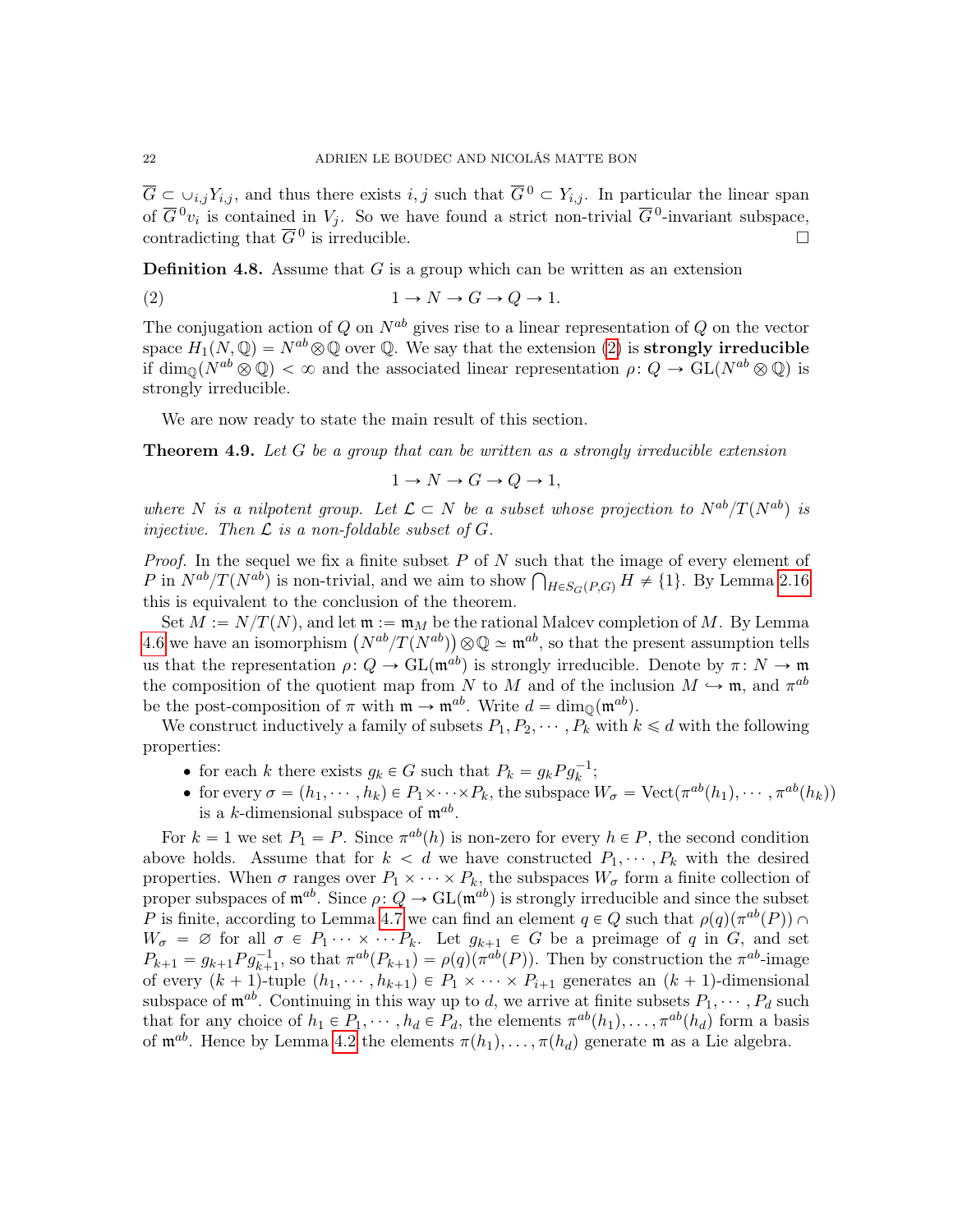$\overline{G} \subset \cup_{i,j} Y_{i,j}$, and thus there exists $i, j$ such that $\overline{G}^0 \subset Y_{i,j}$. In particular the linear span of $\overline{G}^0 v_i$ is contained in $V_j$. So we have found a strict non-trivial $\overline{G}^0$-invariant subspace, contradicting that $\overline{G}^0$ is irreducible. □

**Definition 4.8.** Assume that $G$ is a group which can be written as an extension

$$1 \to N \to G \to Q \to 1. \tag{2}$$

The conjugation action of $Q$ on $N^{ab}$ gives rise to a linear representation of $Q$ on the vector space $H_1(N, \mathbb{Q}) = N^{ab} \otimes \mathbb{Q}$ over $\mathbb{Q}$. We say that the extension (2) is **strongly irreducible** if $\dim_{\mathbb{Q}}(N^{ab} \otimes \mathbb{Q}) < \infty$ and the associated linear representation $\rho\colon Q \to \mathrm{GL}(N^{ab} \otimes \mathbb{Q})$ is strongly irreducible.

We are now ready to state the main result of this section.

**Theorem 4.9.** *Let $G$ be a group that can be written as a strongly irreducible extension*

$$1 \to N \to G \to Q \to 1,$$

*where $N$ is a nilpotent group. Let $\mathcal{L} \subset N$ be a subset whose projection to $N^{ab}/T(N^{ab})$ is injective. Then $\mathcal{L}$ is a non-foldable subset of $G$.*

*Proof.* In the sequel we fix a finite subset $P$ of $N$ such that the image of every element of $P$ in $N^{ab}/T(N^{ab})$ is non-trivial, and we aim to show $\bigcap_{H \in S_G(P,G)} H \neq \{1\}$. By Lemma 2.16 this is equivalent to the conclusion of the theorem.

Set $M := N/T(N)$, and let $\mathfrak{m} := \mathfrak{m}_M$ be the rational Malcev completion of $M$. By Lemma 4.6 we have an isomorphism $\left(N^{ab}/T(N^{ab})\right) \otimes \mathbb{Q} \simeq \mathfrak{m}^{ab}$, so that the present assumption tells us that the representation $\rho\colon Q \to \mathrm{GL}(\mathfrak{m}^{ab})$ is strongly irreducible. Denote by $\pi\colon N \to \mathfrak{m}$ the composition of the quotient map from $N$ to $M$ and of the inclusion $M \hookrightarrow \mathfrak{m}$, and $\pi^{ab}$ be the post-composition of $\pi$ with $\mathfrak{m} \to \mathfrak{m}^{ab}$. Write $d = \dim_{\mathbb{Q}}(\mathfrak{m}^{ab})$.

We construct inductively a family of subsets $P_1, P_2, \cdots, P_k$ with $k \leqslant d$ with the following properties:

- for each $k$ there exists $g_k \in G$ such that $P_k = g_k P g_k^{-1}$;
- for every $\sigma = (h_1, \cdots, h_k) \in P_1 \times \cdots \times P_k$, the subspace $W_\sigma = \mathrm{Vect}(\pi^{ab}(h_1), \cdots, \pi^{ab}(h_k))$ is a $k$-dimensional subspace of $\mathfrak{m}^{ab}$.

For $k = 1$ we set $P_1 = P$. Since $\pi^{ab}(h)$ is non-zero for every $h \in P$, the second condition above holds. Assume that for $k < d$ we have constructed $P_1, \cdots, P_k$ with the desired properties. When $\sigma$ ranges over $P_1 \times \cdots \times P_k$, the subspaces $W_\sigma$ form a finite collection of proper subspaces of $\mathfrak{m}^{ab}$. Since $\rho\colon Q \to \mathrm{GL}(\mathfrak{m}^{ab})$ is strongly irreducible and since the subset $P$ is finite, according to Lemma 4.7 we can find an element $q \in Q$ such that $\rho(q)(\pi^{ab}(P)) \cap W_\sigma = \varnothing$ for all $\sigma \in P_1 \cdots \times \cdots P_k$. Let $g_{k+1} \in G$ be a preimage of $q$ in $G$, and set $P_{k+1} = g_{k+1} P g_{k+1}^{-1}$, so that $\pi^{ab}(P_{k+1}) = \rho(q)(\pi^{ab}(P))$. Then by construction the $\pi^{ab}$-image of every $(k+1)$-tuple $(h_1, \cdots, h_{k+1}) \in P_1 \times \cdots \times P_{i+1}$ generates an $(k+1)$-dimensional subspace of $\mathfrak{m}^{ab}$. Continuing in this way up to $d$, we arrive at finite subsets $P_1, \cdots, P_d$ such that for any choice of $h_1 \in P_1, \cdots, h_d \in P_d$, the elements $\pi^{ab}(h_1), \ldots, \pi^{ab}(h_d)$ form a basis of $\mathfrak{m}^{ab}$. Hence by Lemma 4.2 the elements $\pi(h_1), \ldots, \pi(h_d)$ generate $\mathfrak{m}$ as a Lie algebra.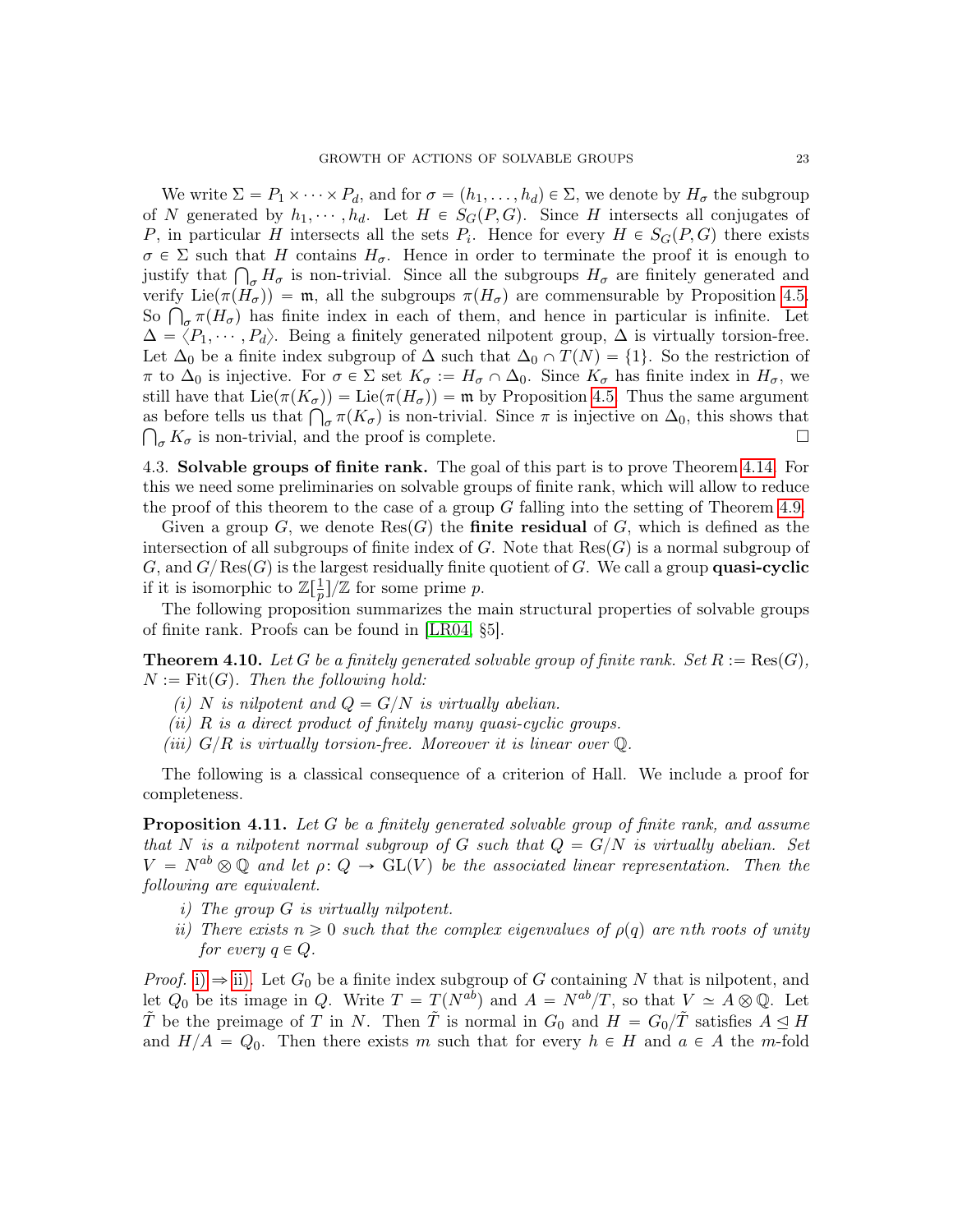We write $\Sigma = P_1 \times \cdots \times P_d$, and for $\sigma = (h_1, \ldots, h_d) \in \Sigma$, we denote by $H_\sigma$ the subgroup of $N$ generated by $h_1, \cdots, h_d$. Let $H \in S_G(P, G)$. Since $H$ intersects all conjugates of $P$, in particular $H$ intersects all the sets $P_i$. Hence for every $H \in S_G(P, G)$ there exists $\sigma \in \Sigma$ such that $H$ contains $H_\sigma$. Hence in order to terminate the proof it is enough to justify that $\bigcap_\sigma H_\sigma$ is non-trivial. Since all the subgroups $H_\sigma$ are finitely generated and verify $\mathrm{Lie}(\pi(H_\sigma)) = \mathfrak{m}$, all the subgroups $\pi(H_\sigma)$ are commensurable by Proposition 4.5. So $\bigcap_\sigma \pi(H_\sigma)$ has finite index in each of them, and hence in particular is infinite. Let $\Delta = \langle P_1, \cdots, P_d \rangle$. Being a finitely generated nilpotent group, $\Delta$ is virtually torsion-free. Let $\Delta_0$ be a finite index subgroup of $\Delta$ such that $\Delta_0 \cap T(N) = \{1\}$. So the restriction of $\pi$ to $\Delta_0$ is injective. For $\sigma \in \Sigma$ set $K_\sigma := H_\sigma \cap \Delta_0$. Since $K_\sigma$ has finite index in $H_\sigma$, we still have that $\mathrm{Lie}(\pi(K_\sigma)) = \mathrm{Lie}(\pi(H_\sigma)) = \mathfrak{m}$ by Proposition 4.5. Thus the same argument as before tells us that $\bigcap_\sigma \pi(K_\sigma)$ is non-trivial. Since $\pi$ is injective on $\Delta_0$, this shows that $\bigcap_\sigma K_\sigma$ is non-trivial, and the proof is complete. ∎

### 4.3. Solvable groups of finite rank.

The goal of this part is to prove Theorem 4.14. For this we need some preliminaries on solvable groups of finite rank, which will allow to reduce the proof of this theorem to the case of a group $G$ falling into the setting of Theorem 4.9.

Given a group $G$, we denote $\mathrm{Res}(G)$ the **finite residual** of $G$, which is defined as the intersection of all subgroups of finite index of $G$. Note that $\mathrm{Res}(G)$ is a normal subgroup of $G$, and $G/\mathrm{Res}(G)$ is the largest residually finite quotient of $G$. We call a group **quasi-cyclic** if it is isomorphic to $\mathbb{Z}[\frac{1}{p}]/\mathbb{Z}$ for some prime $p$.

The following proposition summarizes the main structural properties of solvable groups of finite rank. Proofs can be found in [LR04, §5].

**Theorem 4.10.** *Let $G$ be a finitely generated solvable group of finite rank. Set $R := \mathrm{Res}(G)$, $N := \mathrm{Fit}(G)$. Then the following hold:*

*(i) $N$ is nilpotent and $Q = G/N$ is virtually abelian.*

*(ii) $R$ is a direct product of finitely many quasi-cyclic groups.*

*(iii) $G/R$ is virtually torsion-free. Moreover it is linear over $\mathbb{Q}$.*

The following is a classical consequence of a criterion of Hall. We include a proof for completeness.

**Proposition 4.11.** *Let $G$ be a finitely generated solvable group of finite rank, and assume that $N$ is a nilpotent normal subgroup of $G$ such that $Q = G/N$ is virtually abelian. Set $V = N^{ab} \otimes \mathbb{Q}$ and let $\rho \colon Q \to \mathrm{GL}(V)$ be the associated linear representation. Then the following are equivalent.*

*i) The group $G$ is virtually nilpotent.*

*ii) There exists $n \geqslant 0$ such that the complex eigenvalues of $\rho(q)$ are $n$th roots of unity for every $q \in Q$.*

*Proof.* i) $\Rightarrow$ ii). Let $G_0$ be a finite index subgroup of $G$ containing $N$ that is nilpotent, and let $Q_0$ be its image in $Q$. Write $T = T(N^{ab})$ and $A = N^{ab}/T$, so that $V \simeq A \otimes \mathbb{Q}$. Let $\tilde{T}$ be the preimage of $T$ in $N$. Then $\tilde{T}$ is normal in $G_0$ and $H = G_0/\tilde{T}$ satisfies $A \trianglelefteq H$ and $H/A = Q_0$. Then there exists $m$ such that for every $h \in H$ and $a \in A$ the $m$-fold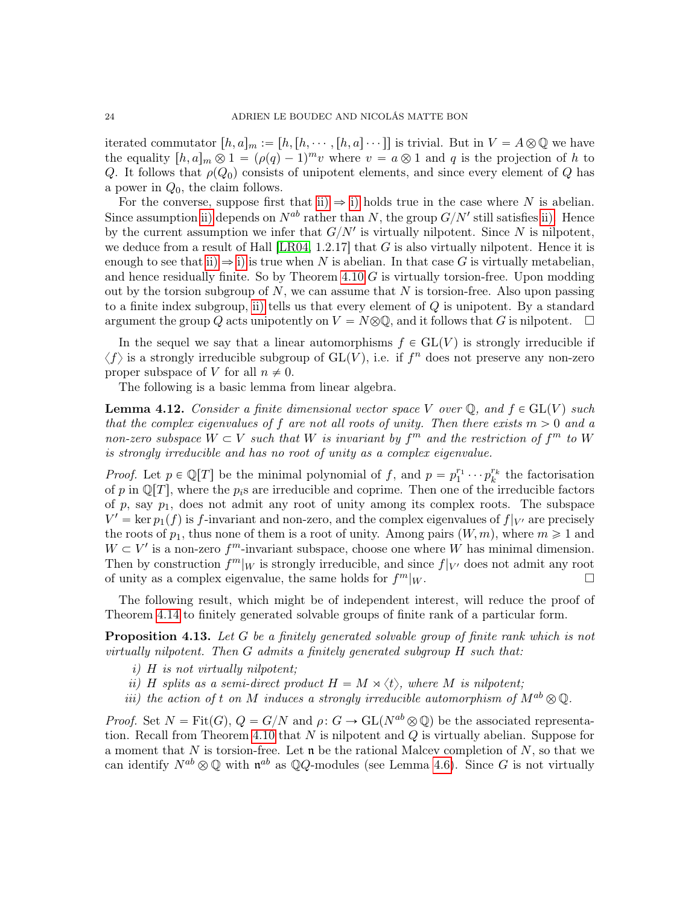iterated commutator $[h, a]_m := [h, [h, \cdots, [h, a] \cdots]]$ is trivial. But in $V = A \otimes \mathbb{Q}$ we have the equality $[h, a]_m \otimes 1 = (\rho(q) - 1)^m v$ where $v = a \otimes 1$ and $q$ is the projection of $h$ to $Q$. It follows that $\rho(Q_0)$ consists of unipotent elements, and since every element of $Q$ has a power in $Q_0$, the claim follows.

For the converse, suppose first that ii) $\Rightarrow$ i) holds true in the case where $N$ is abelian. Since assumption ii) depends on $N^{ab}$ rather than $N$, the group $G/N'$ still satisfies ii). Hence by the current assumption we infer that $G/N'$ is virtually nilpotent. Since $N$ is nilpotent, we deduce from a result of Hall [LR04, 1.2.17] that $G$ is also virtually nilpotent. Hence it is enough to see that ii) $\Rightarrow$ i) is true when $N$ is abelian. In that case $G$ is virtually metabelian, and hence residually finite. So by Theorem 4.10 $G$ is virtually torsion-free. Upon modding out by the torsion subgroup of $N$, we can assume that $N$ is torsion-free. Also upon passing to a finite index subgroup, ii) tells us that every element of $Q$ is unipotent. By a standard argument the group $Q$ acts unipotently on $V = N \otimes \mathbb{Q}$, and it follows that $G$ is nilpotent. $\square$

In the sequel we say that a linear automorphisms $f \in \mathrm{GL}(V)$ is strongly irreducible if $\langle f \rangle$ is a strongly irreducible subgroup of $\mathrm{GL}(V)$, i.e. if $f^n$ does not preserve any non-zero proper subspace of $V$ for all $n \neq 0$.

The following is a basic lemma from linear algebra.

**Lemma 4.12.** *Consider a finite dimensional vector space $V$ over $\mathbb{Q}$, and $f \in \mathrm{GL}(V)$ such that the complex eigenvalues of $f$ are not all roots of unity. Then there exists $m > 0$ and a non-zero subspace $W \subset V$ such that $W$ is invariant by $f^m$ and the restriction of $f^m$ to $W$ is strongly irreducible and has no root of unity as a complex eigenvalue.*

*Proof.* Let $p \in \mathbb{Q}[T]$ be the minimal polynomial of $f$, and $p = p_1^{r_1} \cdots p_k^{r_k}$ the factorisation of $p$ in $\mathbb{Q}[T]$, where the $p_i$s are irreducible and coprime. Then one of the irreducible factors of $p$, say $p_1$, does not admit any root of unity among its complex roots. The subspace $V' = \ker p_1(f)$ is $f$-invariant and non-zero, and the complex eigenvalues of $f|_{V'}$ are precisely the roots of $p_1$, thus none of them is a root of unity. Among pairs $(W, m)$, where $m \geqslant 1$ and $W \subset V'$ is a non-zero $f^m$-invariant subspace, choose one where $W$ has minimal dimension. Then by construction $f^m|_W$ is strongly irreducible, and since $f|_{V'}$ does not admit any root of unity as a complex eigenvalue, the same holds for $f^m|_W$. $\square$

The following result, which might be of independent interest, will reduce the proof of Theorem 4.14 to finitely generated solvable groups of finite rank of a particular form.

**Proposition 4.13.** *Let $G$ be a finitely generated solvable group of finite rank which is not virtually nilpotent. Then $G$ admits a finitely generated subgroup $H$ such that:*

*i) $H$ is not virtually nilpotent;*
*ii) $H$ splits as a semi-direct product $H = M \rtimes \langle t \rangle$, where $M$ is nilpotent;*
*iii) the action of $t$ on $M$ induces a strongly irreducible automorphism of $M^{ab} \otimes \mathbb{Q}$.*

*Proof.* Set $N = \mathrm{Fit}(G)$, $Q = G/N$ and $\rho\colon G \to \mathrm{GL}(N^{ab} \otimes \mathbb{Q})$ be the associated representation. Recall from Theorem 4.10 that $N$ is nilpotent and $Q$ is virtually abelian. Suppose for a moment that $N$ is torsion-free. Let $\mathfrak{n}$ be the rational Malcev completion of $N$, so that we can identify $N^{ab} \otimes \mathbb{Q}$ with $\mathfrak{n}^{ab}$ as $\mathbb{Q}Q$-modules (see Lemma 4.6). Since $G$ is not virtually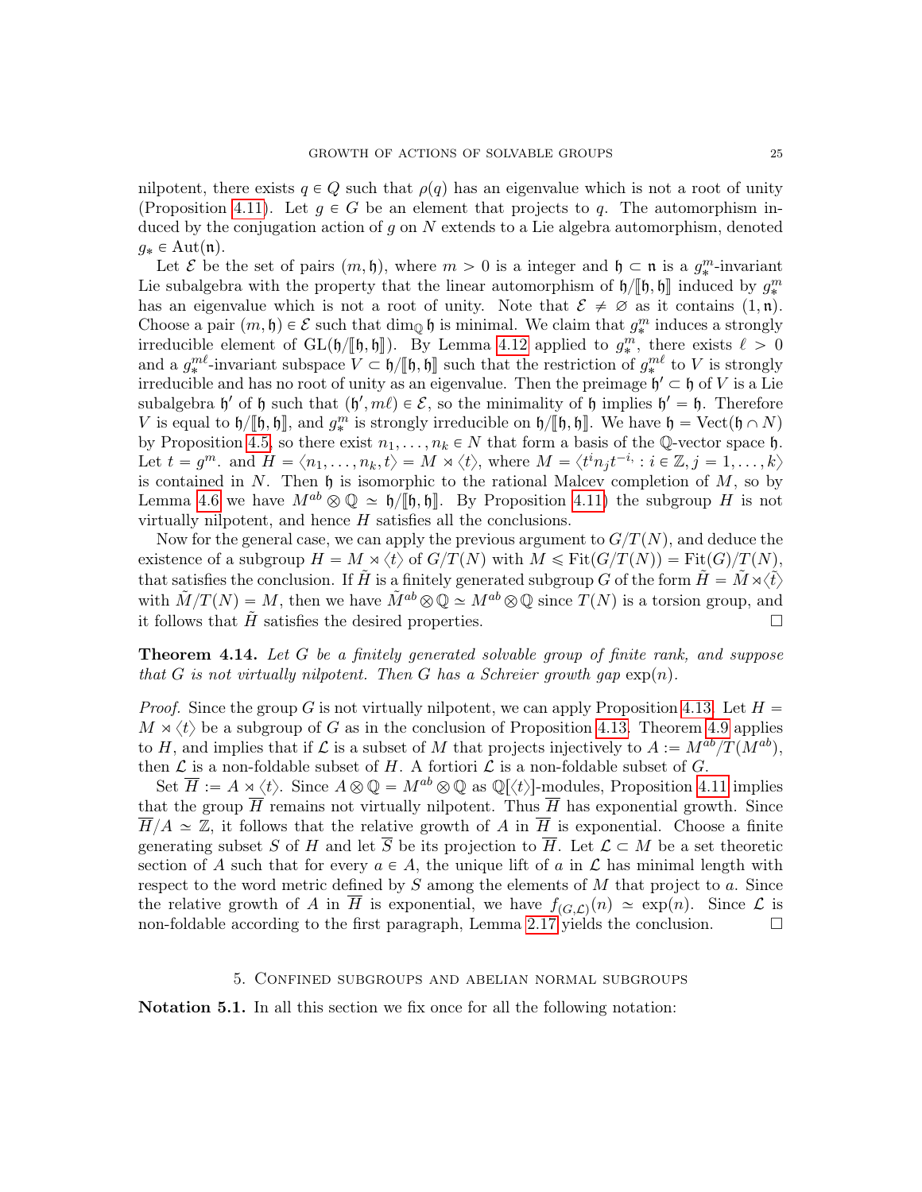nilpotent, there exists $q \in Q$ such that $\rho(q)$ has an eigenvalue which is not a root of unity (Proposition 4.11). Let $g \in G$ be an element that projects to $q$. The automorphism induced by the conjugation action of $g$ on $N$ extends to a Lie algebra automorphism, denoted $g_* \in \mathrm{Aut}(\mathfrak{n})$.

Let $\mathcal{E}$ be the set of pairs $(m, \mathfrak{h})$, where $m > 0$ is a integer and $\mathfrak{h} \subset \mathfrak{n}$ is a $g_*^m$-invariant Lie subalgebra with the property that the linear automorphism of $\mathfrak{h}/[\![\mathfrak{h}, \mathfrak{h}]\!]$ induced by $g_*^m$ has an eigenvalue which is not a root of unity. Note that $\mathcal{E} \neq \varnothing$ as it contains $(1, \mathfrak{n})$. Choose a pair $(m, \mathfrak{h}) \in \mathcal{E}$ such that $\dim_{\mathbb{Q}} \mathfrak{h}$ is minimal. We claim that $g_*^m$ induces a strongly irreducible element of $\mathrm{GL}(\mathfrak{h}/[\![\mathfrak{h}, \mathfrak{h}]\!])$. By Lemma 4.12 applied to $g_*^m$, there exists $\ell > 0$ and a $g_*^{m\ell}$-invariant subspace $V \subset \mathfrak{h}/[\![\mathfrak{h}, \mathfrak{h}]\!]$ such that the restriction of $g_*^{m\ell}$ to $V$ is strongly irreducible and has no root of unity as an eigenvalue. Then the preimage $\mathfrak{h}' \subset \mathfrak{h}$ of $V$ is a Lie subalgebra $\mathfrak{h}'$ of $\mathfrak{h}$ such that $(\mathfrak{h}', m\ell) \in \mathcal{E}$, so the minimality of $\mathfrak{h}$ implies $\mathfrak{h}' = \mathfrak{h}$. Therefore $V$ is equal to $\mathfrak{h}/[\![\mathfrak{h}, \mathfrak{h}]\!]$, and $g_*^m$ is strongly irreducible on $\mathfrak{h}/[\![\mathfrak{h}, \mathfrak{h}]\!]$. We have $\mathfrak{h} = \mathrm{Vect}(\mathfrak{h} \cap N)$ by Proposition 4.5, so there exist $n_1, \ldots, n_k \in N$ that form a basis of the $\mathbb{Q}$-vector space $\mathfrak{h}$. Let $t = g^m$. and $H = \langle n_1, \ldots, n_k, t \rangle = M \rtimes \langle t \rangle$, where $M = \langle t^i n_j t^{-i}, : i \in \mathbb{Z}, j = 1, \ldots, k \rangle$ is contained in $N$. Then $\mathfrak{h}$ is isomorphic to the rational Malcev completion of $M$, so by Lemma 4.6 we have $M^{ab} \otimes \mathbb{Q} \simeq \mathfrak{h}/[\![\mathfrak{h}, \mathfrak{h}]\!]$. By Proposition 4.11) the subgroup $H$ is not virtually nilpotent, and hence $H$ satisfies all the conclusions.

Now for the general case, we can apply the previous argument to $G/T(N)$, and deduce the existence of a subgroup $H = M \rtimes \langle t \rangle$ of $G/T(N)$ with $M \leqslant \mathrm{Fit}(G/T(N)) = \mathrm{Fit}(G)/T(N)$, that satisfies the conclusion. If $\tilde{H}$ is a finitely generated subgroup $G$ of the form $\tilde{H} = \tilde{M} \rtimes \langle \tilde{t} \rangle$ with $\tilde{M}/T(N) = M$, then we have $\tilde{M}^{ab} \otimes \mathbb{Q} \simeq M^{ab} \otimes \mathbb{Q}$ since $T(N)$ is a torsion group, and it follows that $\tilde{H}$ satisfies the desired properties. □

**Theorem 4.14.** *Let $G$ be a finitely generated solvable group of finite rank, and suppose that $G$ is not virtually nilpotent. Then $G$ has a Schreier growth gap $\exp(n)$.*

*Proof.* Since the group $G$ is not virtually nilpotent, we can apply Proposition 4.13. Let $H = M \rtimes \langle t \rangle$ be a subgroup of $G$ as in the conclusion of Proposition 4.13. Theorem 4.9 applies to $H$, and implies that if $\mathcal{L}$ is a subset of $M$ that projects injectively to $A := M^{ab}/T(M^{ab})$, then $\mathcal{L}$ is a non-foldable subset of $H$. A fortiori $\mathcal{L}$ is a non-foldable subset of $G$.

Set $\overline{H} := A \rtimes \langle t \rangle$. Since $A \otimes \mathbb{Q} = M^{ab} \otimes \mathbb{Q}$ as $\mathbb{Q}[\langle t \rangle]$-modules, Proposition 4.11 implies that the group $\overline{H}$ remains not virtually nilpotent. Thus $\overline{H}$ has exponential growth. Since $\overline{H}/A \simeq \mathbb{Z}$, it follows that the relative growth of $A$ in $\overline{H}$ is exponential. Choose a finite generating subset $S$ of $H$ and let $\overline{S}$ be its projection to $\overline{H}$. Let $\mathcal{L} \subset M$ be a set theoretic section of $A$ such that for every $a \in A$, the unique lift of $a$ in $\mathcal{L}$ has minimal length with respect to the word metric defined by $S$ among the elements of $M$ that project to $a$. Since the relative growth of $A$ in $\overline{H}$ is exponential, we have $f_{(G,\mathcal{L})}(n) \simeq \exp(n)$. Since $\mathcal{L}$ is non-foldable according to the first paragraph, Lemma 2.17 yields the conclusion. □

## 5. Confined subgroups and abelian normal subgroups

**Notation 5.1.** In all this section we fix once for all the following notation: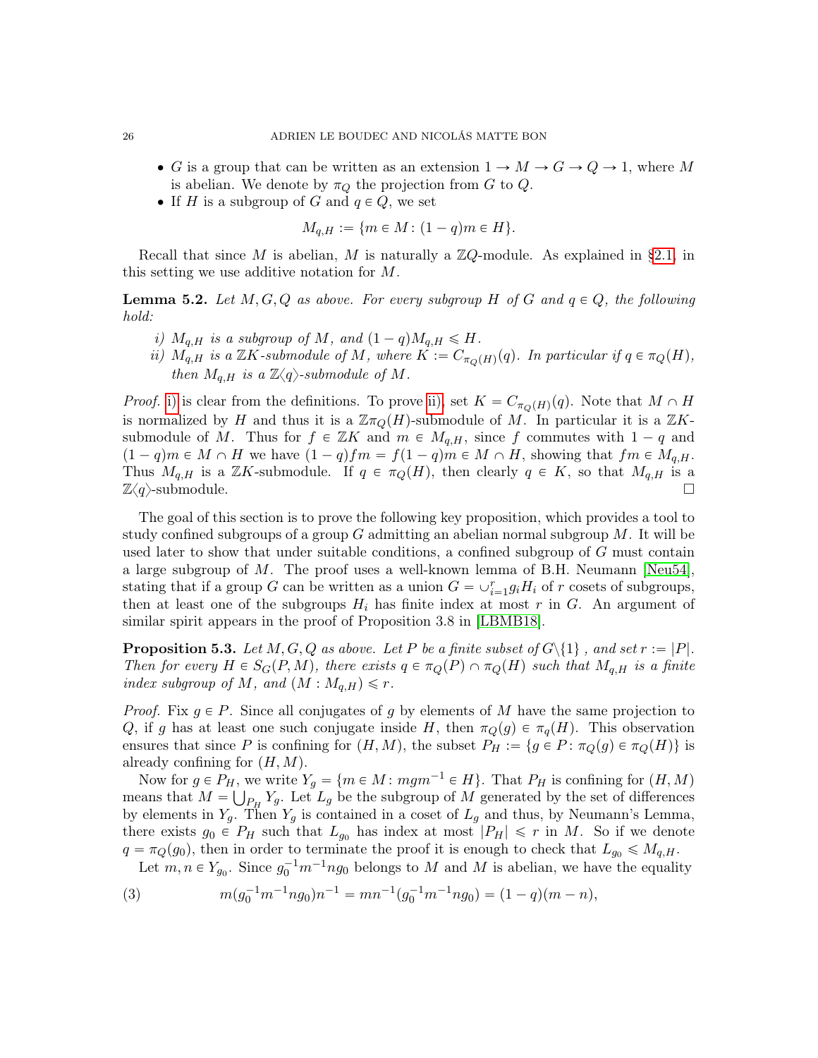- $G$ is a group that can be written as an extension $1 \to M \to G \to Q \to 1$, where $M$ is abelian. We denote by $\pi_Q$ the projection from $G$ to $Q$.
- If $H$ is a subgroup of $G$ and $q \in Q$, we set

$$M_{q,H} := \{m \in M : (1-q)m \in H\}.$$

Recall that since $M$ is abelian, $M$ is naturally a $\mathbb{Z}Q$-module. As explained in §2.1, in this setting we use additive notation for $M$.

**Lemma 5.2.** *Let $M, G, Q$ as above. For every subgroup $H$ of $G$ and $q \in Q$, the following hold:*

*i) $M_{q,H}$ is a subgroup of $M$, and $(1-q)M_{q,H} \leqslant H$.*
*ii) $M_{q,H}$ is a $\mathbb{Z}K$-submodule of $M$, where $K := C_{\pi_Q(H)}(q)$. In particular if $q \in \pi_Q(H)$, then $M_{q,H}$ is a $\mathbb{Z}\langle q\rangle$-submodule of $M$.*

*Proof.* i) is clear from the definitions. To prove ii), set $K = C_{\pi_Q(H)}(q)$. Note that $M \cap H$ is normalized by $H$ and thus it is a $\mathbb{Z}\pi_Q(H)$-submodule of $M$. In particular it is a $\mathbb{Z}K$-submodule of $M$. Thus for $f \in \mathbb{Z}K$ and $m \in M_{q,H}$, since $f$ commutes with $1-q$ and $(1-q)m \in M \cap H$ we have $(1-q)fm = f(1-q)m \in M \cap H$, showing that $fm \in M_{q,H}$. Thus $M_{q,H}$ is a $\mathbb{Z}K$-submodule. If $q \in \pi_Q(H)$, then clearly $q \in K$, so that $M_{q,H}$ is a $\mathbb{Z}\langle q\rangle$-submodule. □

The goal of this section is to prove the following key proposition, which provides a tool to study confined subgroups of a group $G$ admitting an abelian normal subgroup $M$. It will be used later to show that under suitable conditions, a confined subgroup of $G$ must contain a large subgroup of $M$. The proof uses a well-known lemma of B.H. Neumann [Neu54], stating that if a group $G$ can be written as a union $G = \cup_{i=1}^r g_i H_i$ of $r$ cosets of subgroups, then at least one of the subgroups $H_i$ has finite index at most $r$ in $G$. An argument of similar spirit appears in the proof of Proposition 3.8 in [LBMB18].

**Proposition 5.3.** *Let $M, G, Q$ as above. Let $P$ be a finite subset of $G\backslash\{1\}$ , and set $r := |P|$. Then for every $H \in S_G(P, M)$, there exists $q \in \pi_Q(P) \cap \pi_Q(H)$ such that $M_{q,H}$ is a finite index subgroup of $M$, and $(M : M_{q,H}) \leqslant r$.*

*Proof.* Fix $g \in P$. Since all conjugates of $g$ by elements of $M$ have the same projection to $Q$, if $g$ has at least one such conjugate inside $H$, then $\pi_Q(g) \in \pi_q(H)$. This observation ensures that since $P$ is confining for $(H, M)$, the subset $P_H := \{g \in P : \pi_Q(g) \in \pi_Q(H)\}$ is already confining for $(H, M)$.

Now for $g \in P_H$, we write $Y_g = \{m \in M : mgm^{-1} \in H\}$. That $P_H$ is confining for $(H, M)$ means that $M = \bigcup_{P_H} Y_g$. Let $L_g$ be the subgroup of $M$ generated by the set of differences by elements in $Y_g$. Then $Y_g$ is contained in a coset of $L_g$ and thus, by Neumann's Lemma, there exists $g_0 \in P_H$ such that $L_{g_0}$ has index at most $|P_H| \leqslant r$ in $M$. So if we denote $q = \pi_Q(g_0)$, then in order to terminate the proof it is enough to check that $L_{g_0} \leqslant M_{q,H}$.

Let $m, n \in Y_{g_0}$. Since $g_0^{-1}m^{-1}ng_0$ belongs to $M$ and $M$ is abelian, we have the equality

$$m(g_0^{-1}m^{-1}ng_0)n^{-1} = mn^{-1}(g_0^{-1}m^{-1}ng_0) = (1-q)(m-n), \tag{3}$$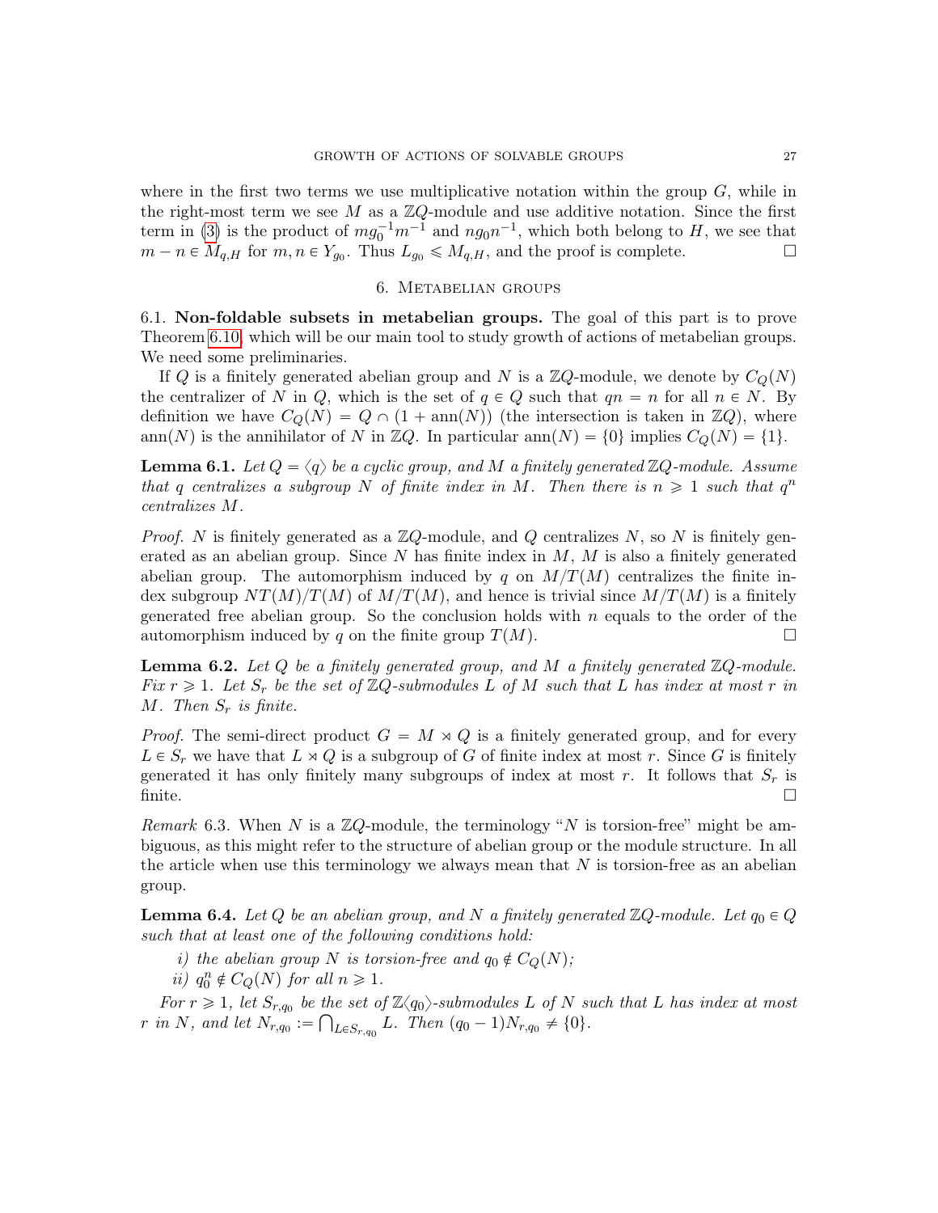where in the first two terms we use multiplicative notation within the group $G$, while in the right-most term we see $M$ as a $\mathbb{Z}Q$-module and use additive notation. Since the first term in (3) is the product of $mg_0^{-1}m^{-1}$ and $ng_0n^{-1}$, which both belong to $H$, we see that $m - n \in M_{q,H}$ for $m, n \in Y_{g_0}$. Thus $L_{g_0} \leqslant M_{q,H}$, and the proof is complete. □

## 6. Metabelian groups

6.1. **Non-foldable subsets in metabelian groups.** The goal of this part is to prove Theorem 6.10, which will be our main tool to study growth of actions of metabelian groups. We need some preliminaries.

If $Q$ is a finitely generated abelian group and $N$ is a $\mathbb{Z}Q$-module, we denote by $C_Q(N)$ the centralizer of $N$ in $Q$, which is the set of $q \in Q$ such that $qn = n$ for all $n \in N$. By definition we have $C_Q(N) = Q \cap (1 + \mathrm{ann}(N))$ (the intersection is taken in $\mathbb{Z}Q$), where $\mathrm{ann}(N)$ is the annihilator of $N$ in $\mathbb{Z}Q$. In particular $\mathrm{ann}(N) = \{0\}$ implies $C_Q(N) = \{1\}$.

**Lemma 6.1.** *Let $Q = \langle q \rangle$ be a cyclic group, and $M$ a finitely generated $\mathbb{Z}Q$-module. Assume that $q$ centralizes a subgroup $N$ of finite index in $M$. Then there is $n \geqslant 1$ such that $q^n$ centralizes $M$.*

*Proof.* $N$ is finitely generated as a $\mathbb{Z}Q$-module, and $Q$ centralizes $N$, so $N$ is finitely generated as an abelian group. Since $N$ has finite index in $M$, $M$ is also a finitely generated abelian group. The automorphism induced by $q$ on $M/T(M)$ centralizes the finite index subgroup $NT(M)/T(M)$ of $M/T(M)$, and hence is trivial since $M/T(M)$ is a finitely generated free abelian group. So the conclusion holds with $n$ equals to the order of the automorphism induced by $q$ on the finite group $T(M)$. □

**Lemma 6.2.** *Let $Q$ be a finitely generated group, and $M$ a finitely generated $\mathbb{Z}Q$-module. Fix $r \geqslant 1$. Let $S_r$ be the set of $\mathbb{Z}Q$-submodules $L$ of $M$ such that $L$ has index at most $r$ in $M$. Then $S_r$ is finite.*

*Proof.* The semi-direct product $G = M \rtimes Q$ is a finitely generated group, and for every $L \in S_r$ we have that $L \rtimes Q$ is a subgroup of $G$ of finite index at most $r$. Since $G$ is finitely generated it has only finitely many subgroups of index at most $r$. It follows that $S_r$ is finite. □

*Remark* 6.3. When $N$ is a $\mathbb{Z}Q$-module, the terminology "$N$ is torsion-free" might be ambiguous, as this might refer to the structure of abelian group or the module structure. In all the article when use this terminology we always mean that $N$ is torsion-free as an abelian group.

**Lemma 6.4.** *Let $Q$ be an abelian group, and $N$ a finitely generated $\mathbb{Z}Q$-module. Let $q_0 \in Q$ such that at least one of the following conditions hold:*

*i) the abelian group $N$ is torsion-free and $q_0 \notin C_Q(N)$;*
*ii) $q_0^n \notin C_Q(N)$ for all $n \geqslant 1$.*

*For $r \geqslant 1$, let $S_{r,q_0}$ be the set of $\mathbb{Z}\langle q_0 \rangle$-submodules $L$ of $N$ such that $L$ has index at most $r$ in $N$, and let $N_{r,q_0} := \bigcap_{L \in S_{r,q_0}} L$. Then $(q_0 - 1)N_{r,q_0} \neq \{0\}$.*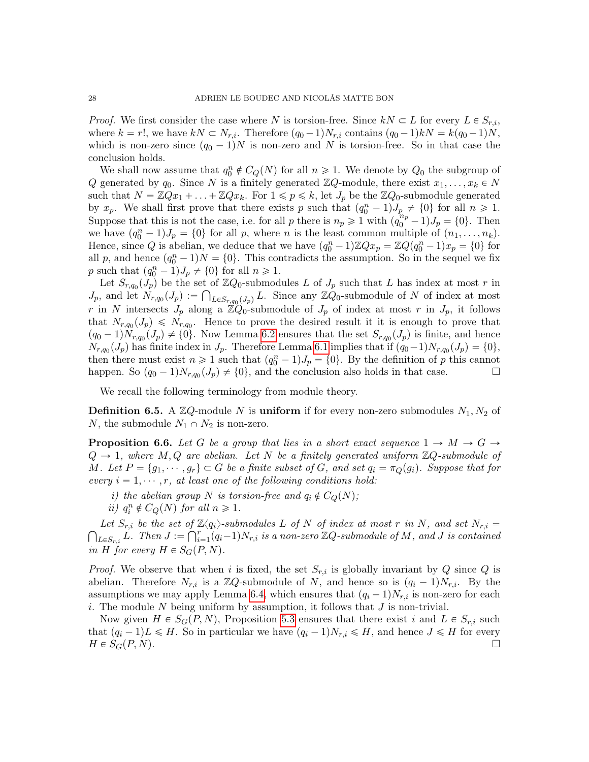*Proof.* We first consider the case where $N$ is torsion-free. Since $kN \subset L$ for every $L \in S_{r,i}$, where $k = r!$, we have $kN \subset N_{r,i}$. Therefore $(q_0 - 1)N_{r,i}$ contains $(q_0-1)kN = k(q_0-1)N$, which is non-zero since $(q_0 - 1)N$ is non-zero and $N$ is torsion-free. So in that case the conclusion holds.

We shall now assume that $q_0^n \notin C_Q(N)$ for all $n \geqslant 1$. We denote by $Q_0$ the subgroup of $Q$ generated by $q_0$. Since $N$ is a finitely generated $\mathbb{Z}Q$-module, there exist $x_1, \ldots, x_k \in N$ such that $N = \mathbb{Z}Qx_1 + \ldots + \mathbb{Z}Qx_k$. For $1 \leqslant p \leqslant k$, let $J_p$ be the $\mathbb{Z}Q_0$-submodule generated by $x_p$. We shall first prove that there exists $p$ such that $(q_0^n - 1)J_p \neq \{0\}$ for all $n \geqslant 1$. Suppose that this is not the case, i.e. for all $p$ there is $n_p \geqslant 1$ with $(q_0^{n_p} - 1)J_p = \{0\}$. Then we have $(q_0^n - 1)J_p = \{0\}$ for all $p$, where $n$ is the least common multiple of $(n_1, \ldots, n_k)$. Hence, since $Q$ is abelian, we deduce that we have $(q_0^n - 1)\mathbb{Z}Qx_p = \mathbb{Z}Q(q_0^n-1)x_p = \{0\}$ for all $p$, and hence $(q_0^n - 1)N = \{0\}$. This contradicts the assumption. So in the sequel we fix $p$ such that $(q_0^n - 1)J_p \neq \{0\}$ for all $n \geqslant 1$.

Let $S_{r,q_0}(J_p)$ be the set of $\mathbb{Z}Q_0$-submodules $L$ of $J_p$ such that $L$ has index at most $r$ in $J_p$, and let $N_{r,q_0}(J_p) := \bigcap_{L \in S_{r,q_0}(J_p)} L$. Since any $\mathbb{Z}Q_0$-submodule of $N$ of index at most $r$ in $N$ intersects $J_p$ along a $\mathbb{Z}Q_0$-submodule of $J_p$ of index at most $r$ in $J_p$, it follows that $N_{r,q_0}(J_p) \leqslant N_{r,q_0}$. Hence to prove the desired result it it is enough to prove that $(q_0 - 1)N_{r,q_0}(J_p) \neq \{0\}$. Now Lemma 6.2 ensures that the set $S_{r,q_0}(J_p)$ is finite, and hence $N_{r,q_0}(J_p)$ has finite index in $J_p$. Therefore Lemma 6.1 implies that if $(q_0-1)N_{r,q_0}(J_p) = \{0\}$, then there must exist $n \geqslant 1$ such that $(q_0^n - 1)J_p = \{0\}$. By the definition of $p$ this cannot happen. So $(q_0 - 1)N_{r,q_0}(J_p) \neq \{0\}$, and the conclusion also holds in that case. $\square$

We recall the following terminology from module theory.

**Definition 6.5.** A $\mathbb{Z}Q$-module $N$ is **uniform** if for every non-zero submodules $N_1, N_2$ of $N$, the submodule $N_1 \cap N_2$ is non-zero.

**Proposition 6.6.** *Let $G$ be a group that lies in a short exact sequence $1 \to M \to G \to Q \to 1$, where $M, Q$ are abelian. Let $N$ be a finitely generated uniform $\mathbb{Z}Q$-submodule of $M$. Let $P = \{g_1, \cdots, g_r\} \subset G$ be a finite subset of $G$, and set $q_i = \pi_Q(g_i)$. Suppose that for every $i = 1, \cdots, r$, at least one of the following conditions hold:*

*i) the abelian group $N$ is torsion-free and $q_i \notin C_Q(N)$;*

*ii) $q_i^n \notin C_Q(N)$ for all $n \geqslant 1$.*

*Let $S_{r,i}$ be the set of $\mathbb{Z}\langle q_i \rangle$-submodules $L$ of $N$ of index at most $r$ in $N$, and set $N_{r,i} = \bigcap_{L \in S_{r,i}} L$. Then $J := \bigcap_{i=1}^r (q_i - 1)N_{r,i}$ is a non-zero $\mathbb{Z}Q$-submodule of $M$, and $J$ is contained in $H$ for every $H \in S_G(P, N)$.*

*Proof.* We observe that when $i$ is fixed, the set $S_{r,i}$ is globally invariant by $Q$ since $Q$ is abelian. Therefore $N_{r,i}$ is a $\mathbb{Z}Q$-submodule of $N$, and hence so is $(q_i - 1)N_{r,i}$. By the assumptions we may apply Lemma 6.4, which ensures that $(q_i - 1)N_{r,i}$ is non-zero for each $i$. The module $N$ being uniform by assumption, it follows that $J$ is non-trivial.

Now given $H \in S_G(P, N)$, Proposition 5.3 ensures that there exist $i$ and $L \in S_{r,i}$ such that $(q_i - 1)L \leqslant H$. So in particular we have $(q_i - 1)N_{r,i} \leqslant H$, and hence $J \leqslant H$ for every $H \in S_G(P, N)$. $\square$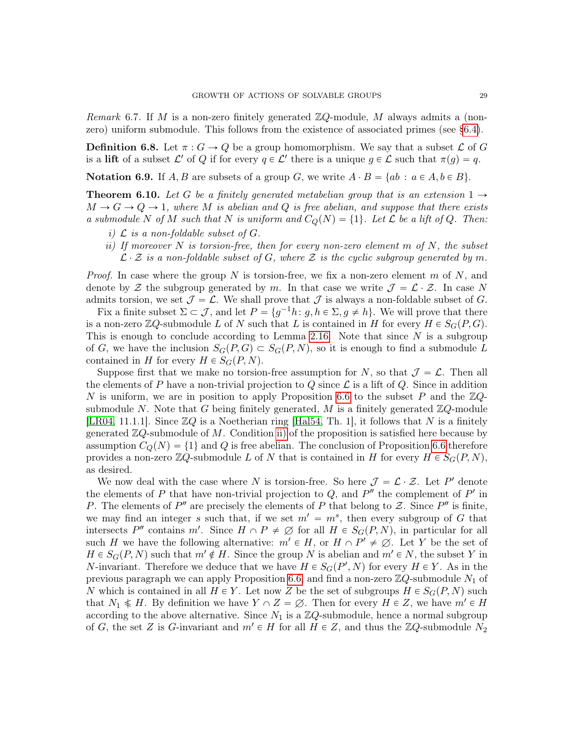*Remark* 6.7. If $M$ is a non-zero finitely generated $\mathbb{Z}Q$-module, $M$ always admits a (non-zero) uniform submodule. This follows from the existence of associated primes (see §6.4).

**Definition 6.8.** Let $\pi : G \to Q$ be a group homomorphism. We say that a subset $\mathcal{L}$ of $G$ is a **lift** of a subset $\mathcal{L}'$ of $Q$ if for every $q \in \mathcal{L}'$ there is a unique $g \in \mathcal{L}$ such that $\pi(g) = q$.

**Notation 6.9.** If $A, B$ are subsets of a group $G$, we write $A \cdot B = \{ab : a \in A, b \in B\}$.

**Theorem 6.10.** *Let $G$ be a finitely generated metabelian group that is an extension $1 \to M \to G \to Q \to 1$, where $M$ is abelian and $Q$ is free abelian, and suppose that there exists a submodule $N$ of $M$ such that $N$ is uniform and $C_Q(N) = \{1\}$. Let $\mathcal{L}$ be a lift of $Q$. Then:*

*i) $\mathcal{L}$ is a non-foldable subset of $G$.*

*ii) If moreover $N$ is torsion-free, then for every non-zero element $m$ of $N$, the subset $\mathcal{L} \cdot \mathcal{Z}$ is a non-foldable subset of $G$, where $\mathcal{Z}$ is the cyclic subgroup generated by $m$.*

*Proof.* In case where the group $N$ is torsion-free, we fix a non-zero element $m$ of $N$, and denote by $\mathcal{Z}$ the subgroup generated by $m$. In that case we write $\mathcal{J} = \mathcal{L} \cdot \mathcal{Z}$. In case $N$ admits torsion, we set $\mathcal{J} = \mathcal{L}$. We shall prove that $\mathcal{J}$ is always a non-foldable subset of $G$.

Fix a finite subset $\Sigma \subset \mathcal{J}$, and let $P = \{g^{-1}h : g, h \in \Sigma, g \neq h\}$. We will prove that there is a non-zero $\mathbb{Z}Q$-submodule $L$ of $N$ such that $L$ is contained in $H$ for every $H \in S_G(P, G)$. This is enough to conclude according to Lemma 2.16. Note that since $N$ is a subgroup of $G$, we have the inclusion $S_G(P, G) \subset S_G(P, N)$, so it is enough to find a submodule $L$ contained in $H$ for every $H \in S_G(P, N)$.

Suppose first that we make no torsion-free assumption for $N$, so that $\mathcal{J} = \mathcal{L}$. Then all the elements of $P$ have a non-trivial projection to $Q$ since $\mathcal{L}$ is a lift of $Q$. Since in addition $N$ is uniform, we are in position to apply Proposition 6.6 to the subset $P$ and the $\mathbb{Z}Q$-submodule $N$. Note that $G$ being finitely generated, $M$ is a finitely generated $\mathbb{Z}Q$-module [LR04, 11.1.1]. Since $\mathbb{Z}Q$ is a Noetherian ring [Hal54, Th. 1], it follows that $N$ is a finitely generated $\mathbb{Z}Q$-submodule of $M$. Condition ii) of the proposition is satisfied here because by assumption $C_Q(N) = \{1\}$ and $Q$ is free abelian. The conclusion of Proposition 6.6 therefore provides a non-zero $\mathbb{Z}Q$-submodule $L$ of $N$ that is contained in $H$ for every $H \in S_G(P, N)$, as desired.

We now deal with the case where $N$ is torsion-free. So here $\mathcal{J} = \mathcal{L} \cdot \mathcal{Z}$. Let $P'$ denote the elements of $P$ that have non-trivial projection to $Q$, and $P''$ the complement of $P'$ in $P$. The elements of $P''$ are precisely the elements of $P$ that belong to $\mathcal{Z}$. Since $P''$ is finite, we may find an integer $s$ such that, if we set $m' = m^s$, then every subgroup of $G$ that intersects $P''$ contains $m'$. Since $H \cap P \neq \varnothing$ for all $H \in S_G(P, N)$, in particular for all such $H$ we have the following alternative: $m' \in H$, or $H \cap P' \neq \varnothing$. Let $Y$ be the set of $H \in S_G(P, N)$ such that $m' \notin H$. Since the group $N$ is abelian and $m' \in N$, the subset $Y$ in $N$-invariant. Therefore we deduce that we have $H \in S_G(P', N)$ for every $H \in Y$. As in the previous paragraph we can apply Proposition 6.6 and find a non-zero $\mathbb{Z}Q$-submodule $N_1$ of $N$ which is contained in all $H \in Y$. Let now $Z$ be the set of subgroups $H \in S_G(P, N)$ such that $N_1 \nleq H$. By definition we have $Y \cap Z = \varnothing$. Then for every $H \in Z$, we have $m' \in H$ according to the above alternative. Since $N_1$ is a $\mathbb{Z}Q$-submodule, hence a normal subgroup of $G$, the set $Z$ is $G$-invariant and $m' \in H$ for all $H \in Z$, and thus the $\mathbb{Z}Q$-submodule $N_2$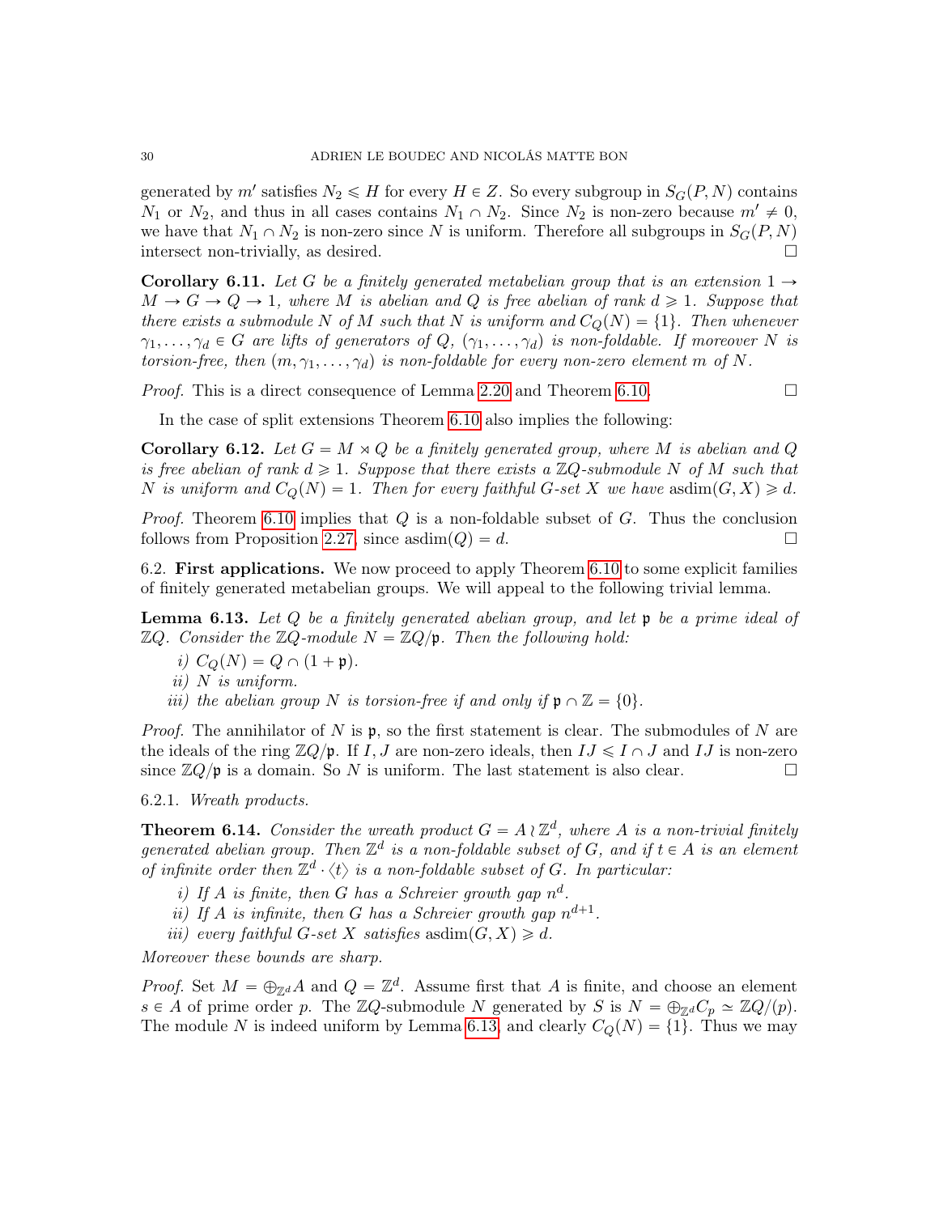generated by $m'$ satisfies $N_2 \leqslant H$ for every $H \in Z$. So every subgroup in $S_G(P, N)$ contains $N_1$ or $N_2$, and thus in all cases contains $N_1 \cap N_2$. Since $N_2$ is non-zero because $m' \neq 0$, we have that $N_1 \cap N_2$ is non-zero since $N$ is uniform. Therefore all subgroups in $S_G(P, N)$ intersect non-trivially, as desired. ☐

**Corollary 6.11.** *Let $G$ be a finitely generated metabelian group that is an extension $1 \to M \to G \to Q \to 1$, where $M$ is abelian and $Q$ is free abelian of rank $d \geqslant 1$. Suppose that there exists a submodule $N$ of $M$ such that $N$ is uniform and $C_Q(N) = \{1\}$. Then whenever $\gamma_1, \ldots, \gamma_d \in G$ are lifts of generators of $Q$, $(\gamma_1, \ldots, \gamma_d)$ is non-foldable. If moreover $N$ is torsion-free, then $(m, \gamma_1, \ldots, \gamma_d)$ is non-foldable for every non-zero element $m$ of $N$.*

*Proof.* This is a direct consequence of Lemma 2.20 and Theorem 6.10. ☐

In the case of split extensions Theorem 6.10 also implies the following:

**Corollary 6.12.** *Let $G = M \rtimes Q$ be a finitely generated group, where $M$ is abelian and $Q$ is free abelian of rank $d \geqslant 1$. Suppose that there exists a $\mathbb{Z}Q$-submodule $N$ of $M$ such that $N$ is uniform and $C_Q(N) = 1$. Then for every faithful $G$-set $X$ we have $\operatorname{asdim}(G, X) \geqslant d$.*

*Proof.* Theorem 6.10 implies that $Q$ is a non-foldable subset of $G$. Thus the conclusion follows from Proposition 2.27, since $\operatorname{asdim}(Q) = d$. ☐

6.2. **First applications.** We now proceed to apply Theorem 6.10 to some explicit families of finitely generated metabelian groups. We will appeal to the following trivial lemma.

**Lemma 6.13.** *Let $Q$ be a finitely generated abelian group, and let $\mathfrak{p}$ be a prime ideal of $\mathbb{Z}Q$. Consider the $\mathbb{Z}Q$-module $N = \mathbb{Z}Q/\mathfrak{p}$. Then the following hold:*

*i) $C_Q(N) = Q \cap (1 + \mathfrak{p})$.*
*ii) $N$ is uniform.*
*iii) the abelian group $N$ is torsion-free if and only if $\mathfrak{p} \cap \mathbb{Z} = \{0\}$.*

*Proof.* The annihilator of $N$ is $\mathfrak{p}$, so the first statement is clear. The submodules of $N$ are the ideals of the ring $\mathbb{Z}Q/\mathfrak{p}$. If $I, J$ are non-zero ideals, then $IJ \leqslant I \cap J$ and $IJ$ is non-zero since $\mathbb{Z}Q/\mathfrak{p}$ is a domain. So $N$ is uniform. The last statement is also clear. ☐

6.2.1. *Wreath products.*

**Theorem 6.14.** *Consider the wreath product $G = A \wr \mathbb{Z}^d$, where $A$ is a non-trivial finitely generated abelian group. Then $\mathbb{Z}^d$ is a non-foldable subset of $G$, and if $t \in A$ is an element of infinite order then $\mathbb{Z}^d \cdot \langle t \rangle$ is a non-foldable subset of $G$. In particular:*

*i) If $A$ is finite, then $G$ has a Schreier growth gap $n^d$.*
*ii) If $A$ is infinite, then $G$ has a Schreier growth gap $n^{d+1}$.*
*iii) every faithful $G$-set $X$ satisfies $\operatorname{asdim}(G, X) \geqslant d$.*

*Moreover these bounds are sharp.*

*Proof.* Set $M = \oplus_{\mathbb{Z}^d} A$ and $Q = \mathbb{Z}^d$. Assume first that $A$ is finite, and choose an element $s \in A$ of prime order $p$. The $\mathbb{Z}Q$-submodule $N$ generated by $S$ is $N = \oplus_{\mathbb{Z}^d} C_p \simeq \mathbb{Z}Q/(p)$. The module $N$ is indeed uniform by Lemma 6.13, and clearly $C_Q(N) = \{1\}$. Thus we may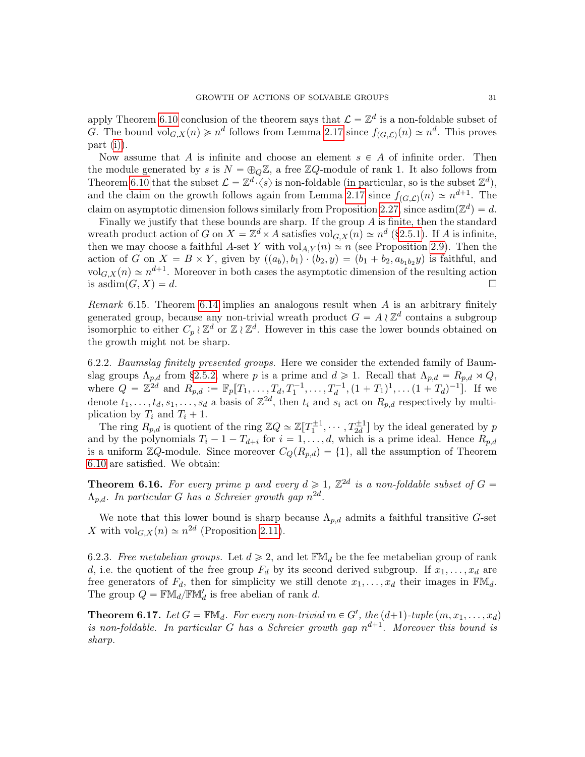apply Theorem 6.10 conclusion of the theorem says that $\mathcal{L} = \mathbb{Z}^d$ is a non-foldable subset of $G$. The bound $\mathrm{vol}_{G,X}(n) \geqslant n^d$ follows from Lemma 2.17 since $f_{(G,\mathcal{L})}(n) \simeq n^d$. This proves part (i).

Now assume that $A$ is infinite and choose an element $s \in A$ of infinite order. Then the module generated by $s$ is $N = \oplus_Q \mathbb{Z}$, a free $\mathbb{Z}Q$-module of rank 1. It also follows from Theorem 6.10 that the subset $\mathcal{L} = \mathbb{Z}^d \cdot \langle s \rangle$ is non-foldable (in particular, so is the subset $\mathbb{Z}^d$), and the claim on the growth follows again from Lemma 2.17 since $f_{(G,\mathcal{L})}(n) \simeq n^{d+1}$. The claim on asymptotic dimension follows similarly from Proposition 2.27, since $\mathrm{asdim}(\mathbb{Z}^d) = d$.

Finally we justify that these bounds are sharp. If the group $A$ is finite, then the standard wreath product action of $G$ on $X = \mathbb{Z}^d \times A$ satisfies $\mathrm{vol}_{G,X}(n) \simeq n^d$ (§2.5.1). If $A$ is infinite, then we may choose a faithful $A$-set $Y$ with $\mathrm{vol}_{A,Y}(n) \simeq n$ (see Proposition 2.9). Then the action of $G$ on $X = B \times Y$, given by $((a_b), b_1) \cdot (b_2, y) = (b_1 + b_2, a_{b_1 b_2} y)$ is faithful, and $\mathrm{vol}_{G,X}(n) \simeq n^{d+1}$. Moreover in both cases the asymptotic dimension of the resulting action is $\mathrm{asdim}(G, X) = d$. $\square$

*Remark* 6.15. Theorem 6.14 implies an analogous result when $A$ is an arbitrary finitely generated group, because any non-trivial wreath product $G = A \wr \mathbb{Z}^d$ contains a subgroup isomorphic to either $C_p \wr \mathbb{Z}^d$ or $\mathbb{Z} \wr \mathbb{Z}^d$. However in this case the lower bounds obtained on the growth might not be sharp.

6.2.2. *Baumslag finitely presented groups.* Here we consider the extended family of Baumslag groups $\Lambda_{p,d}$ from §2.5.2, where $p$ is a prime and $d \geqslant 1$. Recall that $\Lambda_{p,d} = R_{p,d} \rtimes Q$, where $Q = \mathbb{Z}^{2d}$ and $R_{p,d} := \mathbb{F}_p[T_1, \ldots, T_d, T_1^{-1}, \ldots, T_d^{-1}, (1+T_1)^1, \ldots (1+T_d)^{-1}]$. If we denote $t_1, \ldots, t_d, s_1, \ldots, s_d$ a basis of $\mathbb{Z}^{2d}$, then $t_i$ and $s_i$ act on $R_{p,d}$ respectively by multiplication by $T_i$ and $T_i + 1$.

The ring $R_{p,d}$ is quotient of the ring $\mathbb{Z}Q \simeq \mathbb{Z}[T_1^{\pm 1}, \cdots, T_{2d}^{\pm 1}]$ by the ideal generated by $p$ and by the polynomials $T_i - 1 - T_{d+i}$ for $i = 1, \ldots, d$, which is a prime ideal. Hence $R_{p,d}$ is a uniform $\mathbb{Z}Q$-module. Since moreover $C_Q(R_{p,d}) = \{1\}$, all the assumption of Theorem 6.10 are satisfied. We obtain:

**Theorem 6.16.** *For every prime $p$ and every $d \geqslant 1$, $\mathbb{Z}^{2d}$ is a non-foldable subset of $G = \Lambda_{p,d}$. In particular $G$ has a Schreier growth gap $n^{2d}$.*

We note that this lower bound is sharp because $\Lambda_{p,d}$ admits a faithful transitive $G$-set $X$ with $\mathrm{vol}_{G,X}(n) \simeq n^{2d}$ (Proposition 2.11).

6.2.3. *Free metabelian groups.* Let $d \geqslant 2$, and let $\mathbb{FM}_d$ be the fee metabelian group of rank $d$, i.e. the quotient of the free group $F_d$ by its second derived subgroup. If $x_1, \ldots, x_d$ are free generators of $F_d$, then for simplicity we still denote $x_1, \ldots, x_d$ their images in $\mathbb{FM}_d$. The group $Q = \mathbb{FM}_d / \mathbb{FM}_d'$ is free abelian of rank $d$.

**Theorem 6.17.** *Let $G = \mathbb{FM}_d$. For every non-trivial $m \in G'$, the $(d+1)$-tuple $(m, x_1, \ldots, x_d)$ is non-foldable. In particular $G$ has a Schreier growth gap $n^{d+1}$. Moreover this bound is sharp.*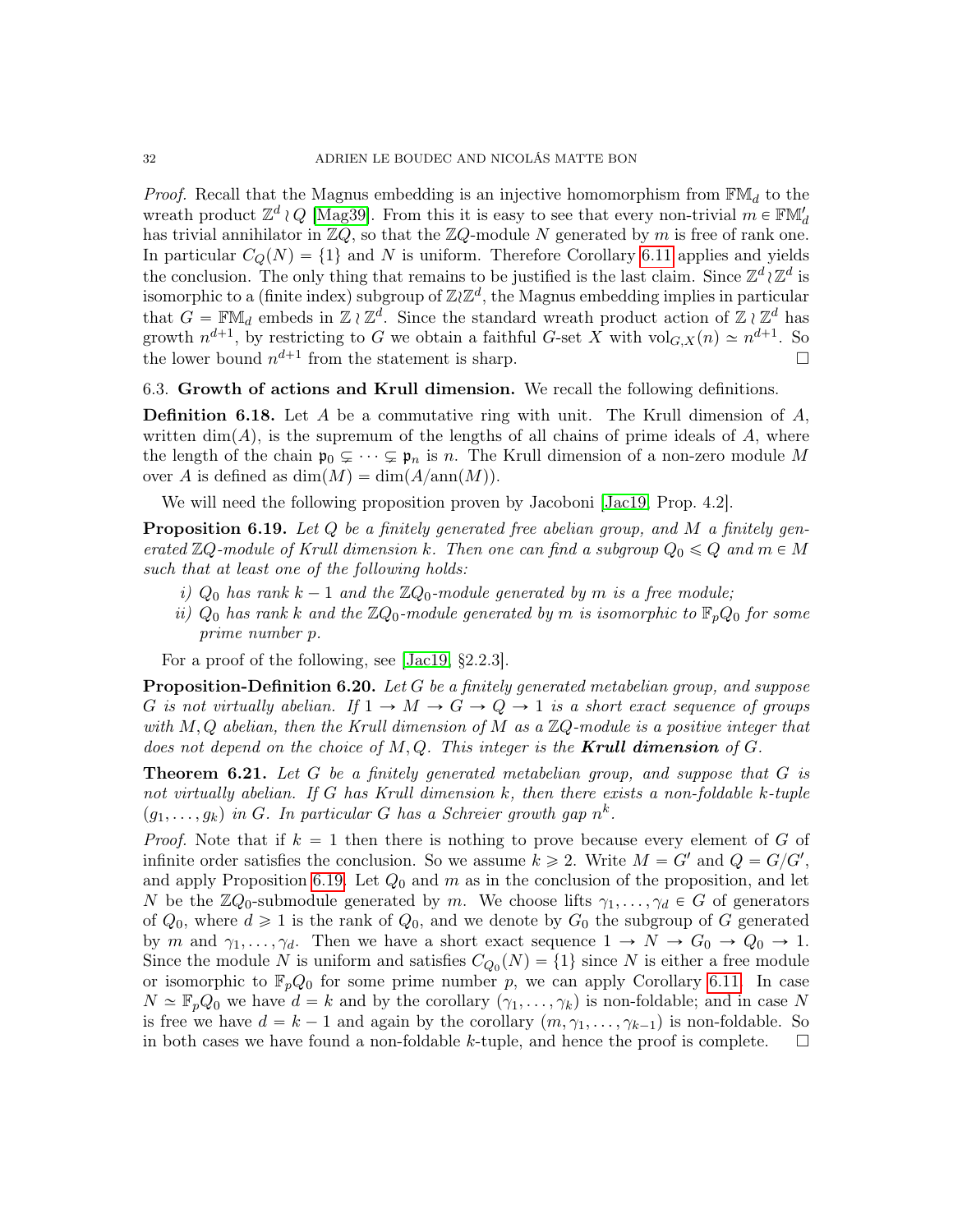*Proof.* Recall that the Magnus embedding is an injective homomorphism from $\mathbb{FM}_d$ to the wreath product $\mathbb{Z}^d \wr Q$ [Mag39]. From this it is easy to see that every non-trivial $m \in \mathbb{FM}_d'$ has trivial annihilator in $\mathbb{Z}Q$, so that the $\mathbb{Z}Q$-module $N$ generated by $m$ is free of rank one. In particular $C_Q(N) = \{1\}$ and $N$ is uniform. Therefore Corollary 6.11 applies and yields the conclusion. The only thing that remains to be justified is the last claim. Since $\mathbb{Z}^d \wr \mathbb{Z}^d$ is isomorphic to a (finite index) subgroup of $\mathbb{Z} \wr \mathbb{Z}^d$, the Magnus embedding implies in particular that $G = \mathbb{FM}_d$ embeds in $\mathbb{Z} \wr \mathbb{Z}^d$. Since the standard wreath product action of $\mathbb{Z} \wr \mathbb{Z}^d$ has growth $n^{d+1}$, by restricting to $G$ we obtain a faithful $G$-set $X$ with $\mathrm{vol}_{G,X}(n) \simeq n^{d+1}$. So the lower bound $n^{d+1}$ from the statement is sharp. $\square$

### 6.3. Growth of actions and Krull dimension.

We recall the following definitions.

**Definition 6.18.** Let $A$ be a commutative ring with unit. The Krull dimension of $A$, written $\dim(A)$, is the supremum of the lengths of all chains of prime ideals of $A$, where the length of the chain $\mathfrak{p}_0 \subsetneq \cdots \subsetneq \mathfrak{p}_n$ is $n$. The Krull dimension of a non-zero module $M$ over $A$ is defined as $\dim(M) = \dim(A/\mathrm{ann}(M))$.

We will need the following proposition proven by Jacoboni [Jac19, Prop. 4.2].

**Proposition 6.19.** *Let $Q$ be a finitely generated free abelian group, and $M$ a finitely generated $\mathbb{Z}Q$-module of Krull dimension $k$. Then one can find a subgroup $Q_0 \leqslant Q$ and $m \in M$ such that at least one of the following holds:*

- *i) $Q_0$ has rank $k-1$ and the $\mathbb{Z}Q_0$-module generated by $m$ is a free module;*
- *ii) $Q_0$ has rank $k$ and the $\mathbb{Z}Q_0$-module generated by $m$ is isomorphic to $\mathbb{F}_pQ_0$ for some prime number $p$.*

For a proof of the following, see [Jac19, §2.2.3].

**Proposition-Definition 6.20.** *Let $G$ be a finitely generated metabelian group, and suppose $G$ is not virtually abelian. If $1 \to M \to G \to Q \to 1$ is a short exact sequence of groups with $M, Q$ abelian, then the Krull dimension of $M$ as a $\mathbb{Z}Q$-module is a positive integer that does not depend on the choice of $M, Q$. This integer is the **Krull dimension** of $G$.*

**Theorem 6.21.** *Let $G$ be a finitely generated metabelian group, and suppose that $G$ is not virtually abelian. If $G$ has Krull dimension $k$, then there exists a non-foldable $k$-tuple $(g_1, \ldots, g_k)$ in $G$. In particular $G$ has a Schreier growth gap $n^k$.*

*Proof.* Note that if $k = 1$ then there is nothing to prove because every element of $G$ of infinite order satisfies the conclusion. So we assume $k \geqslant 2$. Write $M = G'$ and $Q = G/G'$, and apply Proposition 6.19. Let $Q_0$ and $m$ as in the conclusion of the proposition, and let $N$ be the $\mathbb{Z}Q_0$-submodule generated by $m$. We choose lifts $\gamma_1, \ldots, \gamma_d \in G$ of generators of $Q_0$, where $d \geqslant 1$ is the rank of $Q_0$, and we denote by $G_0$ the subgroup of $G$ generated by $m$ and $\gamma_1, \ldots, \gamma_d$. Then we have a short exact sequence $1 \to N \to G_0 \to Q_0 \to 1$. Since the module $N$ is uniform and satisfies $C_{Q_0}(N) = \{1\}$ since $N$ is either a free module or isomorphic to $\mathbb{F}_pQ_0$ for some prime number $p$, we can apply Corollary 6.11. In case $N \simeq \mathbb{F}_pQ_0$ we have $d = k$ and by the corollary $(\gamma_1, \ldots, \gamma_k)$ is non-foldable; and in case $N$ is free we have $d = k-1$ and again by the corollary $(m, \gamma_1, \ldots, \gamma_{k-1})$ is non-foldable. So in both cases we have found a non-foldable $k$-tuple, and hence the proof is complete. $\square$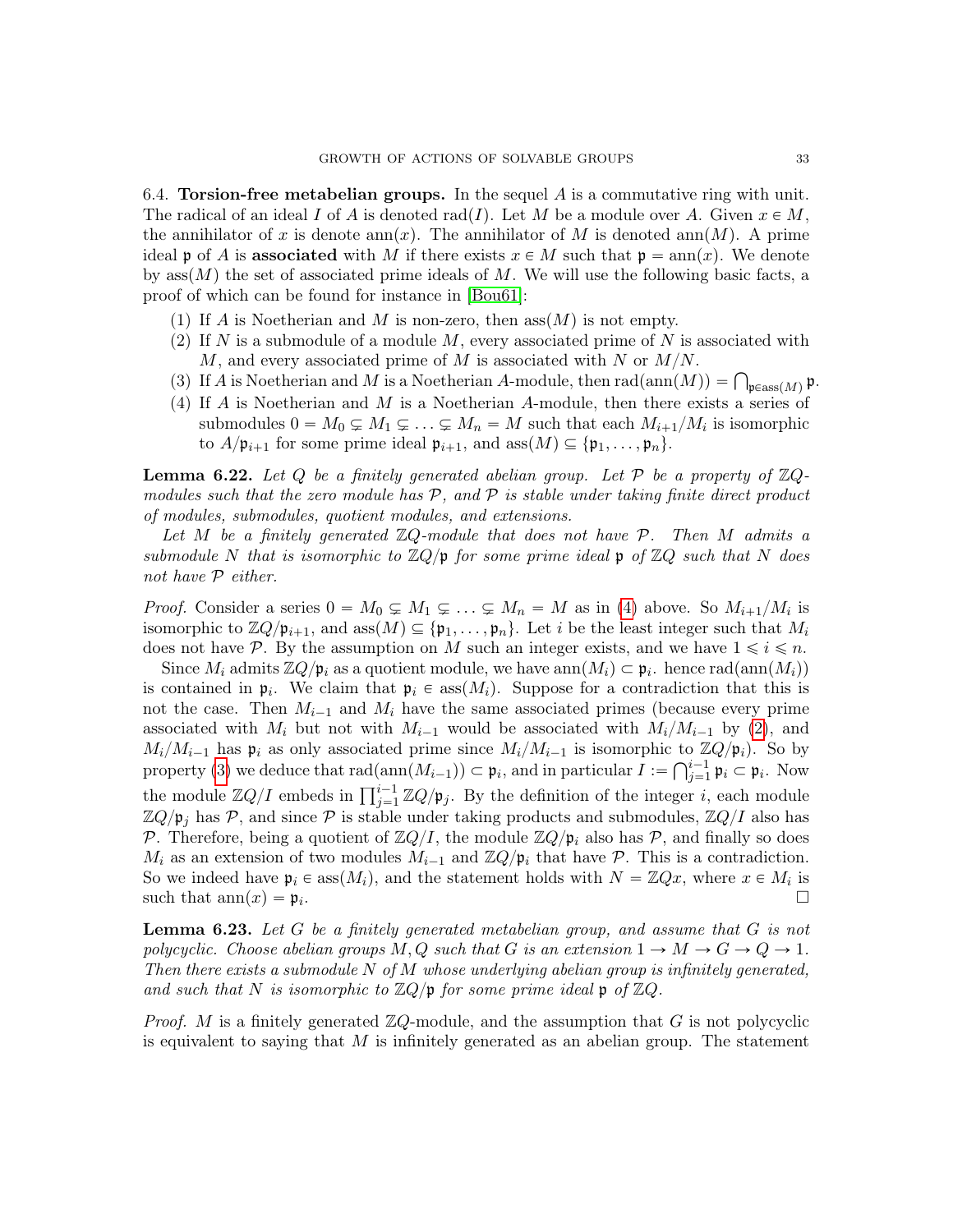6.4. **Torsion-free metabelian groups.** In the sequel $A$ is a commutative ring with unit. The radical of an ideal $I$ of $A$ is denoted $\mathrm{rad}(I)$. Let $M$ be a module over $A$. Given $x \in M$, the annihilator of $x$ is denote $\mathrm{ann}(x)$. The annihilator of $M$ is denoted $\mathrm{ann}(M)$. A prime ideal $\mathfrak{p}$ of $A$ is **associated** with $M$ if there exists $x \in M$ such that $\mathfrak{p} = \mathrm{ann}(x)$. We denote by $\mathrm{ass}(M)$ the set of associated prime ideals of $M$. We will use the following basic facts, a proof of which can be found for instance in [Bou61]:

1. If $A$ is Noetherian and $M$ is non-zero, then $\mathrm{ass}(M)$ is not empty.
2. If $N$ is a submodule of a module $M$, every associated prime of $N$ is associated with $M$, and every associated prime of $M$ is associated with $N$ or $M/N$.
3. If $A$ is Noetherian and $M$ is a Noetherian $A$-module, then $\mathrm{rad}(\mathrm{ann}(M)) = \bigcap_{\mathfrak{p} \in \mathrm{ass}(M)} \mathfrak{p}$.
4. If $A$ is Noetherian and $M$ is a Noetherian $A$-module, then there exists a series of submodules $0 = M_0 \subsetneq M_1 \subsetneq \ldots \subsetneq M_n = M$ such that each $M_{i+1}/M_i$ is isomorphic to $A/\mathfrak{p}_{i+1}$ for some prime ideal $\mathfrak{p}_{i+1}$, and $\mathrm{ass}(M) \subseteq \{\mathfrak{p}_1, \ldots, \mathfrak{p}_n\}$.

**Lemma 6.22.** *Let $Q$ be a finitely generated abelian group. Let $\mathcal{P}$ be a property of $\mathbb{Z}Q$-modules such that the zero module has $\mathcal{P}$, and $\mathcal{P}$ is stable under taking finite direct product of modules, submodules, quotient modules, and extensions.*

*Let $M$ be a finitely generated $\mathbb{Z}Q$-module that does not have $\mathcal{P}$. Then $M$ admits a submodule $N$ that is isomorphic to $\mathbb{Z}Q/\mathfrak{p}$ for some prime ideal $\mathfrak{p}$ of $\mathbb{Z}Q$ such that $N$ does not have $\mathcal{P}$ either.*

*Proof.* Consider a series $0 = M_0 \subsetneq M_1 \subsetneq \ldots \subsetneq M_n = M$ as in (4) above. So $M_{i+1}/M_i$ is isomorphic to $\mathbb{Z}Q/\mathfrak{p}_{i+1}$, and $\mathrm{ass}(M) \subseteq \{\mathfrak{p}_1, \ldots, \mathfrak{p}_n\}$. Let $i$ be the least integer such that $M_i$ does not have $\mathcal{P}$. By the assumption on $M$ such an integer exists, and we have $1 \leqslant i \leqslant n$.

Since $M_i$ admits $\mathbb{Z}Q/\mathfrak{p}_i$ as a quotient module, we have $\mathrm{ann}(M_i) \subset \mathfrak{p}_i$. hence $\mathrm{rad}(\mathrm{ann}(M_i))$ is contained in $\mathfrak{p}_i$. We claim that $\mathfrak{p}_i \in \mathrm{ass}(M_i)$. Suppose for a contradiction that this is not the case. Then $M_{i-1}$ and $M_i$ have the same associated primes (because every prime associated with $M_i$ but not with $M_{i-1}$ would be associated with $M_i/M_{i-1}$ by (2), and $M_i/M_{i-1}$ has $\mathfrak{p}_i$ as only associated prime since $M_i/M_{i-1}$ is isomorphic to $\mathbb{Z}Q/\mathfrak{p}_i$). So by property (3) we deduce that $\mathrm{rad}(\mathrm{ann}(M_{i-1})) \subset \mathfrak{p}_i$, and in particular $I := \bigcap_{j=1}^{i-1} \mathfrak{p}_i \subset \mathfrak{p}_i$. Now the module $\mathbb{Z}Q/I$ embeds in $\prod_{j=1}^{i-1} \mathbb{Z}Q/\mathfrak{p}_j$. By the definition of the integer $i$, each module $\mathbb{Z}Q/\mathfrak{p}_j$ has $\mathcal{P}$, and since $\mathcal{P}$ is stable under taking products and submodules, $\mathbb{Z}Q/I$ also has $\mathcal{P}$. Therefore, being a quotient of $\mathbb{Z}Q/I$, the module $\mathbb{Z}Q/\mathfrak{p}_i$ also has $\mathcal{P}$, and finally so does $M_i$ as an extension of two modules $M_{i-1}$ and $\mathbb{Z}Q/\mathfrak{p}_i$ that have $\mathcal{P}$. This is a contradiction. So we indeed have $\mathfrak{p}_i \in \mathrm{ass}(M_i)$, and the statement holds with $N = \mathbb{Z}Qx$, where $x \in M_i$ is such that $\mathrm{ann}(x) = \mathfrak{p}_i$. $\square$

**Lemma 6.23.** *Let $G$ be a finitely generated metabelian group, and assume that $G$ is not polycyclic. Choose abelian groups $M, Q$ such that $G$ is an extension $1 \to M \to G \to Q \to 1$. Then there exists a submodule $N$ of $M$ whose underlying abelian group is infinitely generated, and such that $N$ is isomorphic to $\mathbb{Z}Q/\mathfrak{p}$ for some prime ideal $\mathfrak{p}$ of $\mathbb{Z}Q$.*

*Proof.* $M$ is a finitely generated $\mathbb{Z}Q$-module, and the assumption that $G$ is not polycyclic is equivalent to saying that $M$ is infinitely generated as an abelian group. The statement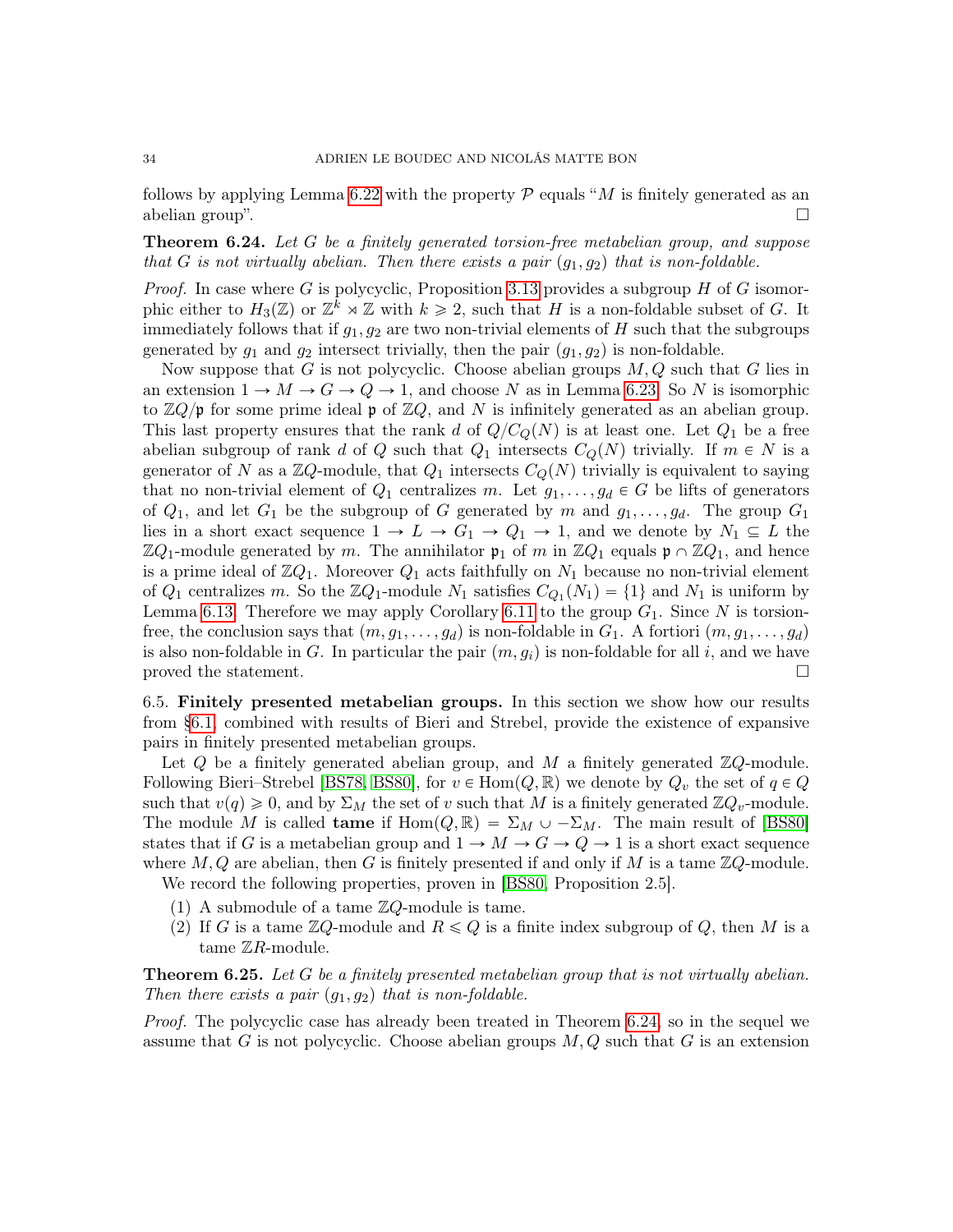follows by applying Lemma 6.22 with the property $\mathcal{P}$ equals "$M$ is finitely generated as an abelian group". $\square$

**Theorem 6.24.** *Let $G$ be a finitely generated torsion-free metabelian group, and suppose that $G$ is not virtually abelian. Then there exists a pair $(g_1, g_2)$ that is non-foldable.*

*Proof.* In case where $G$ is polycyclic, Proposition 3.13 provides a subgroup $H$ of $G$ isomorphic either to $H_3(\mathbb{Z})$ or $\mathbb{Z}^k \rtimes \mathbb{Z}$ with $k \geqslant 2$, such that $H$ is a non-foldable subset of $G$. It immediately follows that if $g_1, g_2$ are two non-trivial elements of $H$ such that the subgroups generated by $g_1$ and $g_2$ intersect trivially, then the pair $(g_1, g_2)$ is non-foldable.

Now suppose that $G$ is not polycyclic. Choose abelian groups $M, Q$ such that $G$ lies in an extension $1 \to M \to G \to Q \to 1$, and choose $N$ as in Lemma 6.23. So $N$ is isomorphic to $\mathbb{Z}Q/\mathfrak{p}$ for some prime ideal $\mathfrak{p}$ of $\mathbb{Z}Q$, and $N$ is infinitely generated as an abelian group. This last property ensures that the rank $d$ of $Q/C_Q(N)$ is at least one. Let $Q_1$ be a free abelian subgroup of rank $d$ of $Q$ such that $Q_1$ intersects $C_Q(N)$ trivially. If $m \in N$ is a generator of $N$ as a $\mathbb{Z}Q$-module, that $Q_1$ intersects $C_Q(N)$ trivially is equivalent to saying that no non-trivial element of $Q_1$ centralizes $m$. Let $g_1, \ldots, g_d \in G$ be lifts of generators of $Q_1$, and let $G_1$ be the subgroup of $G$ generated by $m$ and $g_1, \ldots, g_d$. The group $G_1$ lies in a short exact sequence $1 \to L \to G_1 \to Q_1 \to 1$, and we denote by $N_1 \subseteq L$ the $\mathbb{Z}Q_1$-module generated by $m$. The annihilator $\mathfrak{p}_1$ of $m$ in $\mathbb{Z}Q_1$ equals $\mathfrak{p} \cap \mathbb{Z}Q_1$, and hence is a prime ideal of $\mathbb{Z}Q_1$. Moreover $Q_1$ acts faithfully on $N_1$ because no non-trivial element of $Q_1$ centralizes $m$. So the $\mathbb{Z}Q_1$-module $N_1$ satisfies $C_{Q_1}(N_1) = \{1\}$ and $N_1$ is uniform by Lemma 6.13. Therefore we may apply Corollary 6.11 to the group $G_1$. Since $N$ is torsion-free, the conclusion says that $(m, g_1, \ldots, g_d)$ is non-foldable in $G_1$. A fortiori $(m, g_1, \ldots, g_d)$ is also non-foldable in $G$. In particular the pair $(m, g_i)$ is non-foldable for all $i$, and we have proved the statement. $\square$

## 6.5. Finitely presented metabelian groups.

In this section we show how our results from §6.1 combined with results of Bieri and Strebel, provide the existence of expansive pairs in finitely presented metabelian groups.

Let $Q$ be a finitely generated abelian group, and $M$ a finitely generated $\mathbb{Z}Q$-module. Following Bieri–Strebel [BS78, BS80], for $v \in \operatorname{Hom}(Q, \mathbb{R})$ we denote by $Q_v$ the set of $q \in Q$ such that $v(q) \geqslant 0$, and by $\Sigma_M$ the set of $v$ such that $M$ is a finitely generated $\mathbb{Z}Q_v$-module. The module $M$ is called **tame** if $\operatorname{Hom}(Q, \mathbb{R}) = \Sigma_M \cup -\Sigma_M$. The main result of [BS80] states that if $G$ is a metabelian group and $1 \to M \to G \to Q \to 1$ is a short exact sequence where $M, Q$ are abelian, then $G$ is finitely presented if and only if $M$ is a tame $\mathbb{Z}Q$-module.

We record the following properties, proven in [BS80, Proposition 2.5].

1. A submodule of a tame $\mathbb{Z}Q$-module is tame.
2. If $G$ is a tame $\mathbb{Z}Q$-module and $R \leqslant Q$ is a finite index subgroup of $Q$, then $M$ is a tame $\mathbb{Z}R$-module.

**Theorem 6.25.** *Let $G$ be a finitely presented metabelian group that is not virtually abelian. Then there exists a pair $(g_1, g_2)$ that is non-foldable.*

*Proof.* The polycyclic case has already been treated in Theorem 6.24, so in the sequel we assume that $G$ is not polycyclic. Choose abelian groups $M, Q$ such that $G$ is an extension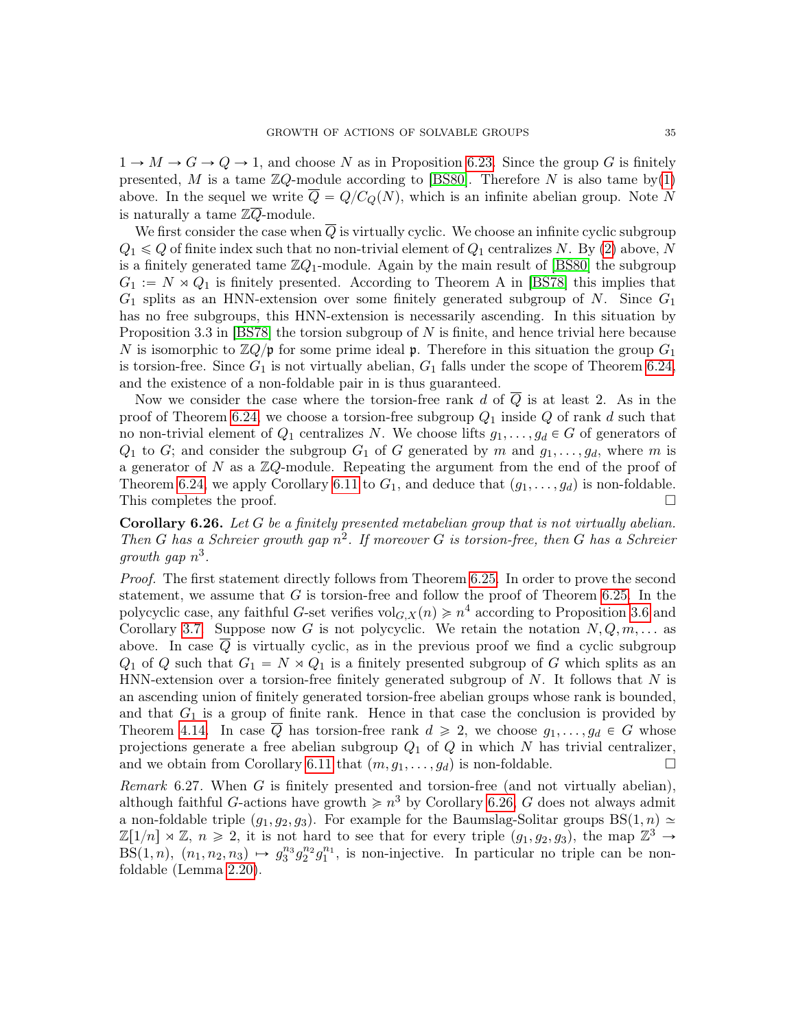$1 \to M \to G \to Q \to 1$, and choose $N$ as in Proposition 6.23. Since the group $G$ is finitely presented, $M$ is a tame $\mathbb{Z}Q$-module according to [BS80]. Therefore $N$ is also tame by(1) above. In the sequel we write $\overline{Q} = Q/C_Q(N)$, which is an infinite abelian group. Note $N$ is naturally a tame $\mathbb{Z}\overline{Q}$-module.

We first consider the case when $\overline{Q}$ is virtually cyclic. We choose an infinite cyclic subgroup $Q_1 \leqslant Q$ of finite index such that no non-trivial element of $Q_1$ centralizes $N$. By (2) above, $N$ is a finitely generated tame $\mathbb{Z}Q_1$-module. Again by the main result of [BS80] the subgroup $G_1 := N \rtimes Q_1$ is finitely presented. According to Theorem A in [BS78] this implies that $G_1$ splits as an HNN-extension over some finitely generated subgroup of $N$. Since $G_1$ has no free subgroups, this HNN-extension is necessarily ascending. In this situation by Proposition 3.3 in [BS78] the torsion subgroup of $N$ is finite, and hence trivial here because $N$ is isomorphic to $\mathbb{Z}Q/\mathfrak{p}$ for some prime ideal $\mathfrak{p}$. Therefore in this situation the group $G_1$ is torsion-free. Since $G_1$ is not virtually abelian, $G_1$ falls under the scope of Theorem 6.24, and the existence of a non-foldable pair in is thus guaranteed.

Now we consider the case where the torsion-free rank $d$ of $\overline{Q}$ is at least 2. As in the proof of Theorem 6.24, we choose a torsion-free subgroup $Q_1$ inside $Q$ of rank $d$ such that no non-trivial element of $Q_1$ centralizes $N$. We choose lifts $g_1, \ldots, g_d \in G$ of generators of $Q_1$ to $G$; and consider the subgroup $G_1$ of $G$ generated by $m$ and $g_1, \ldots, g_d$, where $m$ is a generator of $N$ as a $\mathbb{Z}Q$-module. Repeating the argument from the end of the proof of Theorem 6.24, we apply Corollary 6.11 to $G_1$, and deduce that $(g_1, \ldots, g_d)$ is non-foldable. This completes the proof. □

**Corollary 6.26.** *Let $G$ be a finitely presented metabelian group that is not virtually abelian. Then $G$ has a Schreier growth gap $n^2$. If moreover $G$ is torsion-free, then $G$ has a Schreier growth gap $n^3$.*

*Proof.* The first statement directly follows from Theorem 6.25. In order to prove the second statement, we assume that $G$ is torsion-free and follow the proof of Theorem 6.25. In the polycyclic case, any faithful $G$-set verifies $\mathrm{vol}_{G,X}(n) \succcurlyeq n^4$ according to Proposition 3.6 and Corollary 3.7. Suppose now $G$ is not polycyclic. We retain the notation $N, Q, m, \ldots$ as above. In case $\overline{Q}$ is virtually cyclic, as in the previous proof we find a cyclic subgroup $Q_1$ of $Q$ such that $G_1 = N \rtimes Q_1$ is a finitely presented subgroup of $G$ which splits as an HNN-extension over a torsion-free finitely generated subgroup of $N$. It follows that $N$ is an ascending union of finitely generated torsion-free abelian groups whose rank is bounded, and that $G_1$ is a group of finite rank. Hence in that case the conclusion is provided by Theorem 4.14. In case $\overline{Q}$ has torsion-free rank $d \geqslant 2$, we choose $g_1, \ldots, g_d \in G$ whose projections generate a free abelian subgroup $Q_1$ of $Q$ in which $N$ has trivial centralizer, and we obtain from Corollary 6.11 that $(m, g_1, \ldots, g_d)$ is non-foldable. □

*Remark* 6.27. When $G$ is finitely presented and torsion-free (and not virtually abelian), although faithful $G$-actions have growth $\succcurlyeq n^3$ by Corollary 6.26, $G$ does not always admit a non-foldable triple $(g_1, g_2, g_3)$. For example for the Baumslag-Solitar groups $\mathrm{BS}(1,n) \simeq \mathbb{Z}[1/n] \rtimes \mathbb{Z}$, $n \geqslant 2$, it is not hard to see that for every triple $(g_1, g_2, g_3)$, the map $\mathbb{Z}^3 \to \mathrm{BS}(1,n)$, $(n_1, n_2, n_3) \mapsto g_3^{n_3} g_2^{n_2} g_1^{n_1}$, is non-injective. In particular no triple can be non-foldable (Lemma 2.20).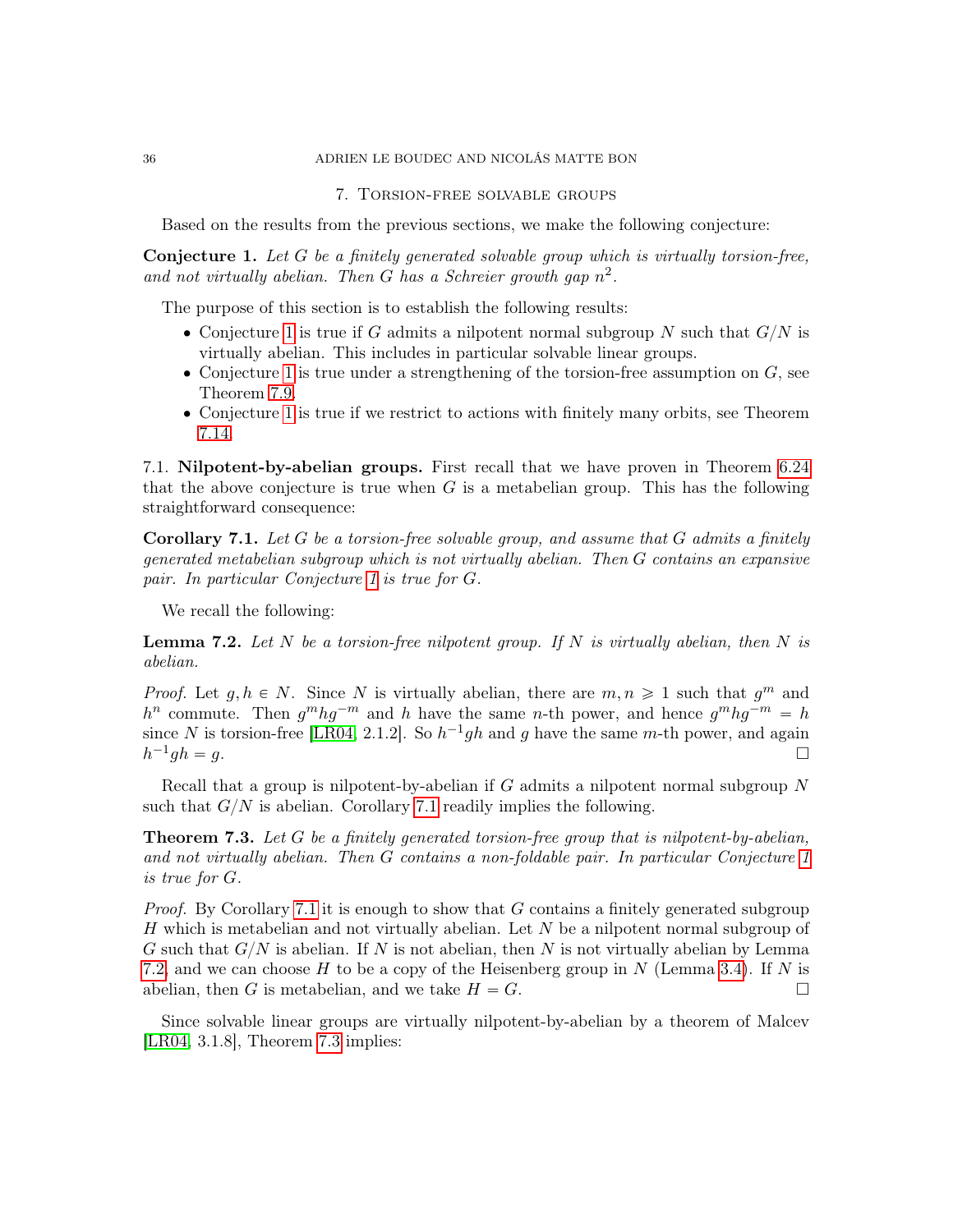## 7. Torsion-free solvable groups

Based on the results from the previous sections, we make the following conjecture:

**Conjecture 1.** *Let $G$ be a finitely generated solvable group which is virtually torsion-free, and not virtually abelian. Then $G$ has a Schreier growth gap $n^2$.*

The purpose of this section is to establish the following results:

- Conjecture 1 is true if $G$ admits a nilpotent normal subgroup $N$ such that $G/N$ is virtually abelian. This includes in particular solvable linear groups.
- Conjecture 1 is true under a strengthening of the torsion-free assumption on $G$, see Theorem 7.9.
- Conjecture 1 is true if we restrict to actions with finitely many orbits, see Theorem 7.14.

### 7.1. Nilpotent-by-abelian groups.

First recall that we have proven in Theorem 6.24 that the above conjecture is true when $G$ is a metabelian group. This has the following straightforward consequence:

**Corollary 7.1.** *Let $G$ be a torsion-free solvable group, and assume that $G$ admits a finitely generated metabelian subgroup which is not virtually abelian. Then $G$ contains an expansive pair. In particular Conjecture 1 is true for $G$.*

We recall the following:

**Lemma 7.2.** *Let $N$ be a torsion-free nilpotent group. If $N$ is virtually abelian, then $N$ is abelian.*

*Proof.* Let $g, h \in N$. Since $N$ is virtually abelian, there are $m, n \geqslant 1$ such that $g^m$ and $h^n$ commute. Then $g^m h g^{-m}$ and $h$ have the same $n$-th power, and hence $g^m h g^{-m} = h$ since $N$ is torsion-free [LR04, 2.1.2]. So $h^{-1}gh$ and $g$ have the same $m$-th power, and again $h^{-1}gh = g$. $\square$

Recall that a group is nilpotent-by-abelian if $G$ admits a nilpotent normal subgroup $N$ such that $G/N$ is abelian. Corollary 7.1 readily implies the following.

**Theorem 7.3.** *Let $G$ be a finitely generated torsion-free group that is nilpotent-by-abelian, and not virtually abelian. Then $G$ contains a non-foldable pair. In particular Conjecture 1 is true for $G$.*

*Proof.* By Corollary 7.1 it is enough to show that $G$ contains a finitely generated subgroup $H$ which is metabelian and not virtually abelian. Let $N$ be a nilpotent normal subgroup of $G$ such that $G/N$ is abelian. If $N$ is not abelian, then $N$ is not virtually abelian by Lemma 7.2, and we can choose $H$ to be a copy of the Heisenberg group in $N$ (Lemma 3.4). If $N$ is abelian, then $G$ is metabelian, and we take $H = G$. $\square$

Since solvable linear groups are virtually nilpotent-by-abelian by a theorem of Malcev [LR04, 3.1.8], Theorem 7.3 implies: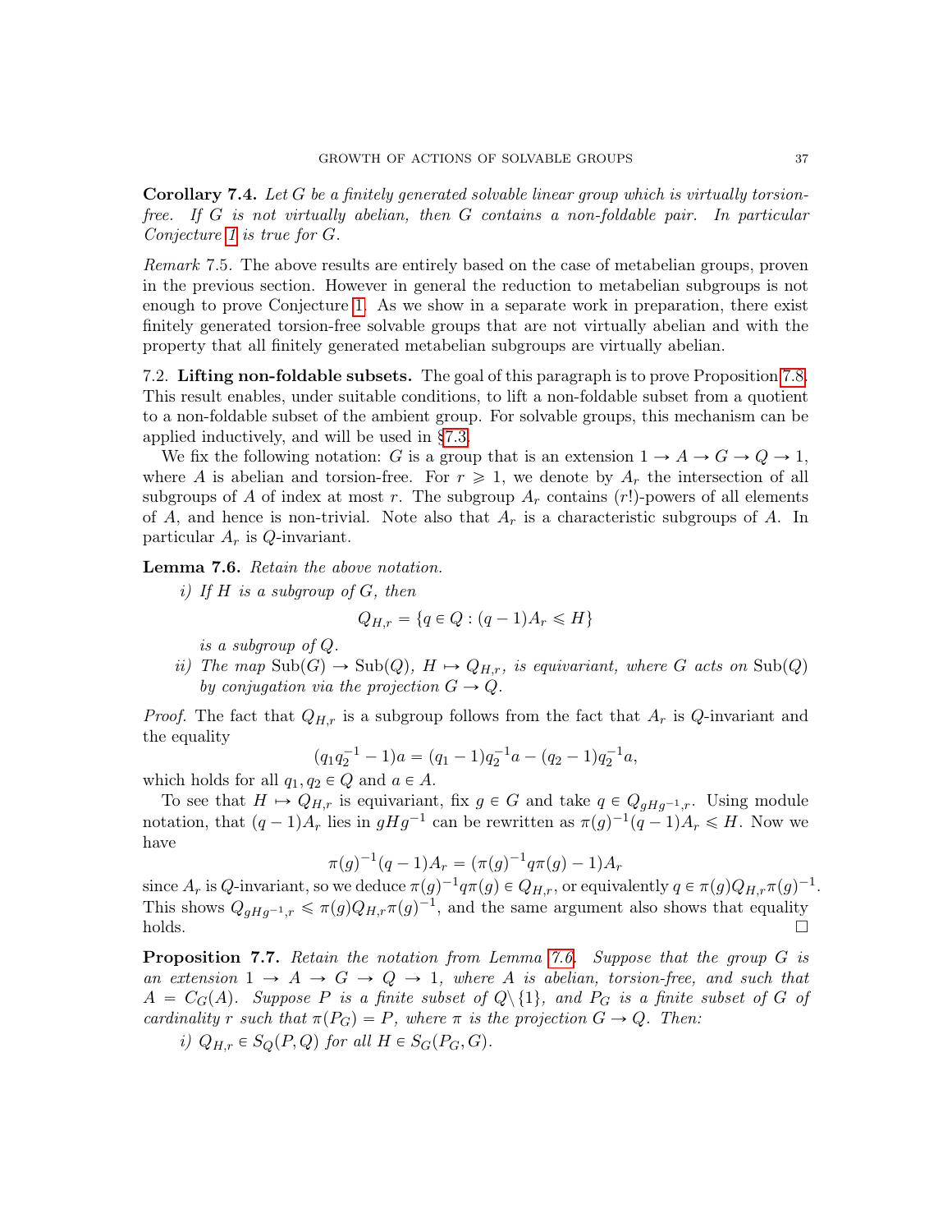**Corollary 7.4.** *Let $G$ be a finitely generated solvable linear group which is virtually torsion-free. If $G$ is not virtually abelian, then $G$ contains a non-foldable pair. In particular Conjecture 1 is true for $G$.*

*Remark* 7.5. The above results are entirely based on the case of metabelian groups, proven in the previous section. However in general the reduction to metabelian subgroups is not enough to prove Conjecture 1. As we show in a separate work in preparation, there exist finitely generated torsion-free solvable groups that are not virtually abelian and with the property that all finitely generated metabelian subgroups are virtually abelian.

7.2. **Lifting non-foldable subsets.** The goal of this paragraph is to prove Proposition 7.8. This result enables, under suitable conditions, to lift a non-foldable subset from a quotient to a non-foldable subset of the ambient group. For solvable groups, this mechanism can be applied inductively, and will be used in §7.3.

We fix the following notation: $G$ is a group that is an extension $1 \to A \to G \to Q \to 1$, where $A$ is abelian and torsion-free. For $r \geqslant 1$, we denote by $A_r$ the intersection of all subgroups of $A$ of index at most $r$. The subgroup $A_r$ contains $(r!)$-powers of all elements of $A$, and hence is non-trivial. Note also that $A_r$ is a characteristic subgroups of $A$. In particular $A_r$ is $Q$-invariant.

**Lemma 7.6.** *Retain the above notation.*

*i) If $H$ is a subgroup of $G$, then*
$$Q_{H,r} = \{q \in Q : (q-1)A_r \leqslant H\}$$
*is a subgroup of $Q$.*

*ii) The map $\mathrm{Sub}(G) \to \mathrm{Sub}(Q)$, $H \mapsto Q_{H,r}$, is equivariant, where $G$ acts on $\mathrm{Sub}(Q)$ by conjugation via the projection $G \to Q$.*

*Proof.* The fact that $Q_{H,r}$ is a subgroup follows from the fact that $A_r$ is $Q$-invariant and the equality
$$(q_1q_2^{-1} - 1)a = (q_1 - 1)q_2^{-1}a - (q_2 - 1)q_2^{-1}a,$$
which holds for all $q_1, q_2 \in Q$ and $a \in A$.

To see that $H \mapsto Q_{H,r}$ is equivariant, fix $g \in G$ and take $q \in Q_{gHg^{-1},r}$. Using module notation, that $(q-1)A_r$ lies in $gHg^{-1}$ can be rewritten as $\pi(g)^{-1}(q-1)A_r \leqslant H$. Now we have
$$\pi(g)^{-1}(q-1)A_r = (\pi(g)^{-1}q\pi(g) - 1)A_r$$
since $A_r$ is $Q$-invariant, so we deduce $\pi(g)^{-1}q\pi(g) \in Q_{H,r}$, or equivalently $q \in \pi(g)Q_{H,r}\pi(g)^{-1}$. This shows $Q_{gHg^{-1},r} \leqslant \pi(g)Q_{H,r}\pi(g)^{-1}$, and the same argument also shows that equality holds. □

**Proposition 7.7.** *Retain the notation from Lemma 7.6. Suppose that the group $G$ is an extension $1 \to A \to G \to Q \to 1$, where $A$ is abelian, torsion-free, and such that $A = C_G(A)$. Suppose $P$ is a finite subset of $Q\backslash\{1\}$, and $P_G$ is a finite subset of $G$ of cardinality $r$ such that $\pi(P_G) = P$, where $\pi$ is the projection $G \to Q$. Then:*

*i) $Q_{H,r} \in S_Q(P, Q)$ for all $H \in S_G(P_G, G)$.*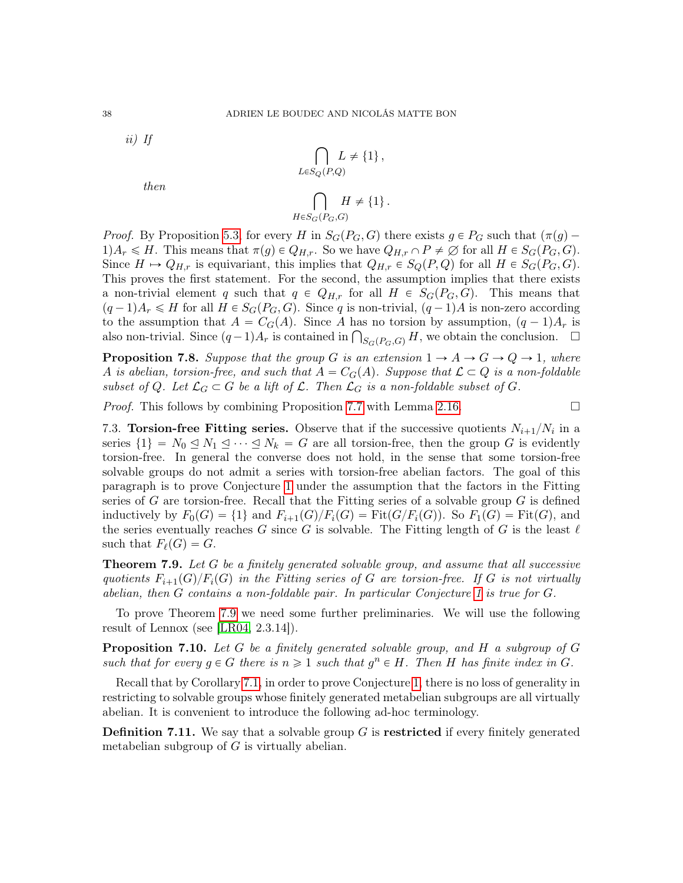*ii) If*

$$\bigcap_{L \in S_Q(P,Q)} L \neq \{1\},$$

*then*

$$\bigcap_{H \in S_G(P_G,G)} H \neq \{1\}.$$

*Proof.* By Proposition 5.3, for every $H$ in $S_G(P_G, G)$ there exists $g \in P_G$ such that $(\pi(g) - 1)A_r \leqslant H$. This means that $\pi(g) \in Q_{H,r}$. So we have $Q_{H,r} \cap P \neq \varnothing$ for all $H \in S_G(P_G, G)$. Since $H \mapsto Q_{H,r}$ is equivariant, this implies that $Q_{H,r} \in S_Q(P, Q)$ for all $H \in S_G(P_G, G)$. This proves the first statement. For the second, the assumption implies that there exists a non-trivial element $q$ such that $q \in Q_{H,r}$ for all $H \in S_G(P_G, G)$. This means that $(q-1)A_r \leqslant H$ for all $H \in S_G(P_G, G)$. Since $q$ is non-trivial, $(q-1)A$ is non-zero according to the assumption that $A = C_G(A)$. Since $A$ has no torsion by assumption, $(q-1)A_r$ is also non-trivial. Since $(q-1)A_r$ is contained in $\bigcap_{S_G(P_G,G)} H$, we obtain the conclusion. $\square$

**Proposition 7.8.** *Suppose that the group $G$ is an extension $1 \to A \to G \to Q \to 1$, where $A$ is abelian, torsion-free, and such that $A = C_G(A)$. Suppose that $\mathcal{L} \subset Q$ is a non-foldable subset of $Q$. Let $\mathcal{L}_G \subset G$ be a lift of $\mathcal{L}$. Then $\mathcal{L}_G$ is a non-foldable subset of $G$.*

*Proof.* This follows by combining Proposition 7.7 with Lemma 2.16. $\square$

7.3. **Torsion-free Fitting series.** Observe that if the successive quotients $N_{i+1}/N_i$ in a series $\{1\} = N_0 \trianglelefteq N_1 \trianglelefteq \cdots \trianglelefteq N_k = G$ are all torsion-free, then the group $G$ is evidently torsion-free. In general the converse does not hold, in the sense that some torsion-free solvable groups do not admit a series with torsion-free abelian factors. The goal of this paragraph is to prove Conjecture 1 under the assumption that the factors in the Fitting series of $G$ are torsion-free. Recall that the Fitting series of a solvable group $G$ is defined inductively by $F_0(G) = \{1\}$ and $F_{i+1}(G)/F_i(G) = \mathrm{Fit}(G/F_i(G))$. So $F_1(G) = \mathrm{Fit}(G)$, and the series eventually reaches $G$ since $G$ is solvable. The Fitting length of $G$ is the least $\ell$ such that $F_\ell(G) = G$.

**Theorem 7.9.** *Let $G$ be a finitely generated solvable group, and assume that all successive quotients $F_{i+1}(G)/F_i(G)$ in the Fitting series of $G$ are torsion-free. If $G$ is not virtually abelian, then $G$ contains a non-foldable pair. In particular Conjecture 1 is true for $G$.*

To prove Theorem 7.9 we need some further preliminaries. We will use the following result of Lennox (see [LR04, 2.3.14]).

**Proposition 7.10.** *Let $G$ be a finitely generated solvable group, and $H$ a subgroup of $G$ such that for every $g \in G$ there is $n \geqslant 1$ such that $g^n \in H$. Then $H$ has finite index in $G$.*

Recall that by Corollary 7.1, in order to prove Conjecture 1, there is no loss of generality in restricting to solvable groups whose finitely generated metabelian subgroups are all virtually abelian. It is convenient to introduce the following ad-hoc terminology.

**Definition 7.11.** We say that a solvable group $G$ is **restricted** if every finitely generated metabelian subgroup of $G$ is virtually abelian.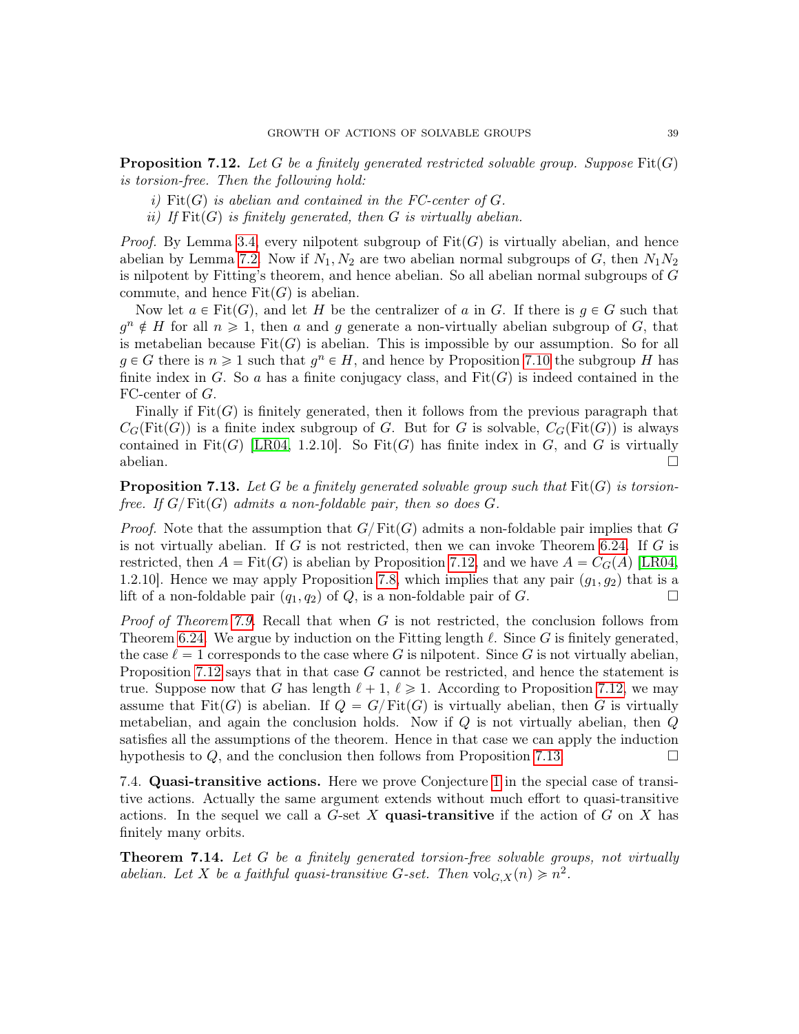**Proposition 7.12.** *Let $G$ be a finitely generated restricted solvable group. Suppose $\mathrm{Fit}(G)$ is torsion-free. Then the following hold:*

*i)* *$\mathrm{Fit}(G)$ is abelian and contained in the FC-center of $G$.*
*ii)* *If $\mathrm{Fit}(G)$ is finitely generated, then $G$ is virtually abelian.*

*Proof.* By Lemma 3.4, every nilpotent subgroup of $\mathrm{Fit}(G)$ is virtually abelian, and hence abelian by Lemma 7.2. Now if $N_1, N_2$ are two abelian normal subgroups of $G$, then $N_1 N_2$ is nilpotent by Fitting's theorem, and hence abelian. So all abelian normal subgroups of $G$ commute, and hence $\mathrm{Fit}(G)$ is abelian.

Now let $a \in \mathrm{Fit}(G)$, and let $H$ be the centralizer of $a$ in $G$. If there is $g \in G$ such that $g^n \notin H$ for all $n \geqslant 1$, then $a$ and $g$ generate a non-virtually abelian subgroup of $G$, that is metabelian because $\mathrm{Fit}(G)$ is abelian. This is impossible by our assumption. So for all $g \in G$ there is $n \geqslant 1$ such that $g^n \in H$, and hence by Proposition 7.10 the subgroup $H$ has finite index in $G$. So $a$ has a finite conjugacy class, and $\mathrm{Fit}(G)$ is indeed contained in the FC-center of $G$.

Finally if $\mathrm{Fit}(G)$ is finitely generated, then it follows from the previous paragraph that $C_G(\mathrm{Fit}(G))$ is a finite index subgroup of $G$. But for $G$ is solvable, $C_G(\mathrm{Fit}(G))$ is always contained in $\mathrm{Fit}(G)$ [LR04, 1.2.10]. So $\mathrm{Fit}(G)$ has finite index in $G$, and $G$ is virtually abelian. $\square$

**Proposition 7.13.** *Let $G$ be a finitely generated solvable group such that $\mathrm{Fit}(G)$ is torsion-free. If $G/\mathrm{Fit}(G)$ admits a non-foldable pair, then so does $G$.*

*Proof.* Note that the assumption that $G/\mathrm{Fit}(G)$ admits a non-foldable pair implies that $G$ is not virtually abelian. If $G$ is not restricted, then we can invoke Theorem 6.24. If $G$ is restricted, then $A = \mathrm{Fit}(G)$ is abelian by Proposition 7.12, and we have $A = C_G(A)$ [LR04, 1.2.10]. Hence we may apply Proposition 7.8, which implies that any pair $(g_1, g_2)$ that is a lift of a non-foldable pair $(q_1, q_2)$ of $Q$, is a non-foldable pair of $G$. $\square$

*Proof of Theorem 7.9.* Recall that when $G$ is not restricted, the conclusion follows from Theorem 6.24. We argue by induction on the Fitting length $\ell$. Since $G$ is finitely generated, the case $\ell = 1$ corresponds to the case where $G$ is nilpotent. Since $G$ is not virtually abelian, Proposition 7.12 says that in that case $G$ cannot be restricted, and hence the statement is true. Suppose now that $G$ has length $\ell + 1$, $\ell \geqslant 1$. According to Proposition 7.12, we may assume that $\mathrm{Fit}(G)$ is abelian. If $Q = G/\mathrm{Fit}(G)$ is virtually abelian, then $G$ is virtually metabelian, and again the conclusion holds. Now if $Q$ is not virtually abelian, then $Q$ satisfies all the assumptions of the theorem. Hence in that case we can apply the induction hypothesis to $Q$, and the conclusion then follows from Proposition 7.13. $\square$

7.4. **Quasi-transitive actions.** Here we prove Conjecture 1 in the special case of transitive actions. Actually the same argument extends without much effort to quasi-transitive actions. In the sequel we call a $G$-set $X$ **quasi-transitive** if the action of $G$ on $X$ has finitely many orbits.

**Theorem 7.14.** *Let $G$ be a finitely generated torsion-free solvable groups, not virtually abelian. Let $X$ be a faithful quasi-transitive $G$-set. Then $\mathrm{vol}_{G,X}(n) \geqslant n^2$.*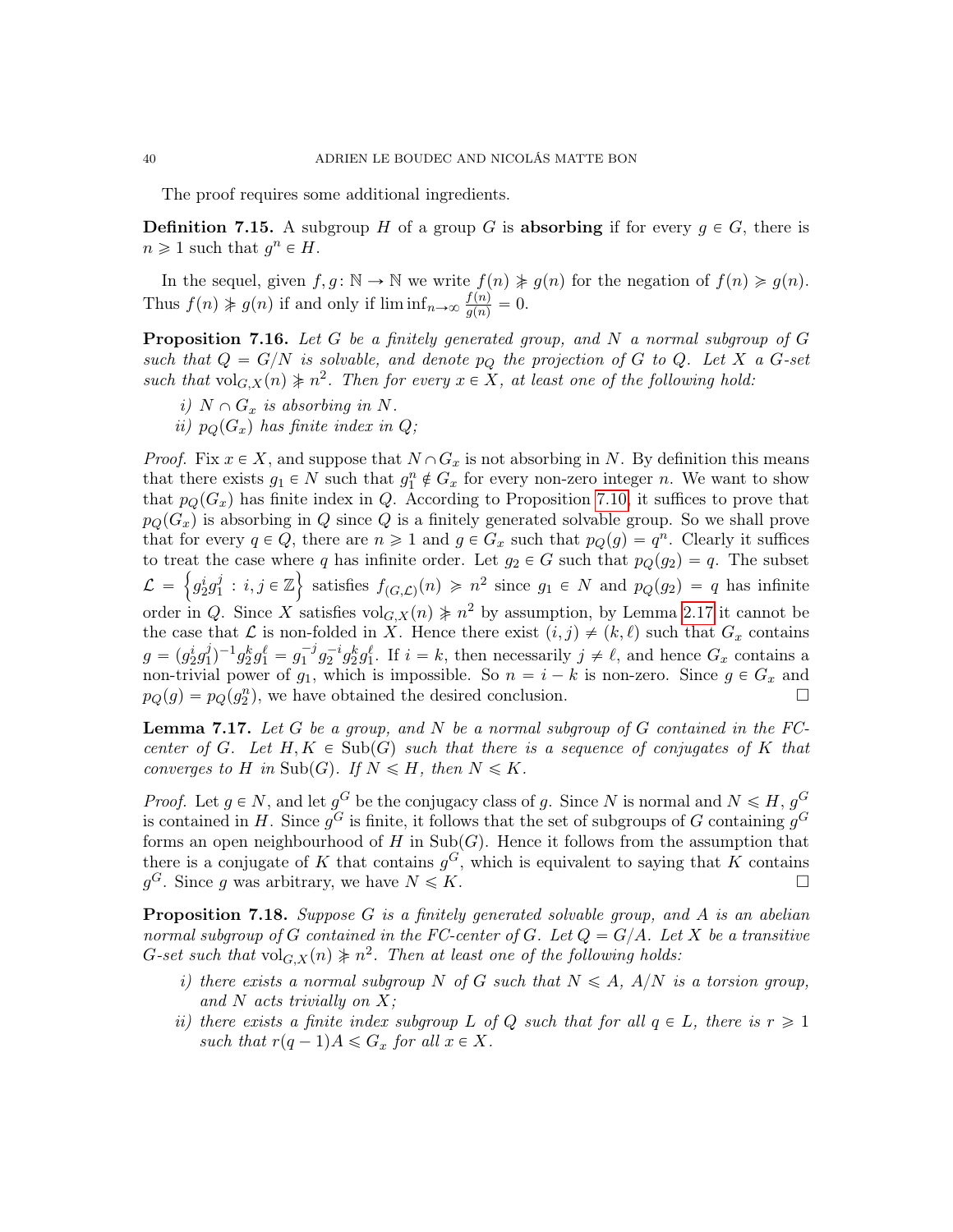The proof requires some additional ingredients.

**Definition 7.15.** A subgroup $H$ of a group $G$ is **absorbing** if for every $g \in G$, there is $n \geqslant 1$ such that $g^n \in H$.

In the sequel, given $f, g\colon \mathbb{N} \to \mathbb{N}$ we write $f(n) \not\succcurlyeq g(n)$ for the negation of $f(n) \succcurlyeq g(n)$. Thus $f(n) \not\succcurlyeq g(n)$ if and only if $\liminf_{n\to\infty} \frac{f(n)}{g(n)} = 0$.

**Proposition 7.16.** *Let $G$ be a finitely generated group, and $N$ a normal subgroup of $G$ such that $Q = G/N$ is solvable, and denote $p_Q$ the projection of $G$ to $Q$. Let $X$ a $G$-set such that $\mathrm{vol}_{G,X}(n) \not\succcurlyeq n^2$. Then for every $x \in X$, at least one of the following hold:*

*i) $N \cap G_x$ is absorbing in $N$.*
*ii) $p_Q(G_x)$ has finite index in $Q$;*

*Proof.* Fix $x \in X$, and suppose that $N \cap G_x$ is not absorbing in $N$. By definition this means that there exists $g_1 \in N$ such that $g_1^n \notin G_x$ for every non-zero integer $n$. We want to show that $p_Q(G_x)$ has finite index in $Q$. According to Proposition 7.10, it suffices to prove that $p_Q(G_x)$ is absorbing in $Q$ since $Q$ is a finitely generated solvable group. So we shall prove that for every $q \in Q$, there are $n \geqslant 1$ and $g \in G_x$ such that $p_Q(g) = q^n$. Clearly it suffices to treat the case where $q$ has infinite order. Let $g_2 \in G$ such that $p_Q(g_2) = q$. The subset $\mathcal{L} = \left\{ g_2^i g_1^j : i, j \in \mathbb{Z} \right\}$ satisfies $f_{(G,\mathcal{L})}(n) \succcurlyeq n^2$ since $g_1 \in N$ and $p_Q(g_2) = q$ has infinite order in $Q$. Since $X$ satisfies $\mathrm{vol}_{G,X}(n) \not\succcurlyeq n^2$ by assumption, by Lemma 2.17 it cannot be the case that $\mathcal{L}$ is non-folded in $X$. Hence there exist $(i, j) \neq (k, \ell)$ such that $G_x$ contains $g = (g_2^i g_1^j)^{-1} g_2^k g_1^\ell = g_1^{-j} g_2^{-i} g_2^k g_1^\ell$. If $i = k$, then necessarily $j \neq \ell$, and hence $G_x$ contains a non-trivial power of $g_1$, which is impossible. So $n = i - k$ is non-zero. Since $g \in G_x$ and $p_Q(g) = p_Q(g_2^n)$, we have obtained the desired conclusion. $\square$

**Lemma 7.17.** *Let $G$ be a group, and $N$ be a normal subgroup of $G$ contained in the FC-center of $G$. Let $H, K \in \mathrm{Sub}(G)$ such that there is a sequence of conjugates of $K$ that converges to $H$ in $\mathrm{Sub}(G)$. If $N \leqslant H$, then $N \leqslant K$.*

*Proof.* Let $g \in N$, and let $g^G$ be the conjugacy class of $g$. Since $N$ is normal and $N \leqslant H$, $g^G$ is contained in $H$. Since $g^G$ is finite, it follows that the set of subgroups of $G$ containing $g^G$ forms an open neighbourhood of $H$ in $\mathrm{Sub}(G)$. Hence it follows from the assumption that there is a conjugate of $K$ that contains $g^G$, which is equivalent to saying that $K$ contains $g^G$. Since $g$ was arbitrary, we have $N \leqslant K$. $\square$

**Proposition 7.18.** *Suppose $G$ is a finitely generated solvable group, and $A$ is an abelian normal subgroup of $G$ contained in the FC-center of $G$. Let $Q = G/A$. Let $X$ be a transitive $G$-set such that $\mathrm{vol}_{G,X}(n) \not\succcurlyeq n^2$. Then at least one of the following holds:*

*i) there exists a normal subgroup $N$ of $G$ such that $N \leqslant A$, $A/N$ is a torsion group, and $N$ acts trivially on $X$;*
*ii) there exists a finite index subgroup $L$ of $Q$ such that for all $q \in L$, there is $r \geqslant 1$ such that $r(q-1)A \leqslant G_x$ for all $x \in X$.*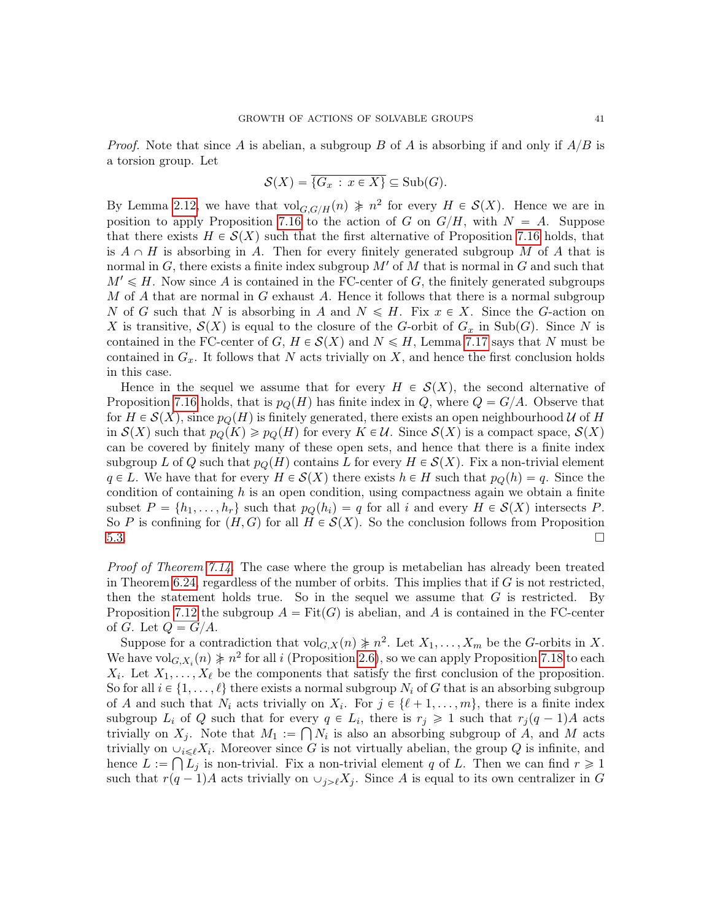*Proof.* Note that since $A$ is abelian, a subgroup $B$ of $A$ is absorbing if and only if $A/B$ is a torsion group. Let

$$\mathcal{S}(X) = \overline{\{G_x : x \in X\}} \subseteq \mathrm{Sub}(G).$$

By Lemma 2.12, we have that $\mathrm{vol}_{G,G/H}(n) \not\succcurlyeq n^2$ for every $H \in \mathcal{S}(X)$. Hence we are in position to apply Proposition 7.16 to the action of $G$ on $G/H$, with $N = A$. Suppose that there exists $H \in \mathcal{S}(X)$ such that the first alternative of Proposition 7.16 holds, that is $A \cap H$ is absorbing in $A$. Then for every finitely generated subgroup $M$ of $A$ that is normal in $G$, there exists a finite index subgroup $M'$ of $M$ that is normal in $G$ and such that $M' \leqslant H$. Now since $A$ is contained in the FC-center of $G$, the finitely generated subgroups $M$ of $A$ that are normal in $G$ exhaust $A$. Hence it follows that there is a normal subgroup $N$ of $G$ such that $N$ is absorbing in $A$ and $N \leqslant H$. Fix $x \in X$. Since the $G$-action on $X$ is transitive, $\mathcal{S}(X)$ is equal to the closure of the $G$-orbit of $G_x$ in $\mathrm{Sub}(G)$. Since $N$ is contained in the FC-center of $G$, $H \in \mathcal{S}(X)$ and $N \leqslant H$, Lemma 7.17 says that $N$ must be contained in $G_x$. It follows that $N$ acts trivially on $X$, and hence the first conclusion holds in this case.

Hence in the sequel we assume that for every $H \in \mathcal{S}(X)$, the second alternative of Proposition 7.16 holds, that is $p_Q(H)$ has finite index in $Q$, where $Q = G/A$. Observe that for $H \in \mathcal{S}(X)$, since $p_Q(H)$ is finitely generated, there exists an open neighbourhood $\mathcal{U}$ of $H$ in $\mathcal{S}(X)$ such that $p_Q(K) \geqslant p_Q(H)$ for every $K \in \mathcal{U}$. Since $\mathcal{S}(X)$ is a compact space, $\mathcal{S}(X)$ can be covered by finitely many of these open sets, and hence that there is a finite index subgroup $L$ of $Q$ such that $p_Q(H)$ contains $L$ for every $H \in \mathcal{S}(X)$. Fix a non-trivial element $q \in L$. We have that for every $H \in \mathcal{S}(X)$ there exists $h \in H$ such that $p_Q(h) = q$. Since the condition of containing $h$ is an open condition, using compactness again we obtain a finite subset $P = \{h_1, \ldots, h_r\}$ such that $p_Q(h_i) = q$ for all $i$ and every $H \in \mathcal{S}(X)$ intersects $P$. So $P$ is confining for $(H, G)$ for all $H \in \mathcal{S}(X)$. So the conclusion follows from Proposition 5.3. □

*Proof of Theorem 7.14.* The case where the group is metabelian has already been treated in Theorem 6.24, regardless of the number of orbits. This implies that if $G$ is not restricted, then the statement holds true. So in the sequel we assume that $G$ is restricted. By Proposition 7.12 the subgroup $A = \mathrm{Fit}(G)$ is abelian, and $A$ is contained in the FC-center of $G$. Let $Q = G/A$.

Suppose for a contradiction that $\mathrm{vol}_{G,X}(n) \not\succcurlyeq n^2$. Let $X_1, \ldots, X_m$ be the $G$-orbits in $X$. We have $\mathrm{vol}_{G,X_i}(n) \not\succcurlyeq n^2$ for all $i$ (Proposition 2.6), so we can apply Proposition 7.18 to each $X_i$. Let $X_1, \ldots, X_\ell$ be the components that satisfy the first conclusion of the proposition. So for all $i \in \{1, \ldots, \ell\}$ there exists a normal subgroup $N_i$ of $G$ that is an absorbing subgroup of $A$ and such that $N_i$ acts trivially on $X_i$. For $j \in \{\ell+1, \ldots, m\}$, there is a finite index subgroup $L_i$ of $Q$ such that for every $q \in L_i$, there is $r_j \geqslant 1$ such that $r_j(q-1)A$ acts trivially on $X_j$. Note that $M_1 := \bigcap N_i$ is also an absorbing subgroup of $A$, and $M$ acts trivially on $\cup_{i \leqslant \ell} X_i$. Moreover since $G$ is not virtually abelian, the group $Q$ is infinite, and hence $L := \bigcap L_j$ is non-trivial. Fix a non-trivial element $q$ of $L$. Then we can find $r \geqslant 1$ such that $r(q-1)A$ acts trivially on $\cup_{j > \ell} X_j$. Since $A$ is equal to its own centralizer in $G$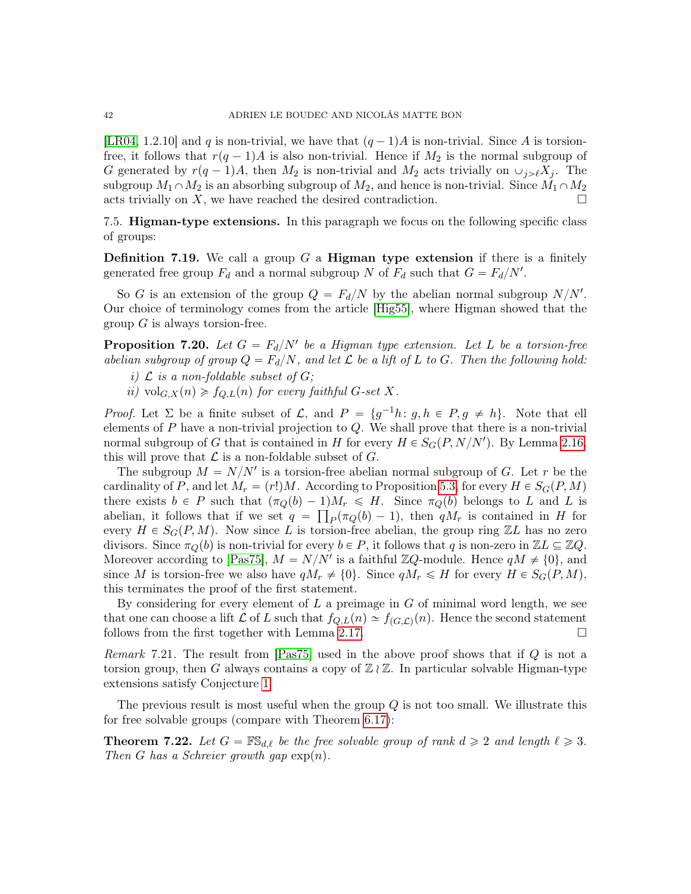[LR04, 1.2.10] and $q$ is non-trivial, we have that $(q-1)A$ is non-trivial. Since $A$ is torsion-free, it follows that $r(q-1)A$ is also non-trivial. Hence if $M_2$ is the normal subgroup of $G$ generated by $r(q-1)A$, then $M_2$ is non-trivial and $M_2$ acts trivially on $\cup_{j>\ell} X_j$. The subgroup $M_1 \cap M_2$ is an absorbing subgroup of $M_2$, and hence is non-trivial. Since $M_1 \cap M_2$ acts trivially on $X$, we have reached the desired contradiction. □

## 7.5. Higman-type extensions.

In this paragraph we focus on the following specific class of groups:

**Definition 7.19.** We call a group $G$ a **Higman type extension** if there is a finitely generated free group $F_d$ and a normal subgroup $N$ of $F_d$ such that $G = F_d/N'$.

So $G$ is an extension of the group $Q = F_d/N$ by the abelian normal subgroup $N/N'$. Our choice of terminology comes from the article [Hig55], where Higman showed that the group $G$ is always torsion-free.

**Proposition 7.20.** *Let $G = F_d/N'$ be a Higman type extension. Let $L$ be a torsion-free abelian subgroup of group $Q = F_d/N$, and let $\mathcal{L}$ be a lift of $L$ to $G$. Then the following hold:*

*i) $\mathcal{L}$ is a non-foldable subset of $G$;*

*ii) $\mathrm{vol}_{G,X}(n) \geqslant f_{Q,L}(n)$ for every faithful $G$-set $X$.*

*Proof.* Let $\Sigma$ be a finite subset of $\mathcal{L}$, and $P = \{g^{-1}h \colon g, h \in P, g \neq h\}$. Note that ell elements of $P$ have a non-trivial projection to $Q$. We shall prove that there is a non-trivial normal subgroup of $G$ that is contained in $H$ for every $H \in S_G(P, N/N')$. By Lemma 2.16, this will prove that $\mathcal{L}$ is a non-foldable subset of $G$.

The subgroup $M = N/N'$ is a torsion-free abelian normal subgroup of $G$. Let $r$ be the cardinality of $P$, and let $M_r = (r!)M$. According to Proposition 5.3, for every $H \in S_G(P, M)$ there exists $b \in P$ such that $(\pi_Q(b) - 1)M_r \leqslant H$. Since $\pi_Q(b)$ belongs to $L$ and $L$ is abelian, it follows that if we set $q = \prod_P(\pi_Q(b) - 1)$, then $qM_r$ is contained in $H$ for every $H \in S_G(P, M)$. Now since $L$ is torsion-free abelian, the group ring $\mathbb{Z}L$ has no zero divisors. Since $\pi_Q(b)$ is non-trivial for every $b \in P$, it follows that $q$ is non-zero in $\mathbb{Z}L \subseteq \mathbb{Z}Q$. Moreover according to [Pas75], $M = N/N'$ is a faithful $\mathbb{Z}Q$-module. Hence $qM \neq \{0\}$, and since $M$ is torsion-free we also have $qM_r \neq \{0\}$. Since $qM_r \leqslant H$ for every $H \in S_G(P, M)$, this terminates the proof of the first statement.

By considering for every element of $L$ a preimage in $G$ of minimal word length, we see that one can choose a lift $\mathcal{L}$ of $L$ such that $f_{Q,L}(n) \simeq f_{(G,\mathcal{L})}(n)$. Hence the second statement follows from the first together with Lemma 2.17. □

*Remark* 7.21. The result from [Pas75] used in the above proof shows that if $Q$ is not a torsion group, then $G$ always contains a copy of $\mathbb{Z} \wr \mathbb{Z}$. In particular solvable Higman-type extensions satisfy Conjecture 1.

The previous result is most useful when the group $Q$ is not too small. We illustrate this for free solvable groups (compare with Theorem 6.17):

**Theorem 7.22.** *Let $G = \mathbb{FS}_{d,\ell}$ be the free solvable group of rank $d \geqslant 2$ and length $\ell \geqslant 3$. Then $G$ has a Schreier growth gap $\exp(n)$.*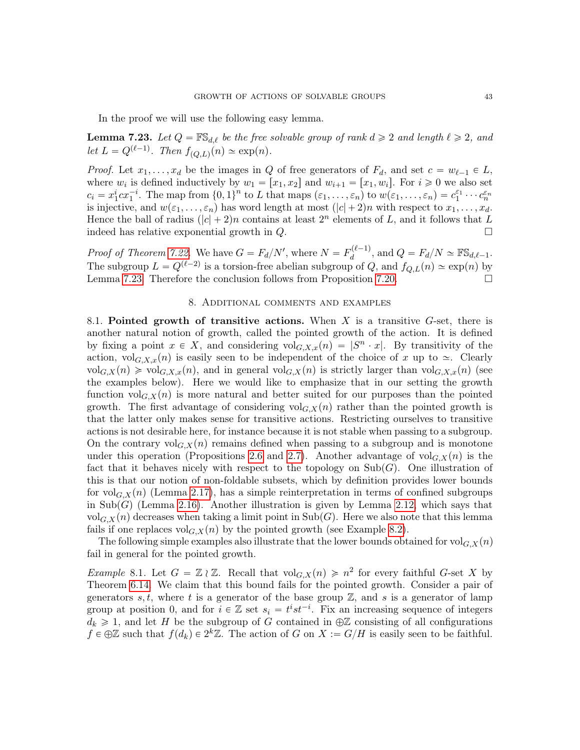In the proof we will use the following easy lemma.

**Lemma 7.23.** *Let $Q = \mathbb{FS}_{d,\ell}$ be the free solvable group of rank $d \geqslant 2$ and length $\ell \geqslant 2$, and let $L = Q^{(\ell-1)}$. Then $f_{(Q,L)}(n) \simeq \exp(n)$.*

*Proof.* Let $x_1, \ldots, x_d$ be the images in $Q$ of free generators of $F_d$, and set $c = w_{\ell-1} \in L$, where $w_i$ is defined inductively by $w_1 = [x_1, x_2]$ and $w_{i+1} = [x_1, w_i]$. For $i \geqslant 0$ we also set $c_i = x_1^i c x_1^{-i}$. The map from $\{0,1\}^n$ to $L$ that maps $(\varepsilon_1, \ldots, \varepsilon_n)$ to $w(\varepsilon_1, \ldots, \varepsilon_n) = c_1^{\varepsilon_1} \cdots c_n^{\varepsilon_n}$ is injective, and $w(\varepsilon_1, \ldots, \varepsilon_n)$ has word length at most $(|c|+2)n$ with respect to $x_1, \ldots, x_d$. Hence the ball of radius $(|c|+2)n$ contains at least $2^n$ elements of $L$, and it follows that $L$ indeed has relative exponential growth in $Q$. □

*Proof of Theorem 7.22.* We have $G = F_d/N'$, where $N = F_d^{(\ell-1)}$, and $Q = F_d/N \simeq \mathbb{FS}_{d,\ell-1}$. The subgroup $L = Q^{(\ell-2)}$ is a torsion-free abelian subgroup of $Q$, and $f_{Q,L}(n) \simeq \exp(n)$ by Lemma 7.23. Therefore the conclusion follows from Proposition 7.20. □

## 8. Additional comments and examples

8.1. **Pointed growth of transitive actions.** When $X$ is a transitive $G$-set, there is another natural notion of growth, called the pointed growth of the action. It is defined by fixing a point $x \in X$, and considering $\mathrm{vol}_{G,X,x}(n) = |S^n \cdot x|$. By transitivity of the action, $\mathrm{vol}_{G,X,x}(n)$ is easily seen to be independent of the choice of $x$ up to $\simeq$. Clearly $\mathrm{vol}_{G,X}(n) \geqslant \mathrm{vol}_{G,X,x}(n)$, and in general $\mathrm{vol}_{G,X}(n)$ is strictly larger than $\mathrm{vol}_{G,X,x}(n)$ (see the examples below). Here we would like to emphasize that in our setting the growth function $\mathrm{vol}_{G,X}(n)$ is more natural and better suited for our purposes than the pointed growth. The first advantage of considering $\mathrm{vol}_{G,X}(n)$ rather than the pointed growth is that the latter only makes sense for transitive actions. Restricting ourselves to transitive actions is not desirable here, for instance because it is not stable when passing to a subgroup. On the contrary $\mathrm{vol}_{G,X}(n)$ remains defined when passing to a subgroup and is monotone under this operation (Propositions 2.6 and 2.7). Another advantage of $\mathrm{vol}_{G,X}(n)$ is the fact that it behaves nicely with respect to the topology on $\mathrm{Sub}(G)$. One illustration of this is that our notion of non-foldable subsets, which by definition provides lower bounds for $\mathrm{vol}_{G,X}(n)$ (Lemma 2.17), has a simple reinterpretation in terms of confined subgroups in $\mathrm{Sub}(G)$ (Lemma 2.16). Another illustration is given by Lemma 2.12, which says that $\mathrm{vol}_{G,X}(n)$ decreases when taking a limit point in $\mathrm{Sub}(G)$. Here we also note that this lemma fails if one replaces $\mathrm{vol}_{G,X}(n)$ by the pointed growth (see Example 8.2).

The following simple examples also illustrate that the lower bounds obtained for $\mathrm{vol}_{G,X}(n)$ fail in general for the pointed growth.

*Example* 8.1. Let $G = \mathbb{Z} \wr \mathbb{Z}$. Recall that $\mathrm{vol}_{G,X}(n) \geqslant n^2$ for every faithful $G$-set $X$ by Theorem 6.14. We claim that this bound fails for the pointed growth. Consider a pair of generators $s, t$, where $t$ is a generator of the base group $\mathbb{Z}$, and $s$ is a generator of lamp group at position 0, and for $i \in \mathbb{Z}$ set $s_i = t^i s t^{-i}$. Fix an increasing sequence of integers $d_k \geqslant 1$, and let $H$ be the subgroup of $G$ contained in $\oplus\mathbb{Z}$ consisting of all configurations $f \in \oplus\mathbb{Z}$ such that $f(d_k) \in 2^k\mathbb{Z}$. The action of $G$ on $X := G/H$ is easily seen to be faithful.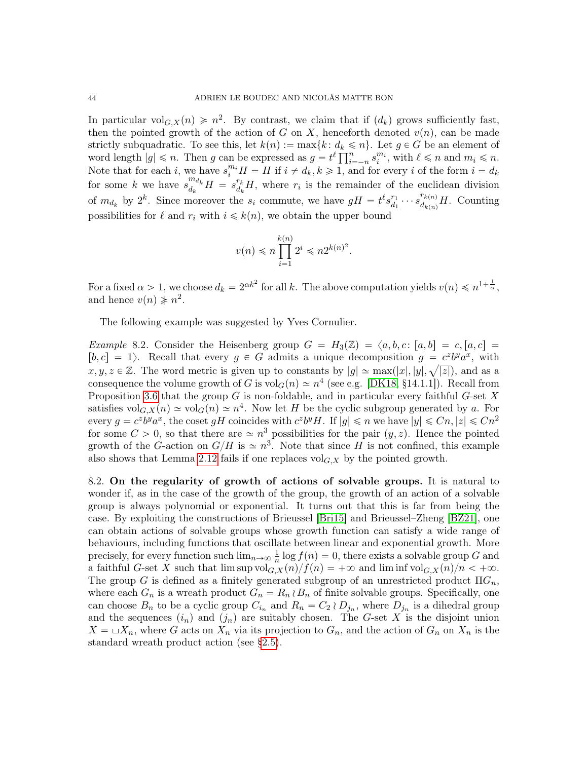In particular $\mathrm{vol}_{G,X}(n) \succcurlyeq n^2$. By contrast, we claim that if $(d_k)$ grows sufficiently fast, then the pointed growth of the action of $G$ on $X$, henceforth denoted $v(n)$, can be made strictly subquadratic. To see this, let $k(n) := \max\{k \colon d_k \leqslant n\}$. Let $g \in G$ be an element of word length $|g| \leqslant n$. Then $g$ can be expressed as $g = t^\ell \prod_{i=-n}^{n} s_i^{m_i}$, with $\ell \leqslant n$ and $m_i \leqslant n$. Note that for each $i$, we have $s_i^{m_i} H = H$ if $i \neq d_k, k \geqslant 1$, and for every $i$ of the form $i = d_k$ for some $k$ we have $s_{d_k}^{m_{d_k}} H = s_{d_k}^{r_k} H$, where $r_i$ is the remainder of the euclidean division of $m_{d_k}$ by $2^k$. Since moreover the $s_i$ commute, we have $gH = t^\ell s_{d_1}^{r_1} \cdots s_{d_{k(n)}}^{r_{k(n)}} H$. Counting possibilities for $\ell$ and $r_i$ with $i \leqslant k(n)$, we obtain the upper bound

$$v(n) \leqslant n \prod_{i=1}^{k(n)} 2^i \leqslant n 2^{k(n)^2}.$$

For a fixed $\alpha > 1$, we choose $d_k = 2^{\alpha k^2}$ for all $k$. The above computation yields $v(n) \preccurlyeq n^{1+\frac{1}{\alpha}}$, and hence $v(n) \not\succcurlyeq n^2$.

The following example was suggested by Yves Cornulier.

*Example* 8.2. Consider the Heisenberg group $G = H_3(\mathbb{Z}) = \langle a, b, c \colon [a,b] = c, [a,c] = [b,c] = 1\rangle$. Recall that every $g \in G$ admits a unique decomposition $g = c^z b^y a^x$, with $x, y, z \in \mathbb{Z}$. The word metric is given up to constants by $|g| \simeq \max(|x|, |y|, \sqrt{|z|})$, and as a consequence the volume growth of $G$ is $\mathrm{vol}_G(n) \simeq n^4$ (see e.g. [DK18, §14.1.1]). Recall from Proposition 3.6 that the group $G$ is non-foldable, and in particular every faithful $G$-set $X$ satisfies $\mathrm{vol}_{G,X}(n) \simeq \mathrm{vol}_G(n) \simeq n^4$. Now let $H$ be the cyclic subgroup generated by $a$. For every $g = c^z b^y a^x$, the coset $gH$ coincides with $c^z b^y H$. If $|g| \leqslant n$ we have $|y| \leqslant Cn, |z| \leqslant Cn^2$ for some $C > 0$, so that there are $\simeq n^3$ possibilities for the pair $(y,z)$. Hence the pointed growth of the $G$-action on $G/H$ is $\simeq n^3$. Note that since $H$ is not confined, this example also shows that Lemma 2.12 fails if one replaces $\mathrm{vol}_{G,X}$ by the pointed growth.

8.2. **On the regularity of growth of actions of solvable groups.** It is natural to wonder if, as in the case of the growth of the group, the growth of an action of a solvable group is always polynomial or exponential. It turns out that this is far from being the case. By exploiting the constructions of Brieussel [Bri15] and Brieussel–Zheng [BZ21], one can obtain actions of solvable groups whose growth function can satisfy a wide range of behaviours, including functions that oscillate between linear and exponential growth. More precisely, for every function such $\lim_{n\to\infty} \frac{1}{n} \log f(n) = 0$, there exists a solvable group $G$ and a faithful $G$-set $X$ such that $\limsup \mathrm{vol}_{G,X}(n)/f(n) = +\infty$ and $\liminf \mathrm{vol}_{G,X}(n)/n < +\infty$. The group $G$ is defined as a finitely generated subgroup of an unrestricted product $\Pi G_n$, where each $G_n$ is a wreath product $G_n = R_n \wr B_n$ of finite solvable groups. Specifically, one can choose $B_n$ to be a cyclic group $C_{i_n}$ and $R_n = C_2 \wr D_{j_n}$, where $D_{j_n}$ is a dihedral group and the sequences $(i_n)$ and $(j_n)$ are suitably chosen. The $G$-set $X$ is the disjoint union $X = \sqcup X_n$, where $G$ acts on $X_n$ via its projection to $G_n$, and the action of $G_n$ on $X_n$ is the standard wreath product action (see §2.5).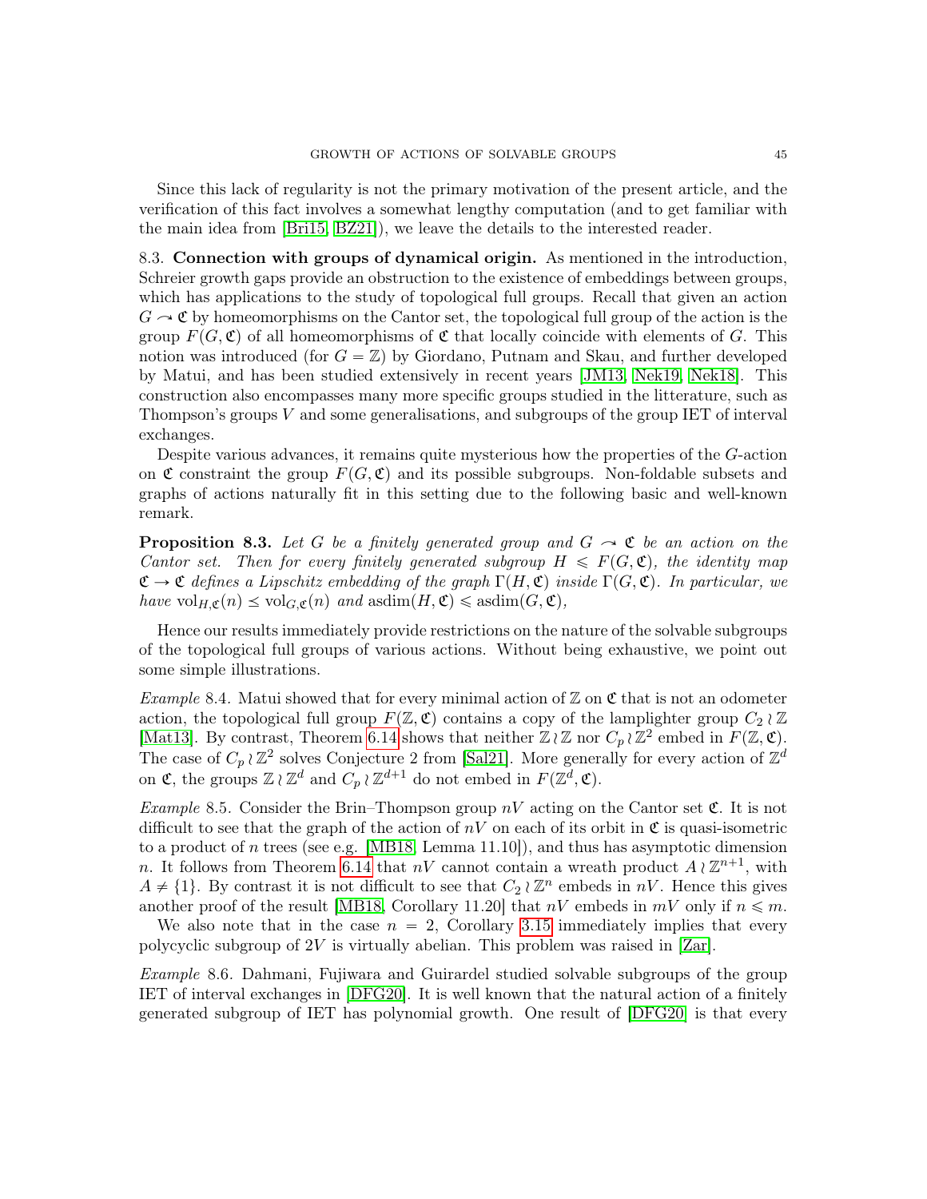Since this lack of regularity is not the primary motivation of the present article, and the verification of this fact involves a somewhat lengthy computation (and to get familiar with the main idea from [Bri15, BZ21]), we leave the details to the interested reader.

## 8.3. Connection with groups of dynamical origin.

As mentioned in the introduction, Schreier growth gaps provide an obstruction to the existence of embeddings between groups, which has applications to the study of topological full groups. Recall that given an action $G \curvearrowright \mathfrak{C}$ by homeomorphisms on the Cantor set, the topological full group of the action is the group $F(G, \mathfrak{C})$ of all homeomorphisms of $\mathfrak{C}$ that locally coincide with elements of $G$. This notion was introduced (for $G = \mathbb{Z}$) by Giordano, Putnam and Skau, and further developed by Matui, and has been studied extensively in recent years [JM13, Nek19, Nek18]. This construction also encompasses many more specific groups studied in the litterature, such as Thompson's groups $V$ and some generalisations, and subgroups of the group IET of interval exchanges.

Despite various advances, it remains quite mysterious how the properties of the $G$-action on $\mathfrak{C}$ constraint the group $F(G, \mathfrak{C})$ and its possible subgroups. Non-foldable subsets and graphs of actions naturally fit in this setting due to the following basic and well-known remark.

**Proposition 8.3.** *Let $G$ be a finitely generated group and $G \curvearrowright \mathfrak{C}$ be an action on the Cantor set. Then for every finitely generated subgroup $H \leqslant F(G, \mathfrak{C})$, the identity map $\mathfrak{C} \to \mathfrak{C}$ defines a Lipschitz embedding of the graph $\Gamma(H, \mathfrak{C})$ inside $\Gamma(G, \mathfrak{C})$. In particular, we have $\mathrm{vol}_{H,\mathfrak{C}}(n) \preceq \mathrm{vol}_{G,\mathfrak{C}}(n)$ and $\mathrm{asdim}(H, \mathfrak{C}) \leqslant \mathrm{asdim}(G, \mathfrak{C})$,*

Hence our results immediately provide restrictions on the nature of the solvable subgroups of the topological full groups of various actions. Without being exhaustive, we point out some simple illustrations.

*Example* 8.4. Matui showed that for every minimal action of $\mathbb{Z}$ on $\mathfrak{C}$ that is not an odometer action, the topological full group $F(\mathbb{Z}, \mathfrak{C})$ contains a copy of the lamplighter group $C_2 \wr \mathbb{Z}$ [Mat13]. By contrast, Theorem 6.14 shows that neither $\mathbb{Z} \wr \mathbb{Z}$ nor $C_p \wr \mathbb{Z}^2$ embed in $F(\mathbb{Z}, \mathfrak{C})$. The case of $C_p \wr \mathbb{Z}^2$ solves Conjecture 2 from [Sal21]. More generally for every action of $\mathbb{Z}^d$ on $\mathfrak{C}$, the groups $\mathbb{Z} \wr \mathbb{Z}^d$ and $C_p \wr \mathbb{Z}^{d+1}$ do not embed in $F(\mathbb{Z}^d, \mathfrak{C})$.

*Example* 8.5. Consider the Brin–Thompson group $nV$ acting on the Cantor set $\mathfrak{C}$. It is not difficult to see that the graph of the action of $nV$ on each of its orbit in $\mathfrak{C}$ is quasi-isometric to a product of $n$ trees (see e.g. [MB18, Lemma 11.10]), and thus has asymptotic dimension $n$. It follows from Theorem 6.14 that $nV$ cannot contain a wreath product $A \wr \mathbb{Z}^{n+1}$, with $A \neq \{1\}$. By contrast it is not difficult to see that $C_2 \wr \mathbb{Z}^n$ embeds in $nV$. Hence this gives another proof of the result [MB18, Corollary 11.20] that $nV$ embeds in $mV$ only if $n \leqslant m$.

We also note that in the case $n = 2$, Corollary 3.15 immediately implies that every polycyclic subgroup of $2V$ is virtually abelian. This problem was raised in [Zar].

*Example* 8.6. Dahmani, Fujiwara and Guirardel studied solvable subgroups of the group IET of interval exchanges in [DFG20]. It is well known that the natural action of a finitely generated subgroup of IET has polynomial growth. One result of [DFG20] is that every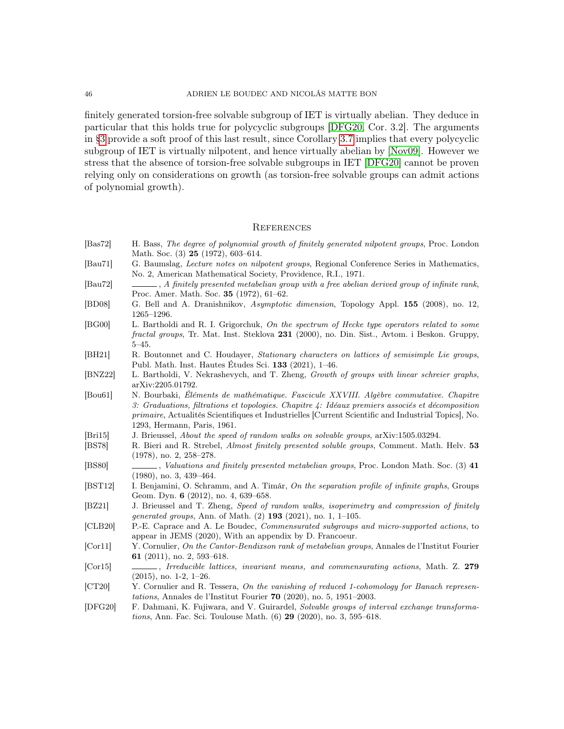finitely generated torsion-free solvable subgroup of IET is virtually abelian. They deduce in particular that this holds true for polycyclic subgroups [DFG20, Cor. 3.2]. The arguments in §3 provide a soft proof of this last result, since Corollary 3.7 implies that every polycyclic subgroup of IET is virtually nilpotent, and hence virtually abelian by [Nov09]. However we stress that the absence of torsion-free solvable subgroups in IET [DFG20] cannot be proven relying only on considerations on growth (as torsion-free solvable groups can admit actions of polynomial growth).

## References

- [Bas72] H. Bass, *The degree of polynomial growth of finitely generated nilpotent groups*, Proc. London Math. Soc. (3) **25** (1972), 603–614.
- [Bau71] G. Baumslag, *Lecture notes on nilpotent groups*, Regional Conference Series in Mathematics, No. 2, American Mathematical Society, Providence, R.I., 1971.
- [Bau72] ———, *A finitely presented metabelian group with a free abelian derived group of infinite rank*, Proc. Amer. Math. Soc. **35** (1972), 61–62.
- [BD08] G. Bell and A. Dranishnikov, *Asymptotic dimension*, Topology Appl. **155** (2008), no. 12, 1265–1296.
- [BG00] L. Bartholdi and R. I. Grigorchuk, *On the spectrum of Hecke type operators related to some fractal groups*, Tr. Mat. Inst. Steklova **231** (2000), no. Din. Sist., Avtom. i Beskon. Gruppy, 5–45.
- [BH21] R. Boutonnet and C. Houdayer, *Stationary characters on lattices of semisimple Lie groups*, Publ. Math. Inst. Hautes Études Sci. **133** (2021), 1–46.
- [BNZ22] L. Bartholdi, V. Nekrashevych, and T. Zheng, *Growth of groups with linear schreier graphs*, arXiv:2205.01792.
- [Bou61] N. Bourbaki, *Éléments de mathématique. Fascicule XXVIII. Algèbre commutative. Chapitre 3: Graduations, filtrations et topologies. Chapitre 4: Idéaux premiers associés et décomposition primaire*, Actualités Scientifiques et Industrielles [Current Scientific and Industrial Topics], No. 1293, Hermann, Paris, 1961.
- [Bri15] J. Brieussel, *About the speed of random walks on solvable groups*, arXiv:1505.03294.
- [BS78] R. Bieri and R. Strebel, *Almost finitely presented soluble groups*, Comment. Math. Helv. **53** (1978), no. 2, 258–278.
- [BS80] ———, *Valuations and finitely presented metabelian groups*, Proc. London Math. Soc. (3) **41** (1980), no. 3, 439–464.
- [BST12] I. Benjamini, O. Schramm, and A. Timár, *On the separation profile of infinite graphs*, Groups Geom. Dyn. **6** (2012), no. 4, 639–658.
- [BZ21] J. Brieussel and T. Zheng, *Speed of random walks, isoperimetry and compression of finitely generated groups*, Ann. of Math. (2) **193** (2021), no. 1, 1–105.
- [CLB20] P.-E. Caprace and A. Le Boudec, *Commensurated subgroups and micro-supported actions*, to appear in JEMS (2020), With an appendix by D. Francoeur.
- [Cor11] Y. Cornulier, *On the Cantor-Bendixson rank of metabelian groups*, Annales de l'Institut Fourier **61** (2011), no. 2, 593–618.
- [Cor15] ———, *Irreducible lattices, invariant means, and commensurating actions*, Math. Z. **279** (2015), no. 1-2, 1–26.
- [CT20] Y. Cornulier and R. Tessera, *On the vanishing of reduced 1-cohomology for Banach representations*, Annales de l'Institut Fourier **70** (2020), no. 5, 1951–2003.
- [DFG20] F. Dahmani, K. Fujiwara, and V. Guirardel, *Solvable groups of interval exchange transformations*, Ann. Fac. Sci. Toulouse Math. (6) **29** (2020), no. 3, 595–618.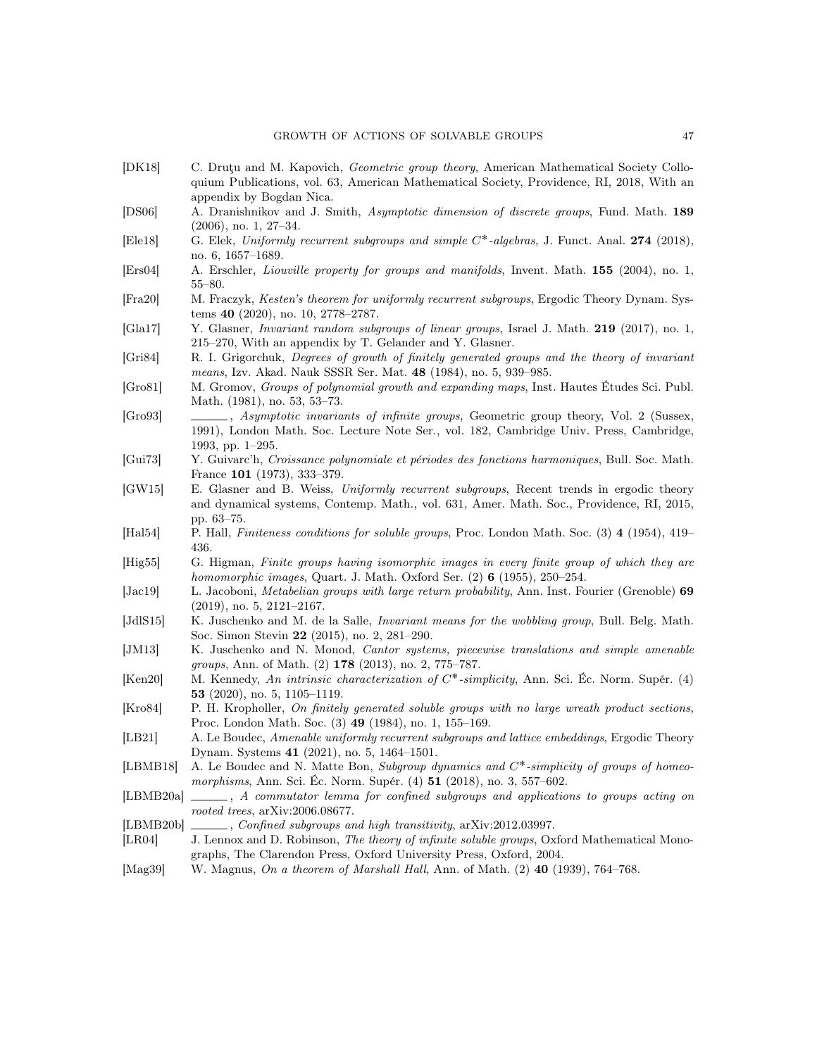- [DK18] C. Druţu and M. Kapovich, *Geometric group theory*, American Mathematical Society Colloquium Publications, vol. 63, American Mathematical Society, Providence, RI, 2018, With an appendix by Bogdan Nica.
- [DS06] A. Dranishnikov and J. Smith, *Asymptotic dimension of discrete groups*, Fund. Math. **189** (2006), no. 1, 27–34.
- [Ele18] G. Elek, *Uniformly recurrent subgroups and simple $C^*$-algebras*, J. Funct. Anal. **274** (2018), no. 6, 1657–1689.
- [Ers04] A. Erschler, *Liouville property for groups and manifolds*, Invent. Math. **155** (2004), no. 1, 55–80.
- [Fra20] M. Fraczyk, *Kesten's theorem for uniformly recurrent subgroups*, Ergodic Theory Dynam. Systems **40** (2020), no. 10, 2778–2787.
- [Gla17] Y. Glasner, *Invariant random subgroups of linear groups*, Israel J. Math. **219** (2017), no. 1, 215–270, With an appendix by T. Gelander and Y. Glasner.
- [Gri84] R. I. Grigorchuk, *Degrees of growth of finitely generated groups and the theory of invariant means*, Izv. Akad. Nauk SSSR Ser. Mat. **48** (1984), no. 5, 939–985.
- [Gro81] M. Gromov, *Groups of polynomial growth and expanding maps*, Inst. Hautes Études Sci. Publ. Math. (1981), no. 53, 53–73.
- [Gro93] ______, *Asymptotic invariants of infinite groups*, Geometric group theory, Vol. 2 (Sussex, 1991), London Math. Soc. Lecture Note Ser., vol. 182, Cambridge Univ. Press, Cambridge, 1993, pp. 1–295.
- [Gui73] Y. Guivarc'h, *Croissance polynomiale et périodes des fonctions harmoniques*, Bull. Soc. Math. France **101** (1973), 333–379.
- [GW15] E. Glasner and B. Weiss, *Uniformly recurrent subgroups*, Recent trends in ergodic theory and dynamical systems, Contemp. Math., vol. 631, Amer. Math. Soc., Providence, RI, 2015, pp. 63–75.
- [Hal54] P. Hall, *Finiteness conditions for soluble groups*, Proc. London Math. Soc. (3) **4** (1954), 419–436.
- [Hig55] G. Higman, *Finite groups having isomorphic images in every finite group of which they are homomorphic images*, Quart. J. Math. Oxford Ser. (2) **6** (1955), 250–254.
- [Jac19] L. Jacoboni, *Metabelian groups with large return probability*, Ann. Inst. Fourier (Grenoble) **69** (2019), no. 5, 2121–2167.
- [JdlS15] K. Juschenko and M. de la Salle, *Invariant means for the wobbling group*, Bull. Belg. Math. Soc. Simon Stevin **22** (2015), no. 2, 281–290.
- [JM13] K. Juschenko and N. Monod, *Cantor systems, piecewise translations and simple amenable groups*, Ann. of Math. (2) **178** (2013), no. 2, 775–787.
- [Ken20] M. Kennedy, *An intrinsic characterization of $C^*$-simplicity*, Ann. Sci. Éc. Norm. Supér. (4) **53** (2020), no. 5, 1105–1119.
- [Kro84] P. H. Kropholler, *On finitely generated soluble groups with no large wreath product sections*, Proc. London Math. Soc. (3) **49** (1984), no. 1, 155–169.
- [LB21] A. Le Boudec, *Amenable uniformly recurrent subgroups and lattice embeddings*, Ergodic Theory Dynam. Systems **41** (2021), no. 5, 1464–1501.
- [LBMB18] A. Le Boudec and N. Matte Bon, *Subgroup dynamics and $C^*$-simplicity of groups of homeomorphisms*, Ann. Sci. Éc. Norm. Supér. (4) **51** (2018), no. 3, 557–602.
- [LBMB20a] ______, *A commutator lemma for confined subgroups and applications to groups acting on rooted trees*, arXiv:2006.08677.
- [LBMB20b] ______, *Confined subgroups and high transitivity*, arXiv:2012.03997.
- [LR04] J. Lennox and D. Robinson, *The theory of infinite soluble groups*, Oxford Mathematical Monographs, The Clarendon Press, Oxford University Press, Oxford, 2004.
- [Mag39] W. Magnus, *On a theorem of Marshall Hall*, Ann. of Math. (2) **40** (1939), 764–768.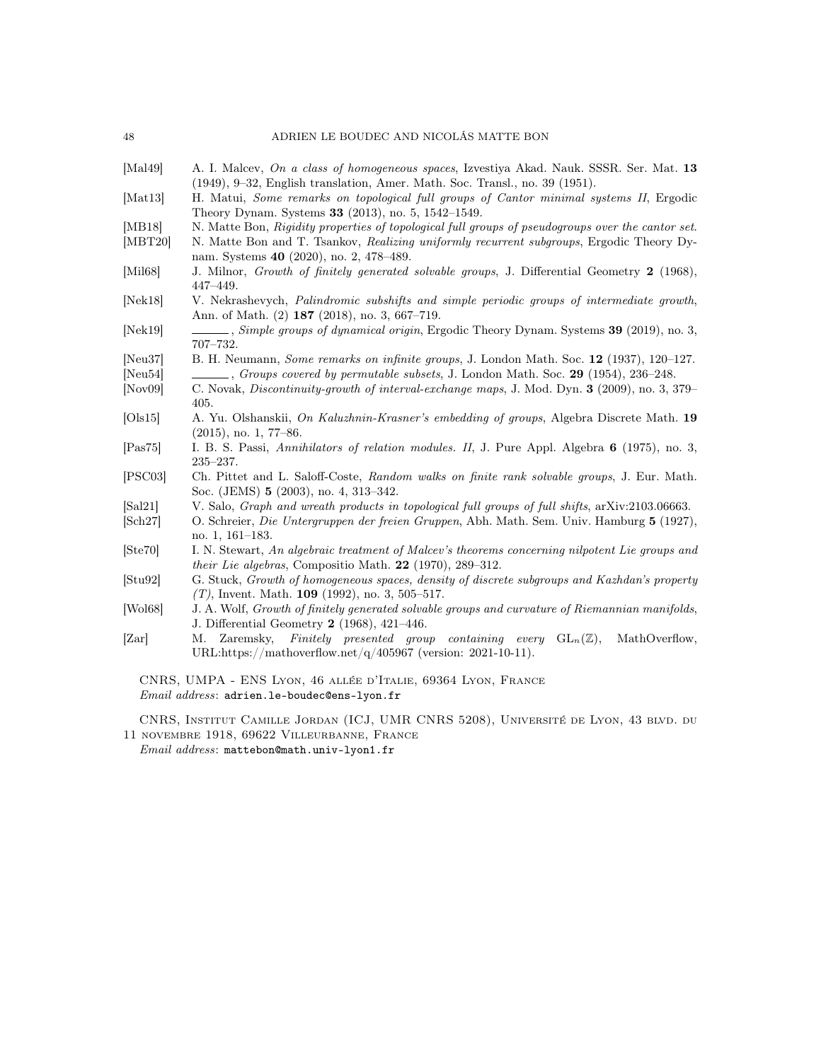[Mal49] A. I. Malcev, *On a class of homogeneous spaces*, Izvestiya Akad. Nauk. SSSR. Ser. Mat. **13** (1949), 9–32, English translation, Amer. Math. Soc. Transl., no. 39 (1951).

[Mat13] H. Matui, *Some remarks on topological full groups of Cantor minimal systems II*, Ergodic Theory Dynam. Systems **33** (2013), no. 5, 1542–1549.

[MB18] N. Matte Bon, *Rigidity properties of topological full groups of pseudogroups over the cantor set*.

[MBT20] N. Matte Bon and T. Tsankov, *Realizing uniformly recurrent subgroups*, Ergodic Theory Dynam. Systems **40** (2020), no. 2, 478–489.

[Mil68] J. Milnor, *Growth of finitely generated solvable groups*, J. Differential Geometry **2** (1968), 447–449.

[Nek18] V. Nekrashevych, *Palindromic subshifts and simple periodic groups of intermediate growth*, Ann. of Math. (2) **187** (2018), no. 3, 667–719.

[Nek19] ______, *Simple groups of dynamical origin*, Ergodic Theory Dynam. Systems **39** (2019), no. 3, 707–732.

[Neu37] B. H. Neumann, *Some remarks on infinite groups*, J. London Math. Soc. **12** (1937), 120–127.

[Neu54] ______, *Groups covered by permutable subsets*, J. London Math. Soc. **29** (1954), 236–248.

[Nov09] C. Novak, *Discontinuity-growth of interval-exchange maps*, J. Mod. Dyn. **3** (2009), no. 3, 379–405.

[Ols15] A. Yu. Olshanskii, *On Kaluzhnin-Krasner's embedding of groups*, Algebra Discrete Math. **19** (2015), no. 1, 77–86.

[Pas75] I. B. S. Passi, *Annihilators of relation modules. II*, J. Pure Appl. Algebra **6** (1975), no. 3, 235–237.

[PSC03] Ch. Pittet and L. Saloff-Coste, *Random walks on finite rank solvable groups*, J. Eur. Math. Soc. (JEMS) **5** (2003), no. 4, 313–342.

[Sal21] V. Salo, *Graph and wreath products in topological full groups of full shifts*, arXiv:2103.06663.

[Sch27] O. Schreier, *Die Untergruppen der freien Gruppen*, Abh. Math. Sem. Univ. Hamburg **5** (1927), no. 1, 161–183.

[Ste70] I. N. Stewart, *An algebraic treatment of Malcev's theorems concerning nilpotent Lie groups and their Lie algebras*, Compositio Math. **22** (1970), 289–312.

[Stu92] G. Stuck, *Growth of homogeneous spaces, density of discrete subgroups and Kazhdan's property (T)*, Invent. Math. **109** (1992), no. 3, 505–517.

[Wol68] J. A. Wolf, *Growth of finitely generated solvable groups and curvature of Riemannian manifolds*, J. Differential Geometry **2** (1968), 421–446.

[Zar] M. Zaremsky, *Finitely presented group containing every* $\mathrm{GL}_n(\mathbb{Z})$, MathOverflow, URL:https://mathoverflow.net/q/405967 (version: 2021-10-11).

CNRS, UMPA - ENS Lyon, 46 allée d'Italie, 69364 Lyon, France
*Email address*: adrien.le-boudec@ens-lyon.fr

CNRS, Institut Camille Jordan (ICJ, UMR CNRS 5208), Université de Lyon, 43 blvd. du 11 novembre 1918, 69622 Villeurbanne, France
*Email address*: mattebon@math.univ-lyon1.fr